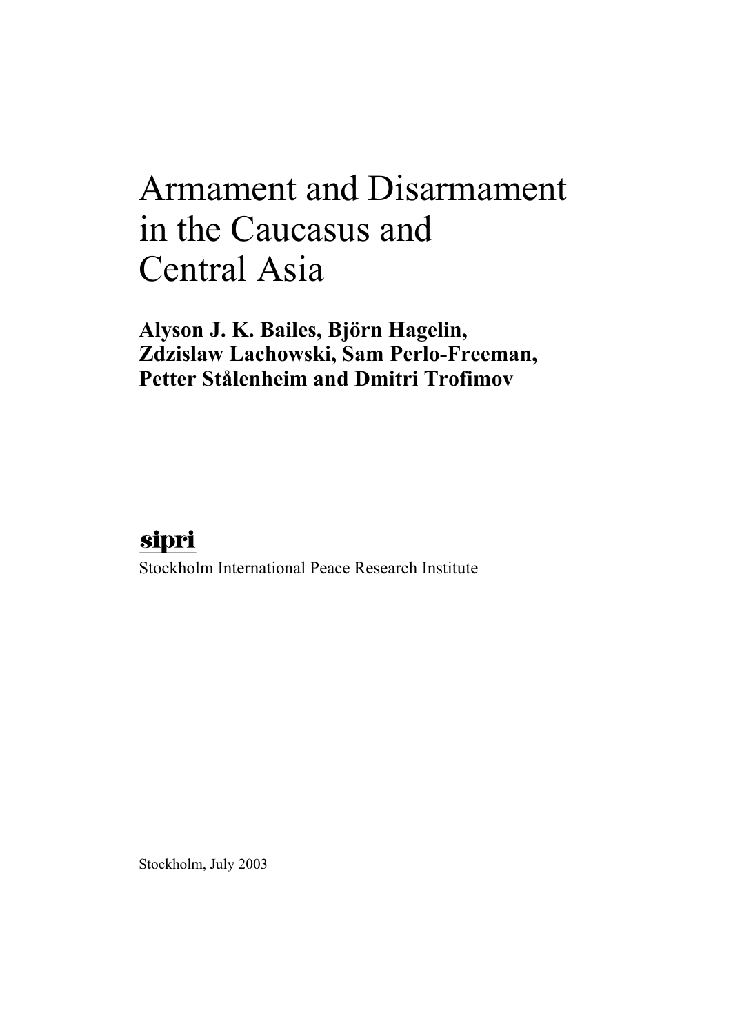# Armament and Disarmament in the Caucasus and Central Asia

**Alyson J. K. Bailes, Björn Hagelin, Zdzislaw Lachowski, Sam Perlo-Freeman, Petter Stålenheim and Dmitri Trofimov**

**sipri**

Stockholm International Peace Research Institute

Stockholm, July 2003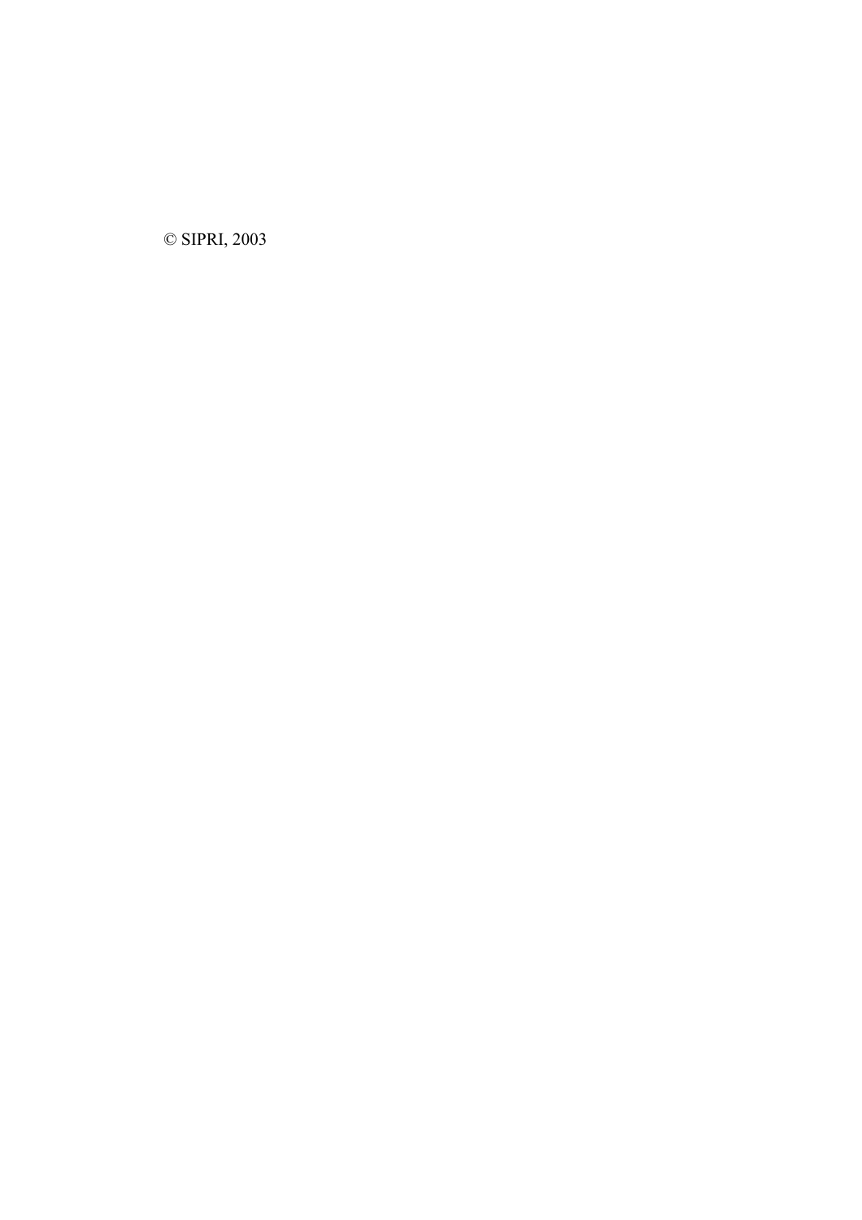© SIPRI, 2003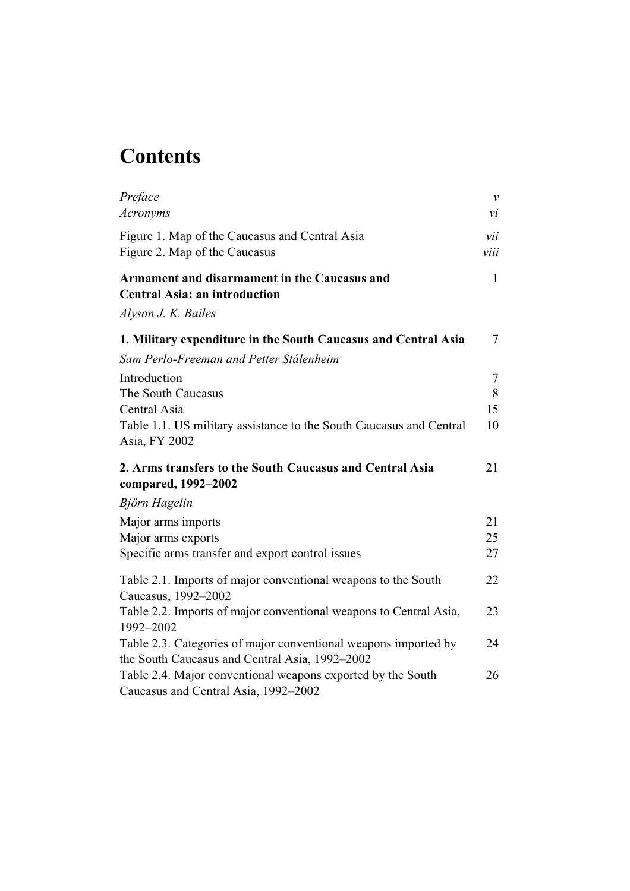# Contents

| | |
|---|---|
| *Preface* | *v* |
| *Acronyms* | *vi* |
| Figure 1. Map of the Caucasus and Central Asia | *vii* |
| Figure 2. Map of the Caucasus | *viii* |
| **Armament and disarmament in the Caucasus and Central Asia: an introduction** | 1 |
| *Alyson J. K. Bailes* | |
| **1. Military expenditure in the South Caucasus and Central Asia** | 7 |
| *Sam Perlo-Freeman and Petter Stålenheim* | |
| Introduction | 7 |
| The South Caucasus | 8 |
| Central Asia | 15 |
| Table 1.1. US military assistance to the South Caucasus and Central Asia, FY 2002 | 10 |
| **2. Arms transfers to the South Caucasus and Central Asia compared, 1992–2002** | 21 |
| *Björn Hagelin* | |
| Major arms imports | 21 |
| Major arms exports | 25 |
| Specific arms transfer and export control issues | 27 |
| Table 2.1. Imports of major conventional weapons to the South Caucasus, 1992–2002 | 22 |
| Table 2.2. Imports of major conventional weapons to Central Asia, 1992–2002 | 23 |
| Table 2.3. Categories of major conventional weapons imported by the South Caucasus and Central Asia, 1992–2002 | 24 |
| Table 2.4. Major conventional weapons exported by the South Caucasus and Central Asia, 1992–2002 | 26 |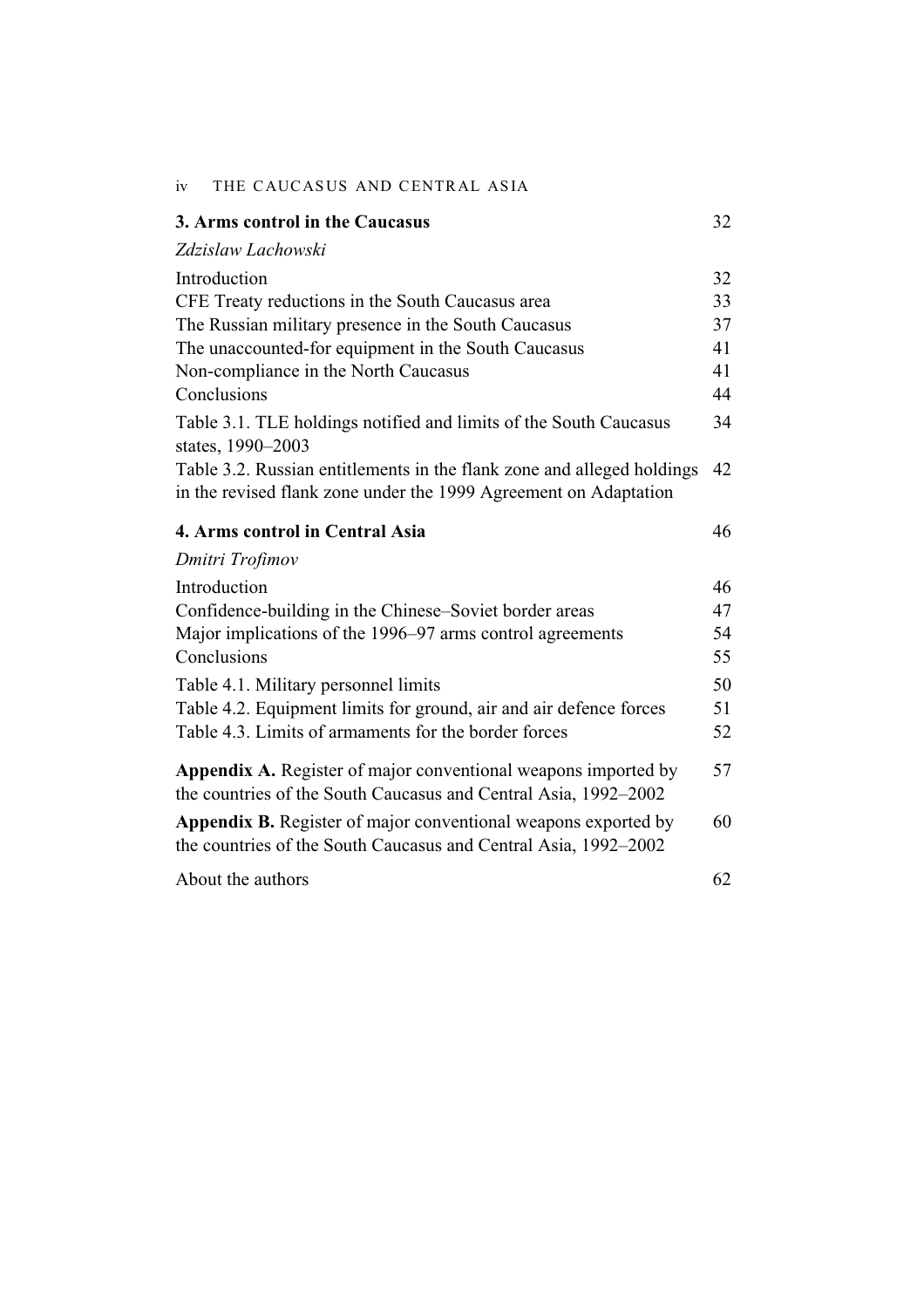**3. Arms control in the Caucasus** 32

*Zdzislaw Lachowski*

Introduction 32
CFE Treaty reductions in the South Caucasus area 33
The Russian military presence in the South Caucasus 37
The unaccounted-for equipment in the South Caucasus 41
Non-compliance in the North Caucasus 41
Conclusions 44

Table 3.1. TLE holdings notified and limits of the South Caucasus states, 1990–2003 34
Table 3.2. Russian entitlements in the flank zone and alleged holdings in the revised flank zone under the 1999 Agreement on Adaptation 42

**4. Arms control in Central Asia** 46

*Dmitri Trofimov*

Introduction 46
Confidence-building in the Chinese–Soviet border areas 47
Major implications of the 1996–97 arms control agreements 54
Conclusions 55

Table 4.1. Military personnel limits 50
Table 4.2. Equipment limits for ground, air and air defence forces 51
Table 4.3. Limits of armaments for the border forces 52

**Appendix A.** Register of major conventional weapons imported by the countries of the South Caucasus and Central Asia, 1992–2002 57

**Appendix B.** Register of major conventional weapons exported by the countries of the South Caucasus and Central Asia, 1992–2002 60

About the authors 62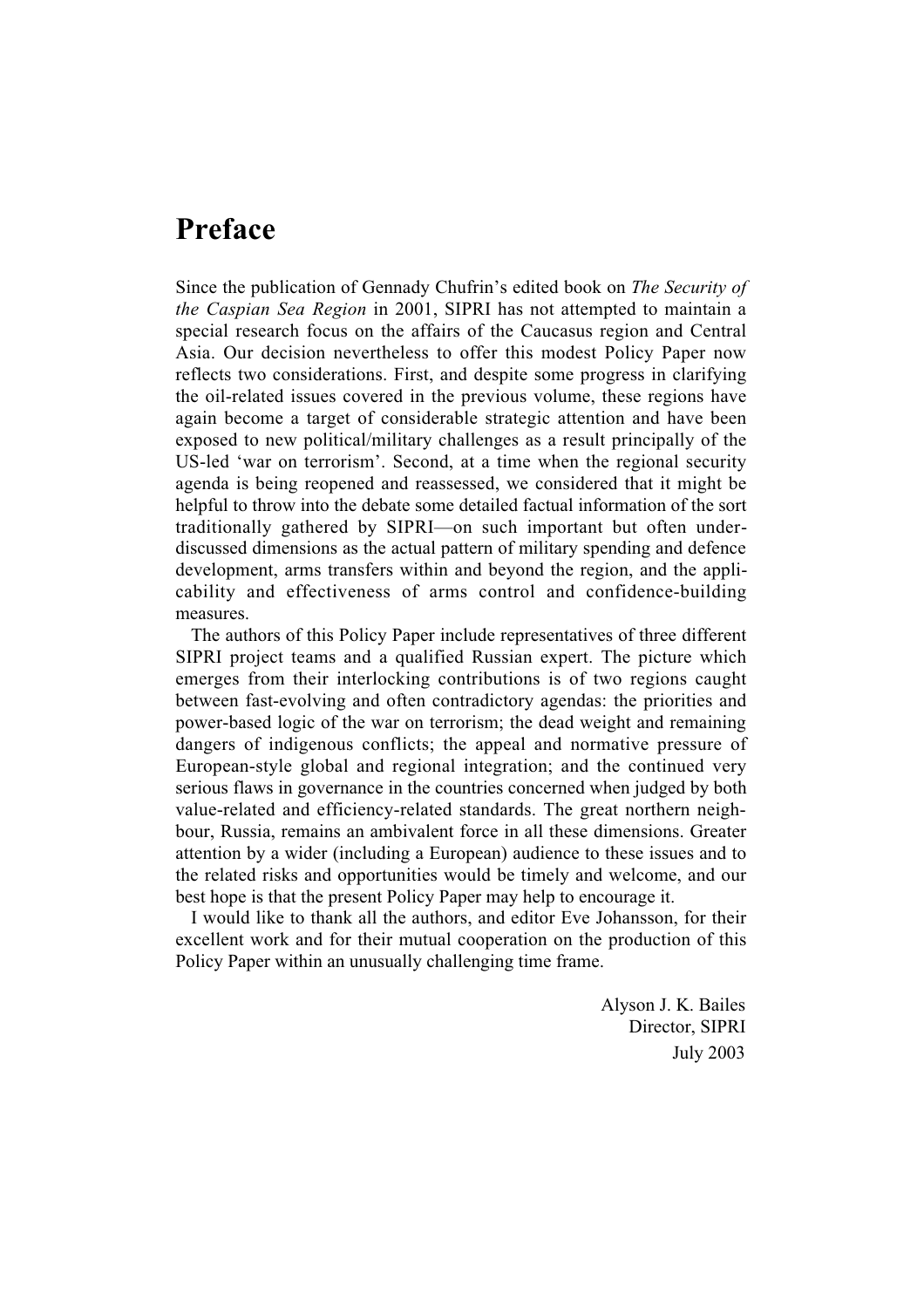# Preface

Since the publication of Gennady Chufrin's edited book on *The Security of the Caspian Sea Region* in 2001, SIPRI has not attempted to maintain a special research focus on the affairs of the Caucasus region and Central Asia. Our decision nevertheless to offer this modest Policy Paper now reflects two considerations. First, and despite some progress in clarifying the oil-related issues covered in the previous volume, these regions have again become a target of considerable strategic attention and have been exposed to new political/military challenges as a result principally of the US-led 'war on terrorism'. Second, at a time when the regional security agenda is being reopened and reassessed, we considered that it might be helpful to throw into the debate some detailed factual information of the sort traditionally gathered by SIPRI—on such important but often under-discussed dimensions as the actual pattern of military spending and defence development, arms transfers within and beyond the region, and the applicability and effectiveness of arms control and confidence-building measures.

The authors of this Policy Paper include representatives of three different SIPRI project teams and a qualified Russian expert. The picture which emerges from their interlocking contributions is of two regions caught between fast-evolving and often contradictory agendas: the priorities and power-based logic of the war on terrorism; the dead weight and remaining dangers of indigenous conflicts; the appeal and normative pressure of European-style global and regional integration; and the continued very serious flaws in governance in the countries concerned when judged by both value-related and efficiency-related standards. The great northern neighbour, Russia, remains an ambivalent force in all these dimensions. Greater attention by a wider (including a European) audience to these issues and to the related risks and opportunities would be timely and welcome, and our best hope is that the present Policy Paper may help to encourage it.

I would like to thank all the authors, and editor Eve Johansson, for their excellent work and for their mutual cooperation on the production of this Policy Paper within an unusually challenging time frame.

Alyson J. K. Bailes
Director, SIPRI
July 2003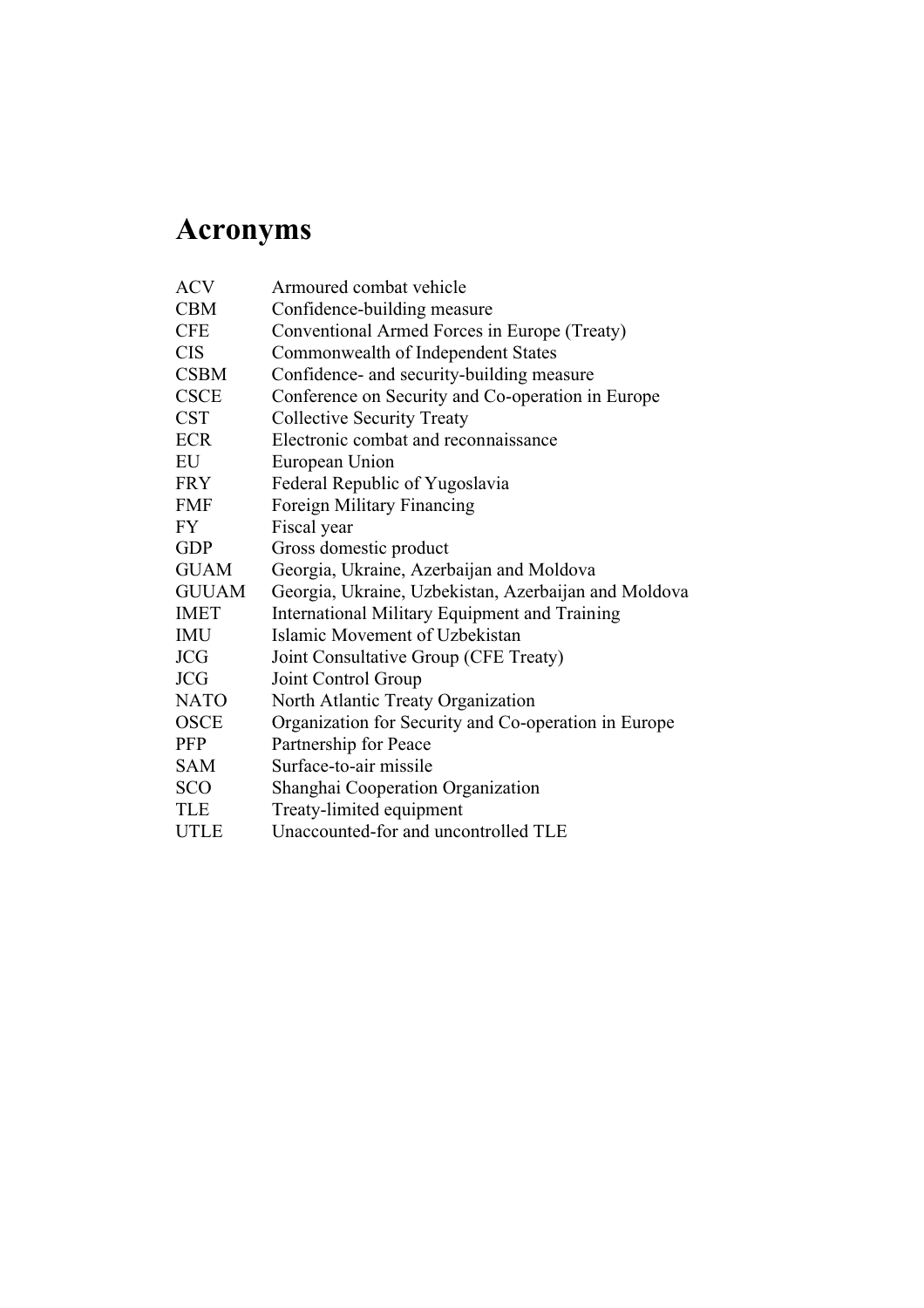# Acronyms

| | |
|---|---|
| ACV | Armoured combat vehicle |
| CBM | Confidence-building measure |
| CFE | Conventional Armed Forces in Europe (Treaty) |
| CIS | Commonwealth of Independent States |
| CSBM | Confidence- and security-building measure |
| CSCE | Conference on Security and Co-operation in Europe |
| CST | Collective Security Treaty |
| ECR | Electronic combat and reconnaissance |
| EU | European Union |
| FRY | Federal Republic of Yugoslavia |
| FMF | Foreign Military Financing |
| FY | Fiscal year |
| GDP | Gross domestic product |
| GUAM | Georgia, Ukraine, Azerbaijan and Moldova |
| GUUAM | Georgia, Ukraine, Uzbekistan, Azerbaijan and Moldova |
| IMET | International Military Equipment and Training |
| IMU | Islamic Movement of Uzbekistan |
| JCG | Joint Consultative Group (CFE Treaty) |
| JCG | Joint Control Group |
| NATO | North Atlantic Treaty Organization |
| OSCE | Organization for Security and Co-operation in Europe |
| PFP | Partnership for Peace |
| SAM | Surface-to-air missile |
| SCO | Shanghai Cooperation Organization |
| TLE | Treaty-limited equipment |
| UTLE | Unaccounted-for and uncontrolled TLE |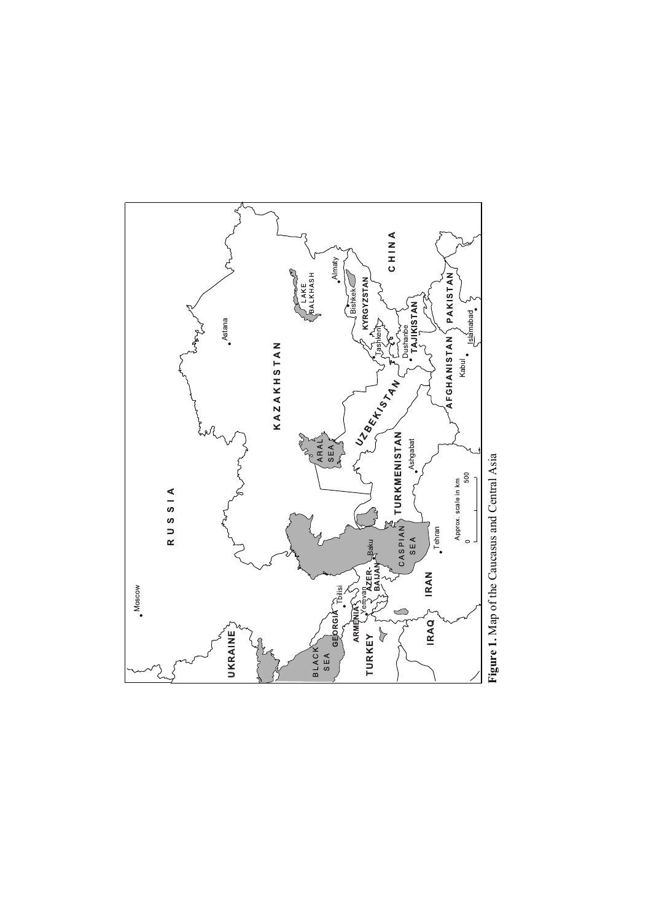**Figure 1.** Map of the Caucasus and Central Asia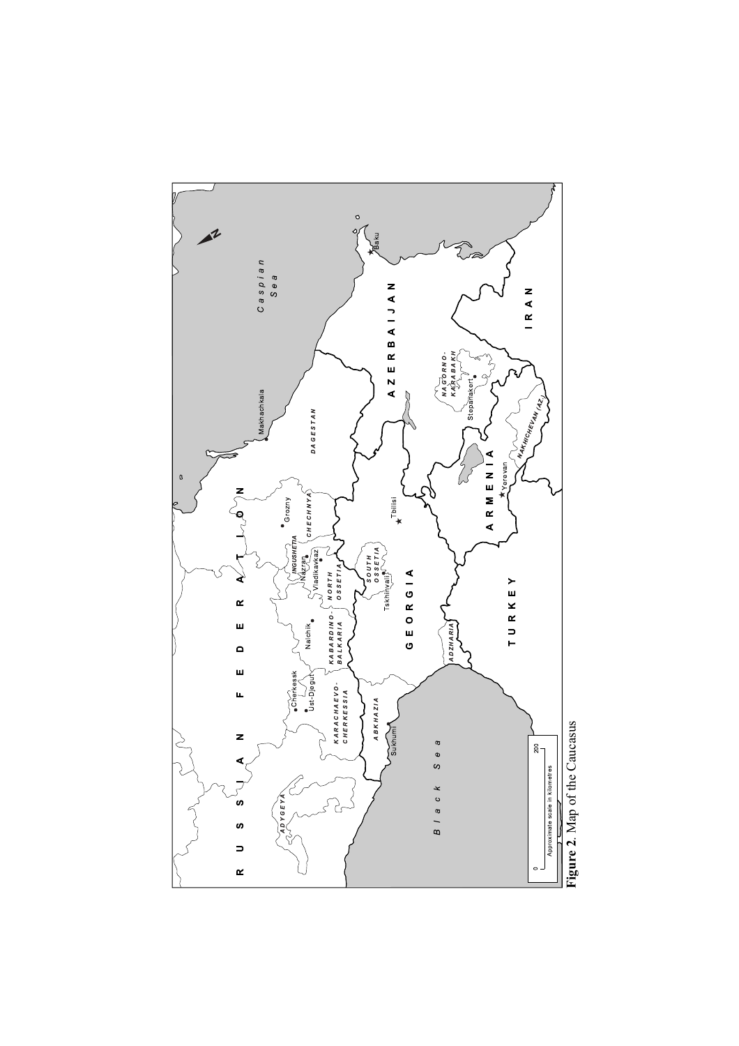**Figure 2**. Map of the Caucasus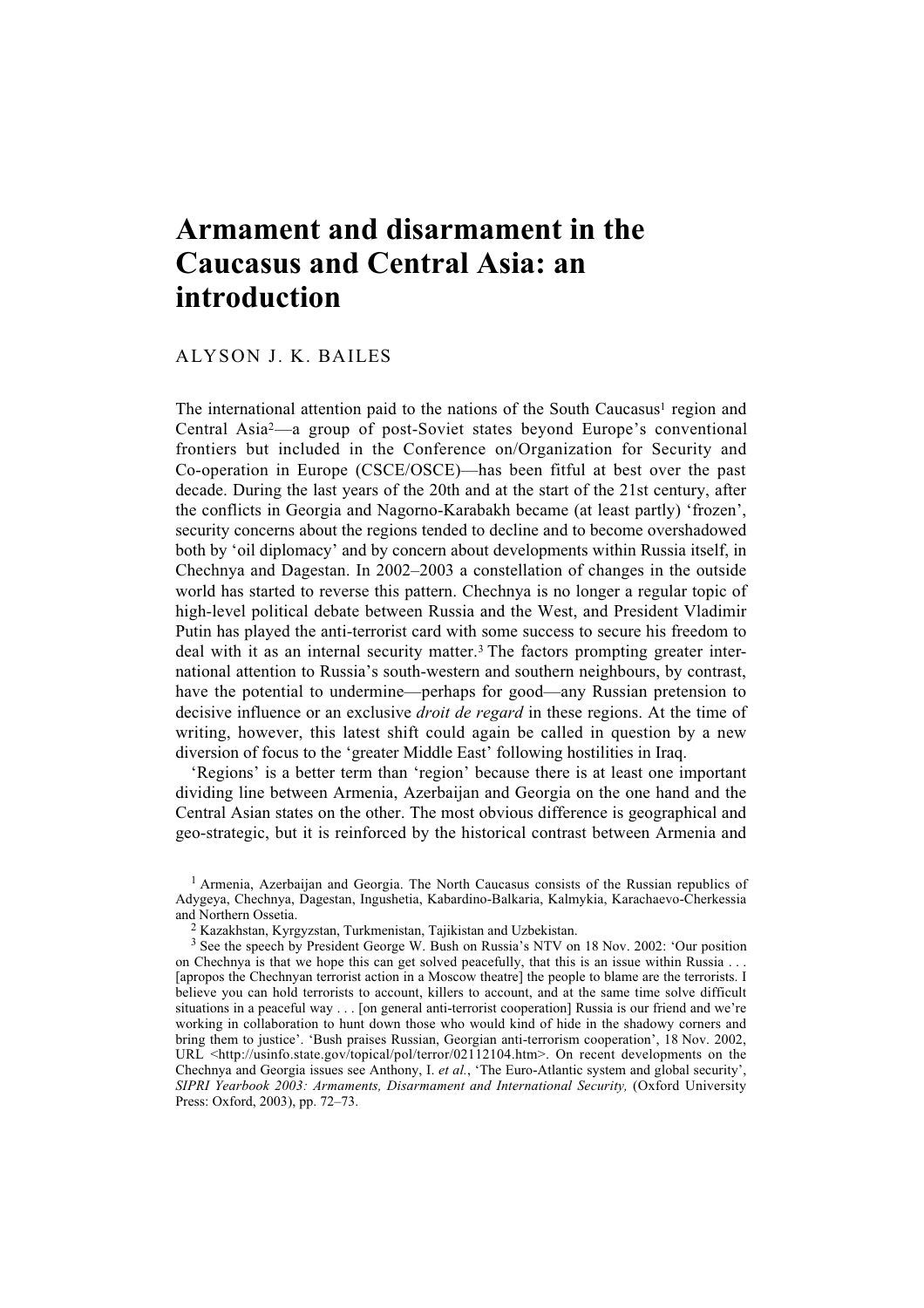# Armament and disarmament in the Caucasus and Central Asia: an introduction

ALYSON J. K. BAILES

The international attention paid to the nations of the South Caucasus[1] region and Central Asia[2]—a group of post-Soviet states beyond Europe's conventional frontiers but included in the Conference on/Organization for Security and Co-operation in Europe (CSCE/OSCE)—has been fitful at best over the past decade. During the last years of the 20th and at the start of the 21st century, after the conflicts in Georgia and Nagorno-Karabakh became (at least partly) 'frozen', security concerns about the regions tended to decline and to become overshadowed both by 'oil diplomacy' and by concern about developments within Russia itself, in Chechnya and Dagestan. In 2002–2003 a constellation of changes in the outside world has started to reverse this pattern. Chechnya is no longer a regular topic of high-level political debate between Russia and the West, and President Vladimir Putin has played the anti-terrorist card with some success to secure his freedom to deal with it as an internal security matter.[3] The factors prompting greater international attention to Russia's south-western and southern neighbours, by contrast, have the potential to undermine—perhaps for good—any Russian pretension to decisive influence or an exclusive *droit de regard* in these regions. At the time of writing, however, this latest shift could again be called in question by a new diversion of focus to the 'greater Middle East' following hostilities in Iraq.

'Regions' is a better term than 'region' because there is at least one important dividing line between Armenia, Azerbaijan and Georgia on the one hand and the Central Asian states on the other. The most obvious difference is geographical and geo-strategic, but it is reinforced by the historical contrast between Armenia and

[1] Armenia, Azerbaijan and Georgia. The North Caucasus consists of the Russian republics of Adygeya, Chechnya, Dagestan, Ingushetia, Kabardino-Balkaria, Kalmykia, Karachaevo-Cherkessia and Northern Ossetia.

[2] Kazakhstan, Kyrgyzstan, Turkmenistan, Tajikistan and Uzbekistan.

[3] See the speech by President George W. Bush on Russia's NTV on 18 Nov. 2002: 'Our position on Chechnya is that we hope this can get solved peacefully, that this is an issue within Russia . . . [apropos the Chechnyan terrorist action in a Moscow theatre] the people to blame are the terrorists. I believe you can hold terrorists to account, killers to account, and at the same time solve difficult situations in a peaceful way . . . [on general anti-terrorist cooperation] Russia is our friend and we're working in collaboration to hunt down those who would kind of hide in the shadowy corners and bring them to justice'. 'Bush praises Russian, Georgian anti-terrorism cooperation', 18 Nov. 2002, URL <http://usinfo.state.gov/topical/pol/terror/02112104.htm>. On recent developments on the Chechnya and Georgia issues see Anthony, I. *et al.*, 'The Euro-Atlantic system and global security', *SIPRI Yearbook 2003: Armaments, Disarmament and International Security,* (Oxford University Press: Oxford, 2003), pp. 72–73.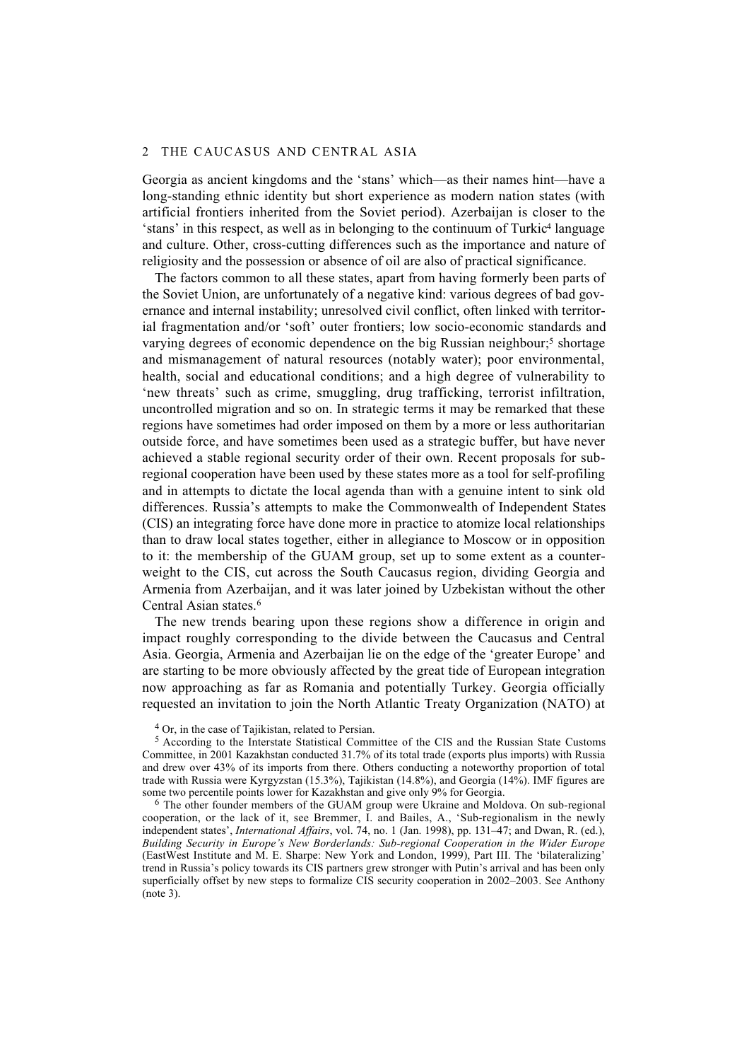Georgia as ancient kingdoms and the 'stans' which—as their names hint—have a long-standing ethnic identity but short experience as modern nation states (with artificial frontiers inherited from the Soviet period). Azerbaijan is closer to the 'stans' in this respect, as well as in belonging to the continuum of Turkic[4] language and culture. Other, cross-cutting differences such as the importance and nature of religiosity and the possession or absence of oil are also of practical significance.

The factors common to all these states, apart from having formerly been parts of the Soviet Union, are unfortunately of a negative kind: various degrees of bad governance and internal instability; unresolved civil conflict, often linked with territorial fragmentation and/or 'soft' outer frontiers; low socio-economic standards and varying degrees of economic dependence on the big Russian neighbour;[5] shortage and mismanagement of natural resources (notably water); poor environmental, health, social and educational conditions; and a high degree of vulnerability to 'new threats' such as crime, smuggling, drug trafficking, terrorist infiltration, uncontrolled migration and so on. In strategic terms it may be remarked that these regions have sometimes had order imposed on them by a more or less authoritarian outside force, and have sometimes been used as a strategic buffer, but have never achieved a stable regional security order of their own. Recent proposals for sub-regional cooperation have been used by these states more as a tool for self-profiling and in attempts to dictate the local agenda than with a genuine intent to sink old differences. Russia's attempts to make the Commonwealth of Independent States (CIS) an integrating force have done more in practice to atomize local relationships than to draw local states together, either in allegiance to Moscow or in opposition to it: the membership of the GUAM group, set up to some extent as a counterweight to the CIS, cut across the South Caucasus region, dividing Georgia and Armenia from Azerbaijan, and it was later joined by Uzbekistan without the other Central Asian states.[6]

The new trends bearing upon these regions show a difference in origin and impact roughly corresponding to the divide between the Caucasus and Central Asia. Georgia, Armenia and Azerbaijan lie on the edge of the 'greater Europe' and are starting to be more obviously affected by the great tide of European integration now approaching as far as Romania and potentially Turkey. Georgia officially requested an invitation to join the North Atlantic Treaty Organization (NATO) at

[4] Or, in the case of Tajikistan, related to Persian.

[5] According to the Interstate Statistical Committee of the CIS and the Russian State Customs Committee, in 2001 Kazakhstan conducted 31.7% of its total trade (exports plus imports) with Russia and drew over 43% of its imports from there. Others conducting a noteworthy proportion of total trade with Russia were Kyrgyzstan (15.3%), Tajikistan (14.8%), and Georgia (14%). IMF figures are some two percentile points lower for Kazakhstan and give only 9% for Georgia.

[6] The other founder members of the GUAM group were Ukraine and Moldova. On sub-regional cooperation, or the lack of it, see Bremmer, I. and Bailes, A., 'Sub-regionalism in the newly independent states', *International Affairs*, vol. 74, no. 1 (Jan. 1998), pp. 131–47; and Dwan, R. (ed.), *Building Security in Europe's New Borderlands: Sub-regional Cooperation in the Wider Europe* (EastWest Institute and M. E. Sharpe: New York and London, 1999), Part III. The 'bilateralizing' trend in Russia's policy towards its CIS partners grew stronger with Putin's arrival and has been only superficially offset by new steps to formalize CIS security cooperation in 2002–2003. See Anthony (note 3).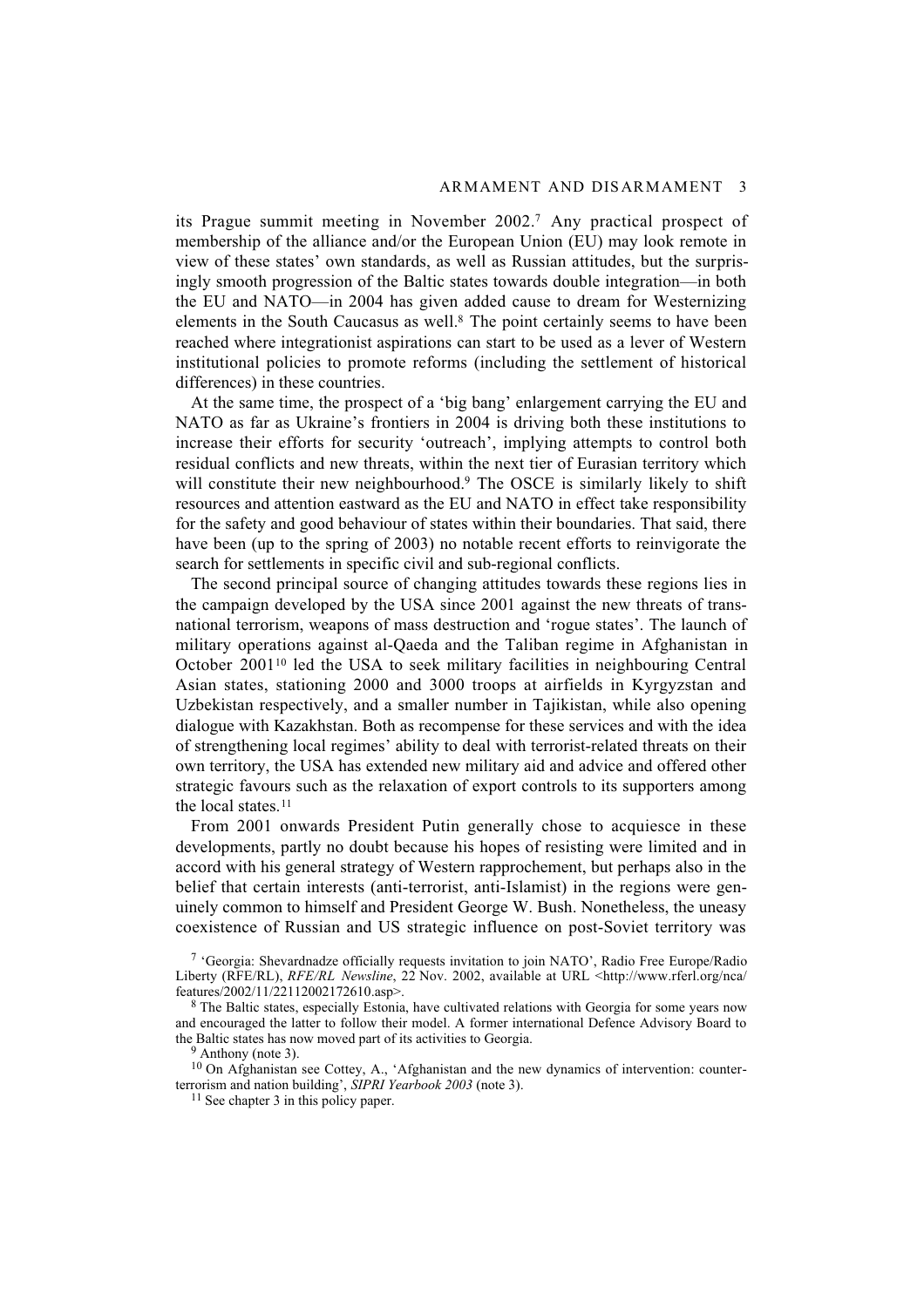its Prague summit meeting in November 2002.[7] Any practical prospect of membership of the alliance and/or the European Union (EU) may look remote in view of these states' own standards, as well as Russian attitudes, but the surprisingly smooth progression of the Baltic states towards double integration—in both the EU and NATO—in 2004 has given added cause to dream for Westernizing elements in the South Caucasus as well.[8] The point certainly seems to have been reached where integrationist aspirations can start to be used as a lever of Western institutional policies to promote reforms (including the settlement of historical differences) in these countries.

At the same time, the prospect of a 'big bang' enlargement carrying the EU and NATO as far as Ukraine's frontiers in 2004 is driving both these institutions to increase their efforts for security 'outreach', implying attempts to control both residual conflicts and new threats, within the next tier of Eurasian territory which will constitute their new neighbourhood.[9] The OSCE is similarly likely to shift resources and attention eastward as the EU and NATO in effect take responsibility for the safety and good behaviour of states within their boundaries. That said, there have been (up to the spring of 2003) no notable recent efforts to reinvigorate the search for settlements in specific civil and sub-regional conflicts.

The second principal source of changing attitudes towards these regions lies in the campaign developed by the USA since 2001 against the new threats of transnational terrorism, weapons of mass destruction and 'rogue states'. The launch of military operations against al-Qaeda and the Taliban regime in Afghanistan in October 2001[10] led the USA to seek military facilities in neighbouring Central Asian states, stationing 2000 and 3000 troops at airfields in Kyrgyzstan and Uzbekistan respectively, and a smaller number in Tajikistan, while also opening dialogue with Kazakhstan. Both as recompense for these services and with the idea of strengthening local regimes' ability to deal with terrorist-related threats on their own territory, the USA has extended new military aid and advice and offered other strategic favours such as the relaxation of export controls to its supporters among the local states.[11]

From 2001 onwards President Putin generally chose to acquiesce in these developments, partly no doubt because his hopes of resisting were limited and in accord with his general strategy of Western rapprochement, but perhaps also in the belief that certain interests (anti-terrorist, anti-Islamist) in the regions were genuinely common to himself and President George W. Bush. Nonetheless, the uneasy coexistence of Russian and US strategic influence on post-Soviet territory was

[7] 'Georgia: Shevardnadze officially requests invitation to join NATO', Radio Free Europe/Radio Liberty (RFE/RL), *RFE/RL Newsline*, 22 Nov. 2002, available at URL <http://www.rferl.org/nca/features/2002/11/22112002172610.asp>.

[8] The Baltic states, especially Estonia, have cultivated relations with Georgia for some years now and encouraged the latter to follow their model. A former international Defence Advisory Board to the Baltic states has now moved part of its activities to Georgia.

[9] Anthony (note 3).

[10] On Afghanistan see Cottey, A., 'Afghanistan and the new dynamics of intervention: counter-terrorism and nation building', *SIPRI Yearbook 2003* (note 3).

[11] See chapter 3 in this policy paper.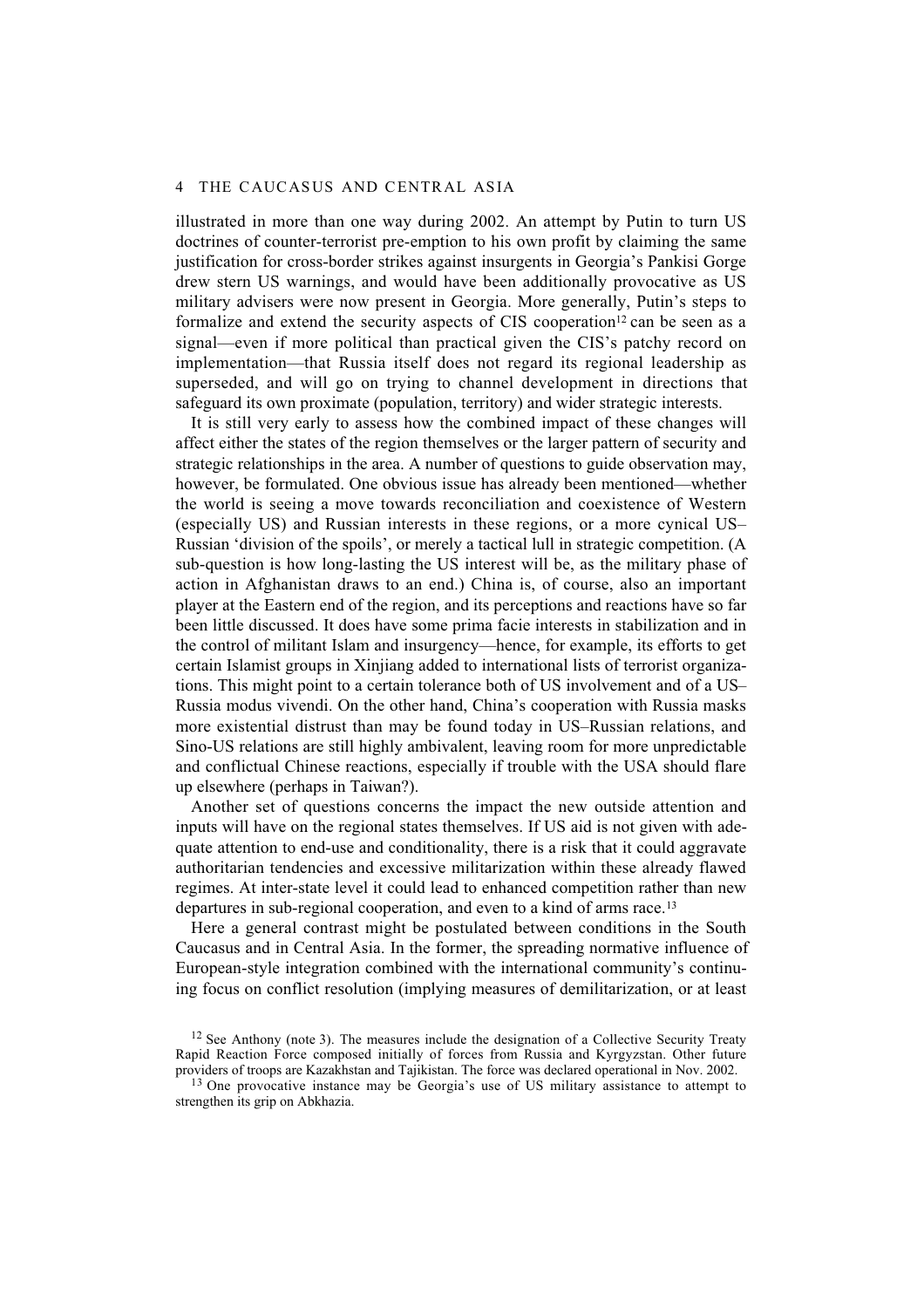illustrated in more than one way during 2002. An attempt by Putin to turn US doctrines of counter-terrorist pre-emption to his own profit by claiming the same justification for cross-border strikes against insurgents in Georgia's Pankisi Gorge drew stern US warnings, and would have been additionally provocative as US military advisers were now present in Georgia. More generally, Putin's steps to formalize and extend the security aspects of CIS cooperation[12] can be seen as a signal—even if more political than practical given the CIS's patchy record on implementation—that Russia itself does not regard its regional leadership as superseded, and will go on trying to channel development in directions that safeguard its own proximate (population, territory) and wider strategic interests.

It is still very early to assess how the combined impact of these changes will affect either the states of the region themselves or the larger pattern of security and strategic relationships in the area. A number of questions to guide observation may, however, be formulated. One obvious issue has already been mentioned—whether the world is seeing a move towards reconciliation and coexistence of Western (especially US) and Russian interests in these regions, or a more cynical US–Russian 'division of the spoils', or merely a tactical lull in strategic competition. (A sub-question is how long-lasting the US interest will be, as the military phase of action in Afghanistan draws to an end.) China is, of course, also an important player at the Eastern end of the region, and its perceptions and reactions have so far been little discussed. It does have some prima facie interests in stabilization and in the control of militant Islam and insurgency—hence, for example, its efforts to get certain Islamist groups in Xinjiang added to international lists of terrorist organizations. This might point to a certain tolerance both of US involvement and of a US–Russia modus vivendi. On the other hand, China's cooperation with Russia masks more existential distrust than may be found today in US–Russian relations, and Sino-US relations are still highly ambivalent, leaving room for more unpredictable and conflictual Chinese reactions, especially if trouble with the USA should flare up elsewhere (perhaps in Taiwan?).

Another set of questions concerns the impact the new outside attention and inputs will have on the regional states themselves. If US aid is not given with adequate attention to end-use and conditionality, there is a risk that it could aggravate authoritarian tendencies and excessive militarization within these already flawed regimes. At inter-state level it could lead to enhanced competition rather than new departures in sub-regional cooperation, and even to a kind of arms race.[13]

Here a general contrast might be postulated between conditions in the South Caucasus and in Central Asia. In the former, the spreading normative influence of European-style integration combined with the international community's continuing focus on conflict resolution (implying measures of demilitarization, or at least

[12] See Anthony (note 3). The measures include the designation of a Collective Security Treaty Rapid Reaction Force composed initially of forces from Russia and Kyrgyzstan. Other future providers of troops are Kazakhstan and Tajikistan. The force was declared operational in Nov. 2002.

[13] One provocative instance may be Georgia's use of US military assistance to attempt to strengthen its grip on Abkhazia.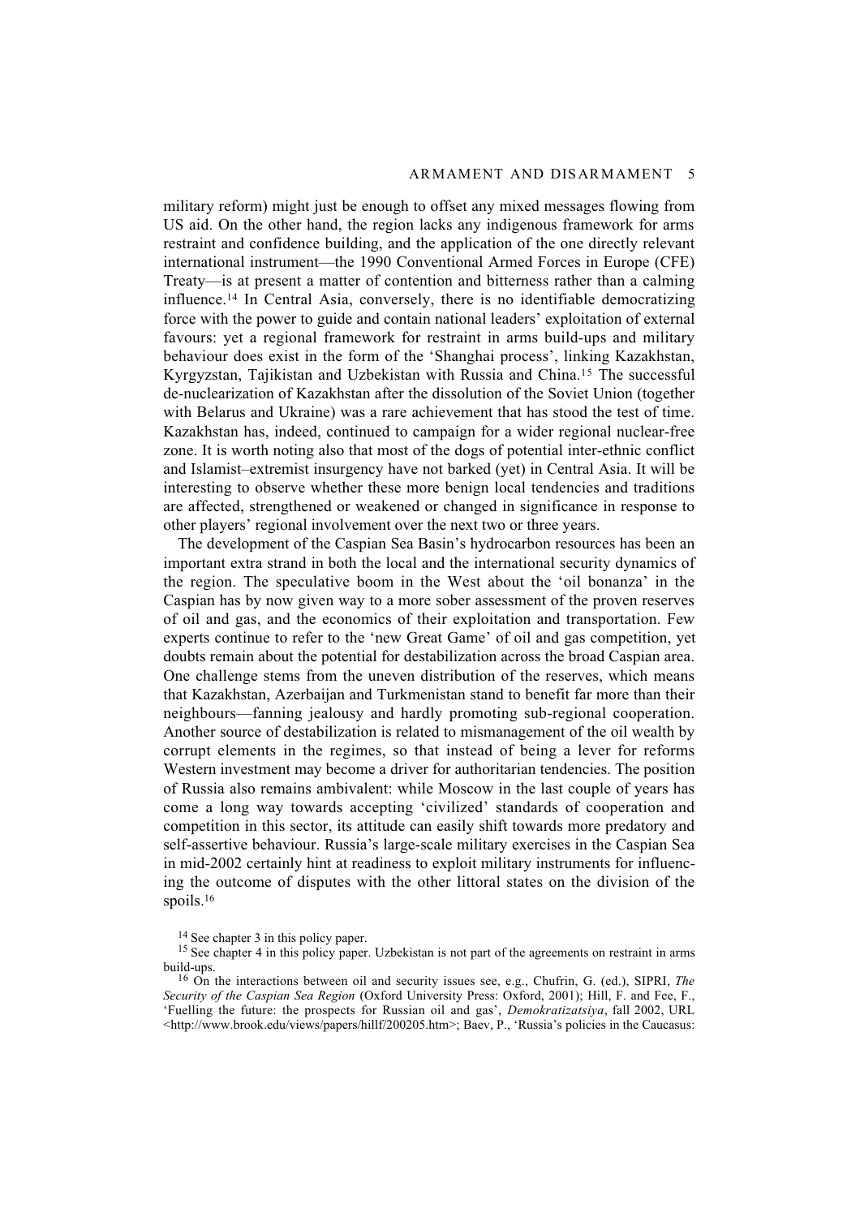military reform) might just be enough to offset any mixed messages flowing from US aid. On the other hand, the region lacks any indigenous framework for arms restraint and confidence building, and the application of the one directly relevant international instrument—the 1990 Conventional Armed Forces in Europe (CFE) Treaty—is at present a matter of contention and bitterness rather than a calming influence.[14] In Central Asia, conversely, there is no identifiable democratizing force with the power to guide and contain national leaders' exploitation of external favours: yet a regional framework for restraint in arms build-ups and military behaviour does exist in the form of the 'Shanghai process', linking Kazakhstan, Kyrgyzstan, Tajikistan and Uzbekistan with Russia and China.[15] The successful de-nuclearization of Kazakhstan after the dissolution of the Soviet Union (together with Belarus and Ukraine) was a rare achievement that has stood the test of time. Kazakhstan has, indeed, continued to campaign for a wider regional nuclear-free zone. It is worth noting also that most of the dogs of potential inter-ethnic conflict and Islamist–extremist insurgency have not barked (yet) in Central Asia. It will be interesting to observe whether these more benign local tendencies and traditions are affected, strengthened or weakened or changed in significance in response to other players' regional involvement over the next two or three years.

The development of the Caspian Sea Basin's hydrocarbon resources has been an important extra strand in both the local and the international security dynamics of the region. The speculative boom in the West about the 'oil bonanza' in the Caspian has by now given way to a more sober assessment of the proven reserves of oil and gas, and the economics of their exploitation and transportation. Few experts continue to refer to the 'new Great Game' of oil and gas competition, yet doubts remain about the potential for destabilization across the broad Caspian area. One challenge stems from the uneven distribution of the reserves, which means that Kazakhstan, Azerbaijan and Turkmenistan stand to benefit far more than their neighbours—fanning jealousy and hardly promoting sub-regional cooperation. Another source of destabilization is related to mismanagement of the oil wealth by corrupt elements in the regimes, so that instead of being a lever for reforms Western investment may become a driver for authoritarian tendencies. The position of Russia also remains ambivalent: while Moscow in the last couple of years has come a long way towards accepting 'civilized' standards of cooperation and competition in this sector, its attitude can easily shift towards more predatory and self-assertive behaviour. Russia's large-scale military exercises in the Caspian Sea in mid-2002 certainly hint at readiness to exploit military instruments for influencing the outcome of disputes with the other littoral states on the division of the spoils.[16]

[14] See chapter 3 in this policy paper.

[15] See chapter 4 in this policy paper. Uzbekistan is not part of the agreements on restraint in arms build-ups.

[16] On the interactions between oil and security issues see, e.g., Chufrin, G. (ed.), SIPRI, *The Security of the Caspian Sea Region* (Oxford University Press: Oxford, 2001); Hill, F. and Fee, F., 'Fuelling the future: the prospects for Russian oil and gas', *Demokratizatsiya*, fall 2002, URL <http://www.brook.edu/views/papers/hillf/200205.htm>; Baev, P., 'Russia's policies in the Caucasus: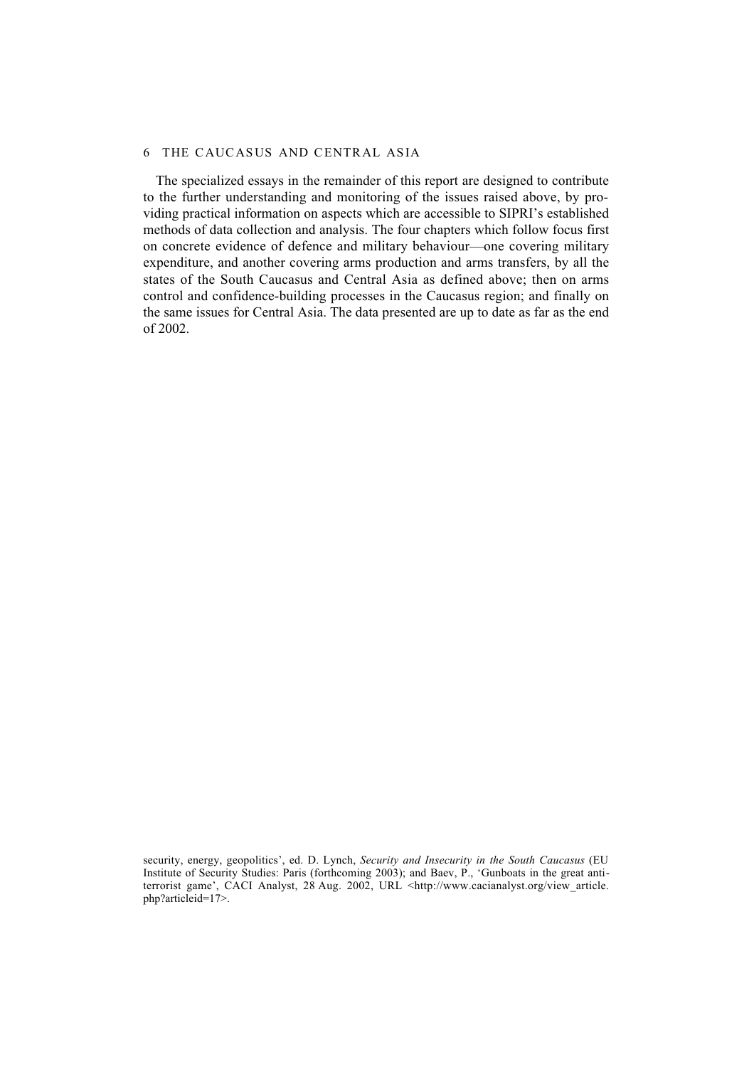The specialized essays in the remainder of this report are designed to contribute to the further understanding and monitoring of the issues raised above, by providing practical information on aspects which are accessible to SIPRI's established methods of data collection and analysis. The four chapters which follow focus first on concrete evidence of defence and military behaviour—one covering military expenditure, and another covering arms production and arms transfers, by all the states of the South Caucasus and Central Asia as defined above; then on arms control and confidence-building processes in the Caucasus region; and finally on the same issues for Central Asia. The data presented are up to date as far as the end of 2002.

security, energy, geopolitics', ed. D. Lynch, *Security and Insecurity in the South Caucasus* (EU Institute of Security Studies: Paris (forthcoming 2003); and Baev, P., 'Gunboats in the great anti-terrorist game', CACI Analyst, 28 Aug. 2002, URL <http://www.cacianalyst.org/view_article.php?articleid=17>.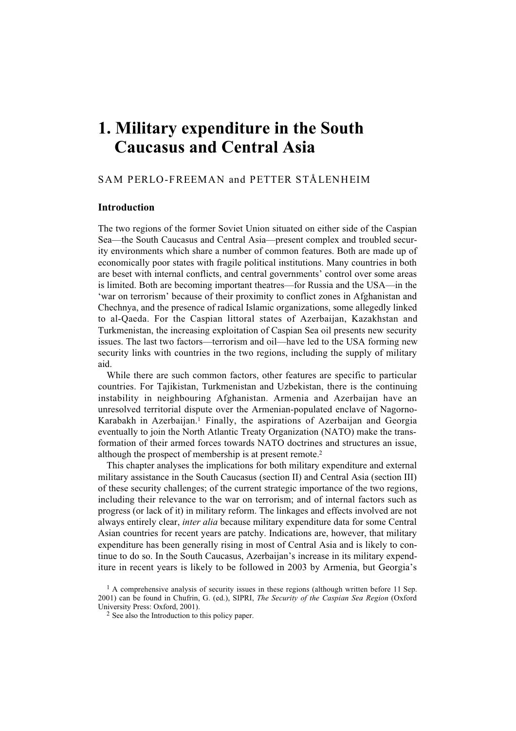# 1. Military expenditure in the South Caucasus and Central Asia

SAM PERLO-FREEMAN and PETTER STÅLENHEIM

## Introduction

The two regions of the former Soviet Union situated on either side of the Caspian Sea—the South Caucasus and Central Asia—present complex and troubled security environments which share a number of common features. Both are made up of economically poor states with fragile political institutions. Many countries in both are beset with internal conflicts, and central governments' control over some areas is limited. Both are becoming important theatres—for Russia and the USA—in the 'war on terrorism' because of their proximity to conflict zones in Afghanistan and Chechnya, and the presence of radical Islamic organizations, some allegedly linked to al-Qaeda. For the Caspian littoral states of Azerbaijan, Kazakhstan and Turkmenistan, the increasing exploitation of Caspian Sea oil presents new security issues. The last two factors—terrorism and oil—have led to the USA forming new security links with countries in the two regions, including the supply of military aid.

While there are such common factors, other features are specific to particular countries. For Tajikistan, Turkmenistan and Uzbekistan, there is the continuing instability in neighbouring Afghanistan. Armenia and Azerbaijan have an unresolved territorial dispute over the Armenian-populated enclave of Nagorno-Karabakh in Azerbaijan.[1] Finally, the aspirations of Azerbaijan and Georgia eventually to join the North Atlantic Treaty Organization (NATO) make the transformation of their armed forces towards NATO doctrines and structures an issue, although the prospect of membership is at present remote.[2]

This chapter analyses the implications for both military expenditure and external military assistance in the South Caucasus (section II) and Central Asia (section III) of these security challenges; of the current strategic importance of the two regions, including their relevance to the war on terrorism; and of internal factors such as progress (or lack of it) in military reform. The linkages and effects involved are not always entirely clear, *inter alia* because military expenditure data for some Central Asian countries for recent years are patchy. Indications are, however, that military expenditure has been generally rising in most of Central Asia and is likely to continue to do so. In the South Caucasus, Azerbaijan's increase in its military expenditure in recent years is likely to be followed in 2003 by Armenia, but Georgia's

[1] A comprehensive analysis of security issues in these regions (although written before 11 Sep. 2001) can be found in Chufrin, G. (ed.), SIPRI, *The Security of the Caspian Sea Region* (Oxford University Press: Oxford, 2001).

[2] See also the Introduction to this policy paper.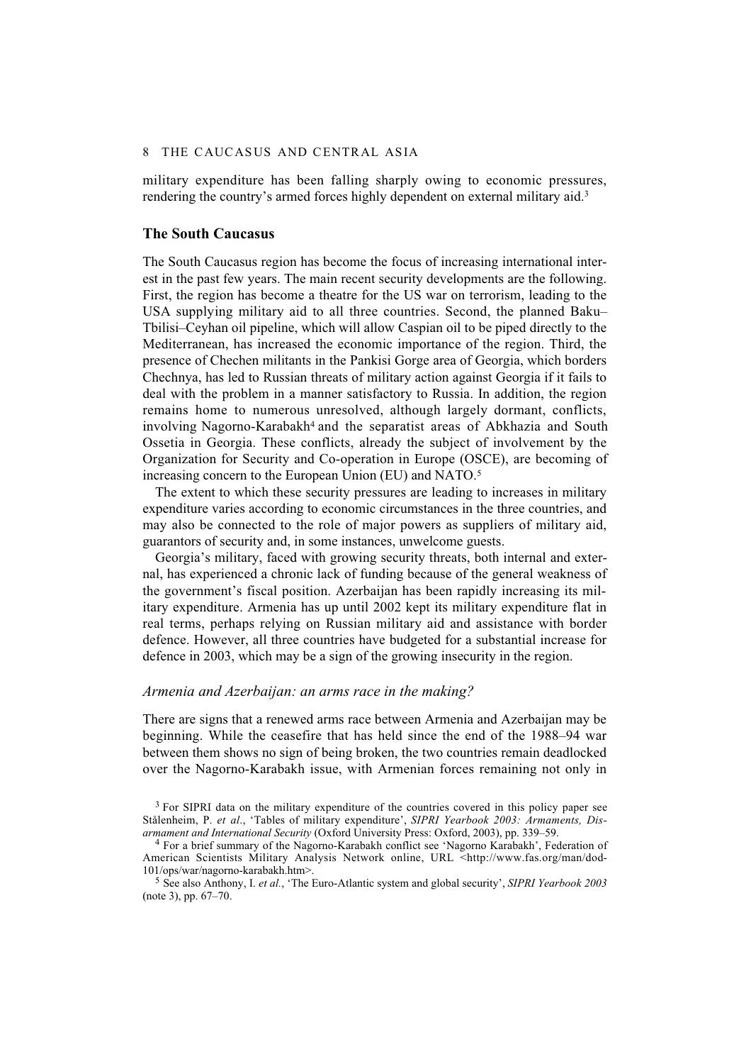military expenditure has been falling sharply owing to economic pressures, rendering the country's armed forces highly dependent on external military aid.[3]

## The South Caucasus

The South Caucasus region has become the focus of increasing international interest in the past few years. The main recent security developments are the following. First, the region has become a theatre for the US war on terrorism, leading to the USA supplying military aid to all three countries. Second, the planned Baku–Tbilisi–Ceyhan oil pipeline, which will allow Caspian oil to be piped directly to the Mediterranean, has increased the economic importance of the region. Third, the presence of Chechen militants in the Pankisi Gorge area of Georgia, which borders Chechnya, has led to Russian threats of military action against Georgia if it fails to deal with the problem in a manner satisfactory to Russia. In addition, the region remains home to numerous unresolved, although largely dormant, conflicts, involving Nagorno-Karabakh[4] and the separatist areas of Abkhazia and South Ossetia in Georgia. These conflicts, already the subject of involvement by the Organization for Security and Co-operation in Europe (OSCE), are becoming of increasing concern to the European Union (EU) and NATO.[5]

The extent to which these security pressures are leading to increases in military expenditure varies according to economic circumstances in the three countries, and may also be connected to the role of major powers as suppliers of military aid, guarantors of security and, in some instances, unwelcome guests.

Georgia's military, faced with growing security threats, both internal and external, has experienced a chronic lack of funding because of the general weakness of the government's fiscal position. Azerbaijan has been rapidly increasing its military expenditure. Armenia has up until 2002 kept its military expenditure flat in real terms, perhaps relying on Russian military aid and assistance with border defence. However, all three countries have budgeted for a substantial increase for defence in 2003, which may be a sign of the growing insecurity in the region.

### *Armenia and Azerbaijan: an arms race in the making?*

There are signs that a renewed arms race between Armenia and Azerbaijan may be beginning. While the ceasefire that has held since the end of the 1988–94 war between them shows no sign of being broken, the two countries remain deadlocked over the Nagorno-Karabakh issue, with Armenian forces remaining not only in

---

[3] For SIPRI data on the military expenditure of the countries covered in this policy paper see Stålenheim, P. *et al.*, 'Tables of military expenditure', *SIPRI Yearbook 2003: Armaments, Disarmament and International Security* (Oxford University Press: Oxford, 2003), pp. 339–59.

[4] For a brief summary of the Nagorno-Karabakh conflict see 'Nagorno Karabakh', Federation of American Scientists Military Analysis Network online, URL <http://www.fas.org/man/dod-101/ops/war/nagorno-karabakh.htm>.

[5] See also Anthony, I. *et al.*, 'The Euro-Atlantic system and global security', *SIPRI Yearbook 2003* (note 3), pp. 67–70.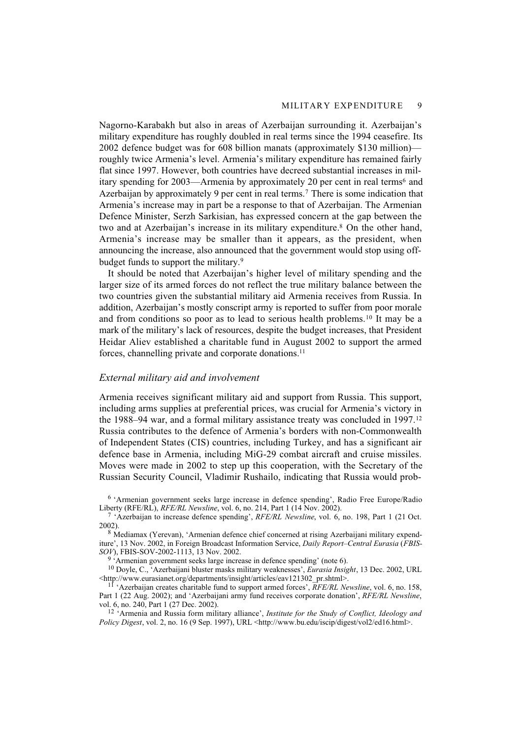Nagorno-Karabakh but also in areas of Azerbaijan surrounding it. Azerbaijan's military expenditure has roughly doubled in real terms since the 1994 ceasefire. Its 2002 defence budget was for 608 billion manats (approximately $130 million)—roughly twice Armenia's level. Armenia's military expenditure has remained fairly flat since 1997. However, both countries have decreed substantial increases in military spending for 2003—Armenia by approximately 20 per cent in real terms[6] and Azerbaijan by approximately 9 per cent in real terms.[7] There is some indication that Armenia's increase may in part be a response to that of Azerbaijan. The Armenian Defence Minister, Serzh Sarkisian, has expressed concern at the gap between the two and at Azerbaijan's increase in its military expenditure.[8] On the other hand, Armenia's increase may be smaller than it appears, as the president, when announcing the increase, also announced that the government would stop using off-budget funds to support the military.[9]

It should be noted that Azerbaijan's higher level of military spending and the larger size of its armed forces do not reflect the true military balance between the two countries given the substantial military aid Armenia receives from Russia. In addition, Azerbaijan's mostly conscript army is reported to suffer from poor morale and from conditions so poor as to lead to serious health problems.[10] It may be a mark of the military's lack of resources, despite the budget increases, that President Heidar Aliev established a charitable fund in August 2002 to support the armed forces, channelling private and corporate donations.[11]

### *External military aid and involvement*

Armenia receives significant military aid and support from Russia. This support, including arms supplies at preferential prices, was crucial for Armenia's victory in the 1988–94 war, and a formal military assistance treaty was concluded in 1997.[12] Russia contributes to the defence of Armenia's borders with non-Commonwealth of Independent States (CIS) countries, including Turkey, and has a significant air defence base in Armenia, including MiG-29 combat aircraft and cruise missiles. Moves were made in 2002 to step up this cooperation, with the Secretary of the Russian Security Council, Vladimir Rushailo, indicating that Russia would prob-

[6] 'Armenian government seeks large increase in defence spending', Radio Free Europe/Radio Liberty (RFE/RL), *RFE/RL Newsline*, vol. 6, no. 214, Part 1 (14 Nov. 2002).

[7] 'Azerbaijan to increase defence spending', *RFE/RL Newsline*, vol. 6, no. 198, Part 1 (21 Oct. 2002).

[8] Mediamax (Yerevan), 'Armenian defence chief concerned at rising Azerbaijani military expenditure', 13 Nov. 2002, in Foreign Broadcast Information Service, *Daily Report–Central Eurasia* (*FBIS-SOV*), FBIS-SOV-2002-1113, 13 Nov. 2002.

[9] 'Armenian government seeks large increase in defence spending' (note 6).

[10] Doyle, C., 'Azerbaijani bluster masks military weaknesses', *Eurasia Insight*, 13 Dec. 2002, URL <http://www.eurasianet.org/departments/insight/articles/eav121302_pr.shtml>.

[11] 'Azerbaijan creates charitable fund to support armed forces', *RFE/RL Newsline*, vol. 6, no. 158, Part 1 (22 Aug. 2002); and 'Azerbaijani army fund receives corporate donation', *RFE/RL Newsline*, vol. 6, no. 240, Part 1 (27 Dec. 2002).

[12] 'Armenia and Russia form military alliance', *Institute for the Study of Conflict, Ideology and Policy Digest*, vol. 2, no. 16 (9 Sep. 1997), URL <http://www.bu.edu/iscip/digest/vol2/ed16.html>.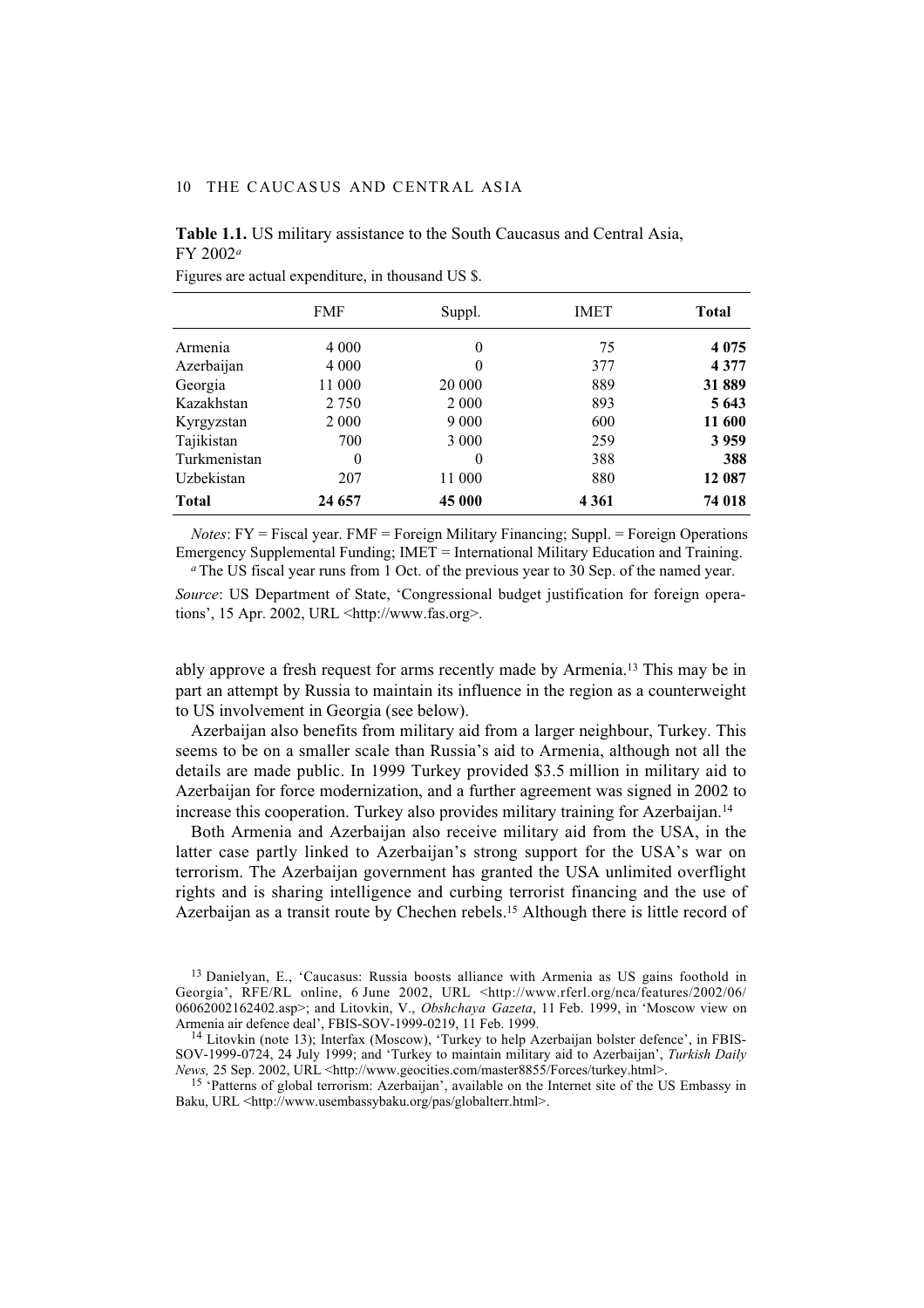**Table 1.1.** US military assistance to the South Caucasus and Central Asia, FY 2002[a]

Figures are actual expenditure, in thousand US $.

| | FMF | Suppl. | IMET | **Total** |
|---|---|---|---|---|
| Armenia | 4 000 | 0 | 75 | **4 075** |
| Azerbaijan | 4 000 | 0 | 377 | **4 377** |
| Georgia | 11 000 | 20 000 | 889 | **31 889** |
| Kazakhstan | 2 750 | 2 000 | 893 | **5 643** |
| Kyrgyzstan | 2 000 | 9 000 | 600 | **11 600** |
| Tajikistan | 700 | 3 000 | 259 | **3 959** |
| Turkmenistan | 0 | 0 | 388 | **388** |
| Uzbekistan | 207 | 11 000 | 880 | **12 087** |
| **Total** | **24 657** | **45 000** | **4 361** | **74 018** |

*Notes*: FY = Fiscal year. FMF = Foreign Military Financing; Suppl. = Foreign Operations Emergency Supplemental Funding; IMET = International Military Education and Training.

[a] The US fiscal year runs from 1 Oct. of the previous year to 30 Sep. of the named year.

*Source*: US Department of State, 'Congressional budget justification for foreign operations', 15 Apr. 2002, URL <http://www.fas.org>.

ably approve a fresh request for arms recently made by Armenia.[13] This may be in part an attempt by Russia to maintain its influence in the region as a counterweight to US involvement in Georgia (see below).

Azerbaijan also benefits from military aid from a larger neighbour, Turkey. This seems to be on a smaller scale than Russia's aid to Armenia, although not all the details are made public. In 1999 Turkey provided $3.5 million in military aid to Azerbaijan for force modernization, and a further agreement was signed in 2002 to increase this cooperation. Turkey also provides military training for Azerbaijan.[14]

Both Armenia and Azerbaijan also receive military aid from the USA, in the latter case partly linked to Azerbaijan's strong support for the USA's war on terrorism. The Azerbaijan government has granted the USA unlimited overflight rights and is sharing intelligence and curbing terrorist financing and the use of Azerbaijan as a transit route by Chechen rebels.[15] Although there is little record of

[13] Danielyan, E., 'Caucasus: Russia boosts alliance with Armenia as US gains foothold in Georgia', RFE/RL online, 6 June 2002, URL <http://www.rferl.org/nca/features/2002/06/06062002162402.asp>; and Litovkin, V., *Obshchaya Gazeta*, 11 Feb. 1999, in 'Moscow view on Armenia air defence deal', FBIS-SOV-1999-0219, 11 Feb. 1999.

[14] Litovkin (note 13); Interfax (Moscow), 'Turkey to help Azerbaijan bolster defence', in FBIS-SOV-1999-0724, 24 July 1999; and 'Turkey to maintain military aid to Azerbaijan', *Turkish Daily News,* 25 Sep. 2002, URL <http://www.geocities.com/master8855/Forces/turkey.html>.

[15] 'Patterns of global terrorism: Azerbaijan', available on the Internet site of the US Embassy in Baku, URL <http://www.usembassybaku.org/pas/globalterr.html>.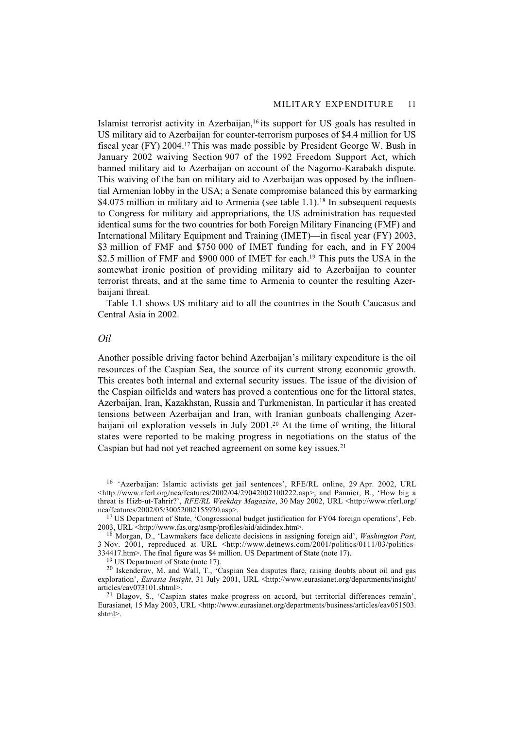Islamist terrorist activity in Azerbaijan,[16] its support for US goals has resulted in US military aid to Azerbaijan for counter-terrorism purposes of $4.4 million for US fiscal year (FY) 2004.[17] This was made possible by President George W. Bush in January 2002 waiving Section 907 of the 1992 Freedom Support Act, which banned military aid to Azerbaijan on account of the Nagorno-Karabakh dispute. This waiving of the ban on military aid to Azerbaijan was opposed by the influential Armenian lobby in the USA; a Senate compromise balanced this by earmarking $4.075 million in military aid to Armenia (see table 1.1).[18] In subsequent requests to Congress for military aid appropriations, the US administration has requested identical sums for the two countries for both Foreign Military Financing (FMF) and International Military Equipment and Training (IMET)—in fiscal year (FY) 2003, $3 million of FMF and $750 000 of IMET funding for each, and in FY 2004 $2.5 million of FMF and $900 000 of IMET for each.[19] This puts the USA in the somewhat ironic position of providing military aid to Azerbaijan to counter terrorist threats, and at the same time to Armenia to counter the resulting Azerbaijani threat.

Table 1.1 shows US military aid to all the countries in the South Caucasus and Central Asia in 2002.

### *Oil*

Another possible driving factor behind Azerbaijan's military expenditure is the oil resources of the Caspian Sea, the source of its current strong economic growth. This creates both internal and external security issues. The issue of the division of the Caspian oilfields and waters has proved a contentious one for the littoral states, Azerbaijan, Iran, Kazakhstan, Russia and Turkmenistan. In particular it has created tensions between Azerbaijan and Iran, with Iranian gunboats challenging Azerbaijani oil exploration vessels in July 2001.[20] At the time of writing, the littoral states were reported to be making progress in negotiations on the status of the Caspian but had not yet reached agreement on some key issues.[21]

---

[16] 'Azerbaijan: Islamic activists get jail sentences', RFE/RL online, 29 Apr. 2002, URL <http://www.rferl.org/nca/features/2002/04/29042002100222.asp>; and Pannier, B., 'How big a threat is Hizb-ut-Tahrir?', *RFE/RL Weekday Magazine*, 30 May 2002, URL <http://www.rferl.org/nca/features/2002/05/30052002155920.asp>.

[17] US Department of State, 'Congressional budget justification for FY04 foreign operations', Feb. 2003, URL <http://www.fas.org/asmp/profiles/aid/aidindex.htm>.

[18] Morgan, D., 'Lawmakers face delicate decisions in assigning foreign aid', *Washington Post*, 3 Nov. 2001, reproduced at URL <http://www.detnews.com/2001/politics/0111/03/politics-334417.htm>. The final figure was $4 million. US Department of State (note 17).

[19] US Department of State (note 17).

[20] Iskenderov, M. and Wall, T., 'Caspian Sea disputes flare, raising doubts about oil and gas exploration', *Eurasia Insight*, 31 July 2001, URL <http://www.eurasianet.org/departments/insight/articles/eav073101.shtml>.

[21] Blagov, S., 'Caspian states make progress on accord, but territorial differences remain', Eurasianet, 15 May 2003, URL <http://www.eurasianet.org/departments/business/articles/eav051503.shtml>.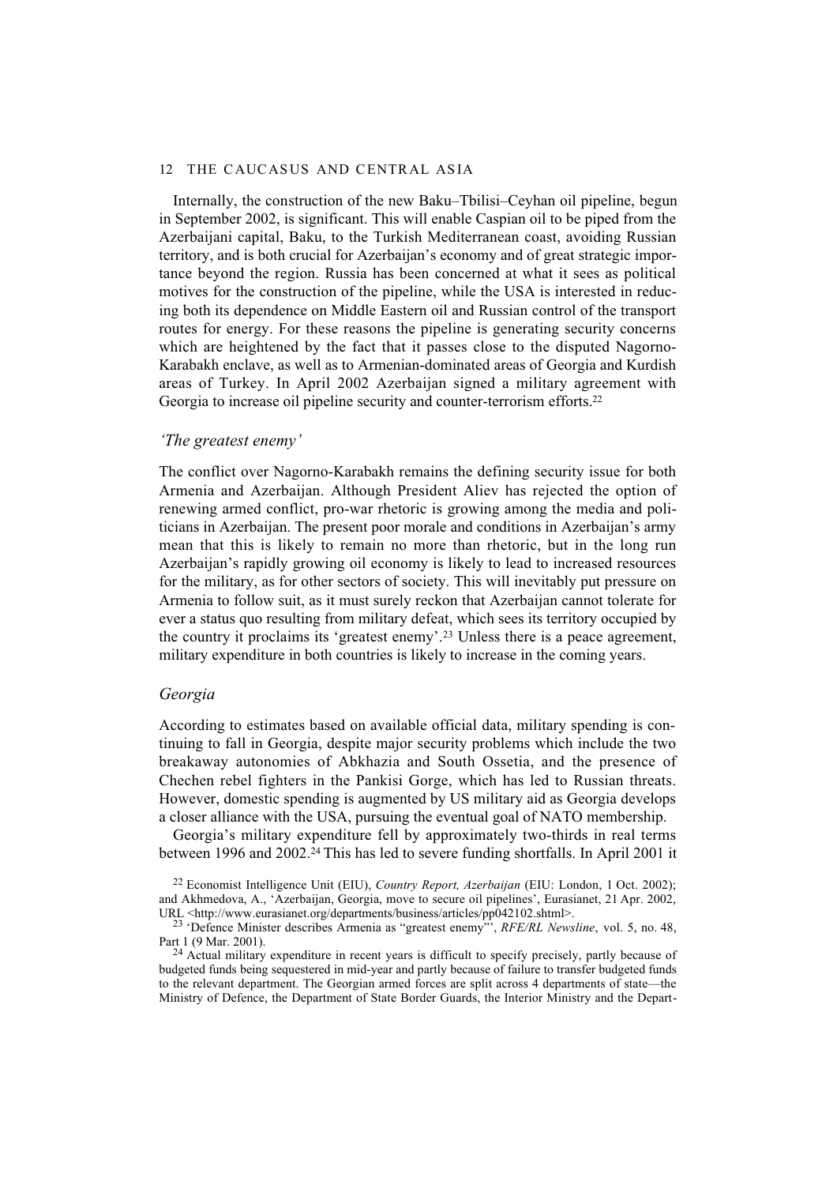Internally, the construction of the new Baku–Tbilisi–Ceyhan oil pipeline, begun in September 2002, is significant. This will enable Caspian oil to be piped from the Azerbaijani capital, Baku, to the Turkish Mediterranean coast, avoiding Russian territory, and is both crucial for Azerbaijan's economy and of great strategic importance beyond the region. Russia has been concerned at what it sees as political motives for the construction of the pipeline, while the USA is interested in reducing both its dependence on Middle Eastern oil and Russian control of the transport routes for energy. For these reasons the pipeline is generating security concerns which are heightened by the fact that it passes close to the disputed Nagorno-Karabakh enclave, as well as to Armenian-dominated areas of Georgia and Kurdish areas of Turkey. In April 2002 Azerbaijan signed a military agreement with Georgia to increase oil pipeline security and counter-terrorism efforts.[22]

### *'The greatest enemy'*

The conflict over Nagorno-Karabakh remains the defining security issue for both Armenia and Azerbaijan. Although President Aliev has rejected the option of renewing armed conflict, pro-war rhetoric is growing among the media and politicians in Azerbaijan. The present poor morale and conditions in Azerbaijan's army mean that this is likely to remain no more than rhetoric, but in the long run Azerbaijan's rapidly growing oil economy is likely to lead to increased resources for the military, as for other sectors of society. This will inevitably put pressure on Armenia to follow suit, as it must surely reckon that Azerbaijan cannot tolerate for ever a status quo resulting from military defeat, which sees its territory occupied by the country it proclaims its 'greatest enemy'.[23] Unless there is a peace agreement, military expenditure in both countries is likely to increase in the coming years.

### *Georgia*

According to estimates based on available official data, military spending is continuing to fall in Georgia, despite major security problems which include the two breakaway autonomies of Abkhazia and South Ossetia, and the presence of Chechen rebel fighters in the Pankisi Gorge, which has led to Russian threats. However, domestic spending is augmented by US military aid as Georgia develops a closer alliance with the USA, pursuing the eventual goal of NATO membership.

Georgia's military expenditure fell by approximately two-thirds in real terms between 1996 and 2002.[24] This has led to severe funding shortfalls. In April 2001 it

[22] Economist Intelligence Unit (EIU), *Country Report, Azerbaijan* (EIU: London, 1 Oct. 2002); and Akhmedova, A., 'Azerbaijan, Georgia, move to secure oil pipelines', Eurasianet, 21 Apr. 2002, URL <http://www.eurasianet.org/departments/business/articles/pp042102.shtml>.

[23] 'Defence Minister describes Armenia as "greatest enemy"', *RFE/RL Newsline*, vol. 5, no. 48, Part 1 (9 Mar. 2001).

[24] Actual military expenditure in recent years is difficult to specify precisely, partly because of budgeted funds being sequestered in mid-year and partly because of failure to transfer budgeted funds to the relevant department. The Georgian armed forces are split across 4 departments of state—the Ministry of Defence, the Department of State Border Guards, the Interior Ministry and the Depart-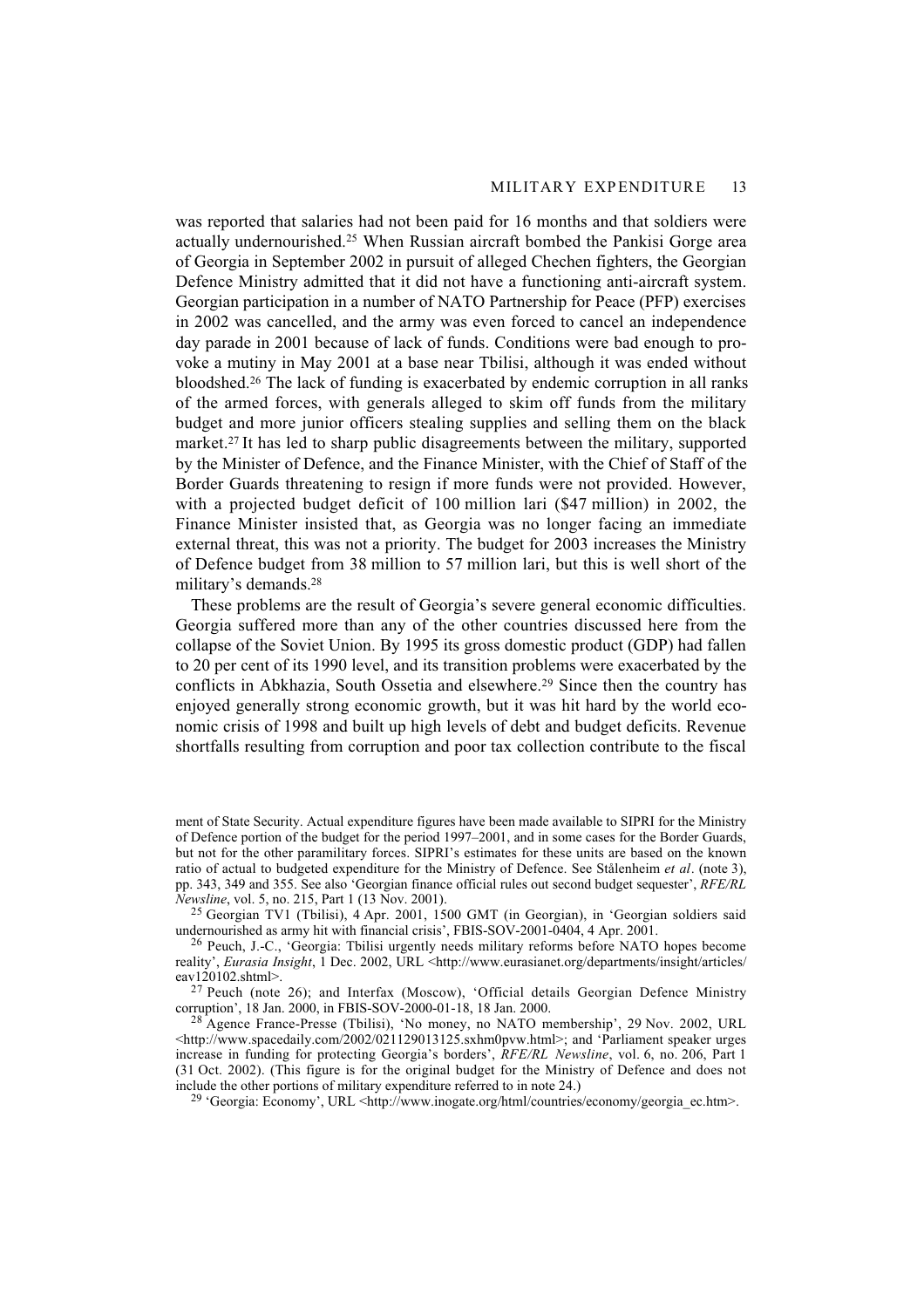was reported that salaries had not been paid for 16 months and that soldiers were actually undernourished.[25] When Russian aircraft bombed the Pankisi Gorge area of Georgia in September 2002 in pursuit of alleged Chechen fighters, the Georgian Defence Ministry admitted that it did not have a functioning anti-aircraft system. Georgian participation in a number of NATO Partnership for Peace (PFP) exercises in 2002 was cancelled, and the army was even forced to cancel an independence day parade in 2001 because of lack of funds. Conditions were bad enough to provoke a mutiny in May 2001 at a base near Tbilisi, although it was ended without bloodshed.[26] The lack of funding is exacerbated by endemic corruption in all ranks of the armed forces, with generals alleged to skim off funds from the military budget and more junior officers stealing supplies and selling them on the black market.[27] It has led to sharp public disagreements between the military, supported by the Minister of Defence, and the Finance Minister, with the Chief of Staff of the Border Guards threatening to resign if more funds were not provided. However, with a projected budget deficit of 100 million lari ($47 million) in 2002, the Finance Minister insisted that, as Georgia was no longer facing an immediate external threat, this was not a priority. The budget for 2003 increases the Ministry of Defence budget from 38 million to 57 million lari, but this is well short of the military's demands.[28]

These problems are the result of Georgia's severe general economic difficulties. Georgia suffered more than any of the other countries discussed here from the collapse of the Soviet Union. By 1995 its gross domestic product (GDP) had fallen to 20 per cent of its 1990 level, and its transition problems were exacerbated by the conflicts in Abkhazia, South Ossetia and elsewhere.[29] Since then the country has enjoyed generally strong economic growth, but it was hit hard by the world economic crisis of 1998 and built up high levels of debt and budget deficits. Revenue shortfalls resulting from corruption and poor tax collection contribute to the fiscal

ment of State Security. Actual expenditure figures have been made available to SIPRI for the Ministry of Defence portion of the budget for the period 1997–2001, and in some cases for the Border Guards, but not for the other paramilitary forces. SIPRI's estimates for these units are based on the known ratio of actual to budgeted expenditure for the Ministry of Defence. See Stålenheim *et al*. (note 3), pp. 343, 349 and 355. See also 'Georgian finance official rules out second budget sequester', *RFE/RL Newsline*, vol. 5, no. 215, Part 1 (13 Nov. 2001).

[25] Georgian TV1 (Tbilisi), 4 Apr. 2001, 1500 GMT (in Georgian), in 'Georgian soldiers said undernourished as army hit with financial crisis', FBIS-SOV-2001-0404, 4 Apr. 2001.

[26] Peuch, J.-C., 'Georgia: Tbilisi urgently needs military reforms before NATO hopes become reality', *Eurasia Insight*, 1 Dec. 2002, URL <http://www.eurasianet.org/departments/insight/articles/eav120102.shtml>.

[27] Peuch (note 26); and Interfax (Moscow), 'Official details Georgian Defence Ministry corruption', 18 Jan. 2000, in FBIS-SOV-2000-01-18, 18 Jan. 2000.

[28] Agence France-Presse (Tbilisi), 'No money, no NATO membership', 29 Nov. 2002, URL <http://www.spacedaily.com/2002/021129013125.sxhm0pvw.html>; and 'Parliament speaker urges increase in funding for protecting Georgia's borders', *RFE/RL Newsline*, vol. 6, no. 206, Part 1 (31 Oct. 2002). (This figure is for the original budget for the Ministry of Defence and does not include the other portions of military expenditure referred to in note 24.)

[29] 'Georgia: Economy', URL <http://www.inogate.org/html/countries/economy/georgia_ec.htm>.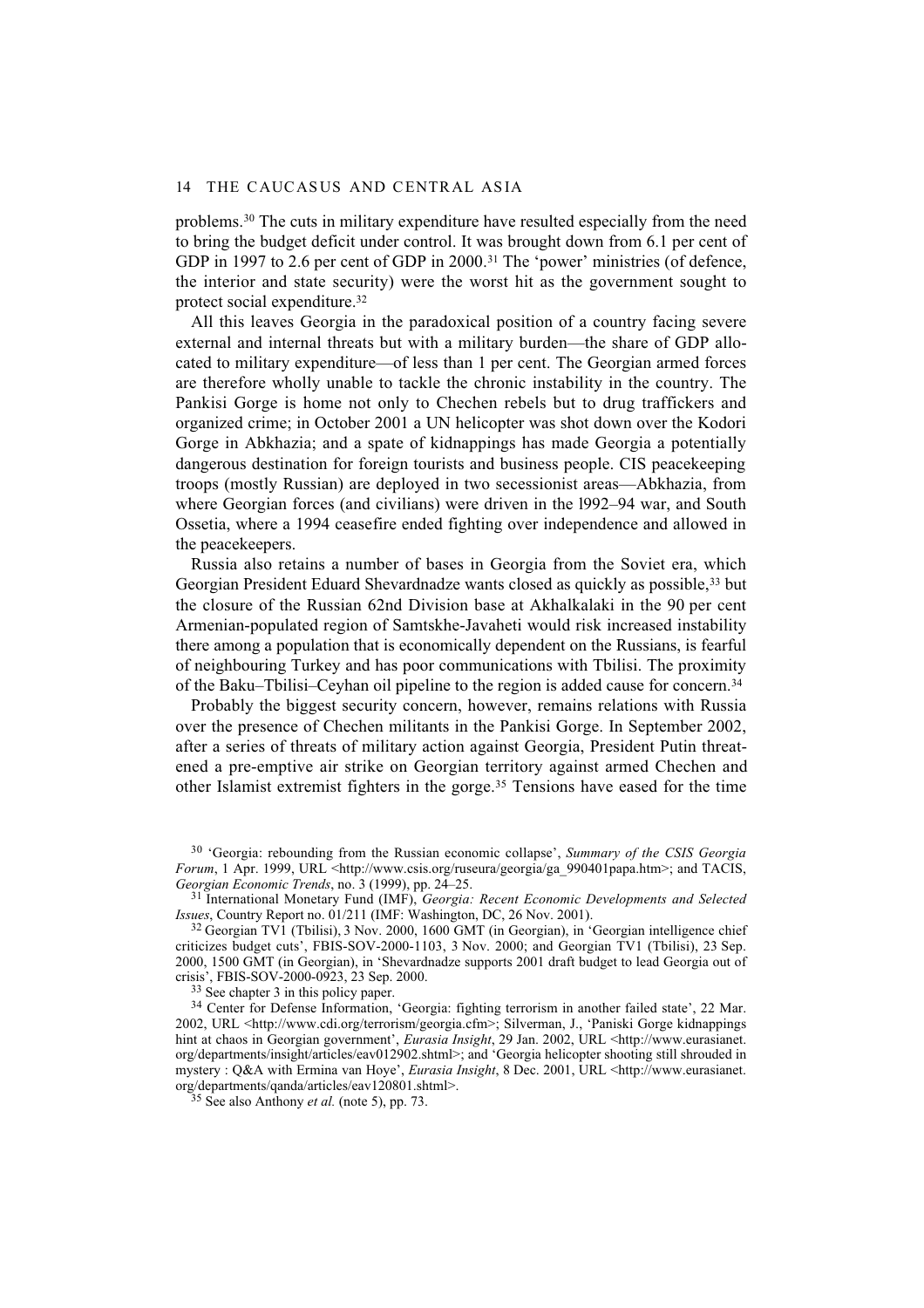problems.[30] The cuts in military expenditure have resulted especially from the need to bring the budget deficit under control. It was brought down from 6.1 per cent of GDP in 1997 to 2.6 per cent of GDP in 2000.[31] The 'power' ministries (of defence, the interior and state security) were the worst hit as the government sought to protect social expenditure.[32]

All this leaves Georgia in the paradoxical position of a country facing severe external and internal threats but with a military burden—the share of GDP allocated to military expenditure—of less than 1 per cent. The Georgian armed forces are therefore wholly unable to tackle the chronic instability in the country. The Pankisi Gorge is home not only to Chechen rebels but to drug traffickers and organized crime; in October 2001 a UN helicopter was shot down over the Kodori Gorge in Abkhazia; and a spate of kidnappings has made Georgia a potentially dangerous destination for foreign tourists and business people. CIS peacekeeping troops (mostly Russian) are deployed in two secessionist areas—Abkhazia, from where Georgian forces (and civilians) were driven in the l992–94 war, and South Ossetia, where a 1994 ceasefire ended fighting over independence and allowed in the peacekeepers.

Russia also retains a number of bases in Georgia from the Soviet era, which Georgian President Eduard Shevardnadze wants closed as quickly as possible,[33] but the closure of the Russian 62nd Division base at Akhalkalaki in the 90 per cent Armenian-populated region of Samtskhe-Javaheti would risk increased instability there among a population that is economically dependent on the Russians, is fearful of neighbouring Turkey and has poor communications with Tbilisi. The proximity of the Baku–Tbilisi–Ceyhan oil pipeline to the region is added cause for concern.[34]

Probably the biggest security concern, however, remains relations with Russia over the presence of Chechen militants in the Pankisi Gorge. In September 2002, after a series of threats of military action against Georgia, President Putin threatened a pre-emptive air strike on Georgian territory against armed Chechen and other Islamist extremist fighters in the gorge.[35] Tensions have eased for the time

---

[30] 'Georgia: rebounding from the Russian economic collapse', *Summary of the CSIS Georgia Forum*, 1 Apr. 1999, URL <http://www.csis.org/ruseura/georgia/ga_990401papa.htm>; and TACIS, *Georgian Economic Trends*, no. 3 (1999), pp. 24–25.

[31] International Monetary Fund (IMF), *Georgia: Recent Economic Developments and Selected Issues*, Country Report no. 01/211 (IMF: Washington, DC, 26 Nov. 2001).

[32] Georgian TV1 (Tbilisi), 3 Nov. 2000, 1600 GMT (in Georgian), in 'Georgian intelligence chief criticizes budget cuts', FBIS-SOV-2000-1103, 3 Nov. 2000; and Georgian TV1 (Tbilisi), 23 Sep. 2000, 1500 GMT (in Georgian), in 'Shevardnadze supports 2001 draft budget to lead Georgia out of crisis', FBIS-SOV-2000-0923, 23 Sep. 2000.

[33] See chapter 3 in this policy paper.

[34] Center for Defense Information, 'Georgia: fighting terrorism in another failed state', 22 Mar. 2002, URL <http://www.cdi.org/terrorism/georgia.cfm>; Silverman, J., 'Paniski Gorge kidnappings hint at chaos in Georgian government', *Eurasia Insight*, 29 Jan. 2002, URL <http://www.eurasianet.org/departments/insight/articles/eav012902.shtml>; and 'Georgia helicopter shooting still shrouded in mystery : Q&A with Ermina van Hoye', *Eurasia Insight*, 8 Dec. 2001, URL <http://www.eurasianet.org/departments/qanda/articles/eav120801.shtml>.

[35] See also Anthony *et al.* (note 5), pp. 73.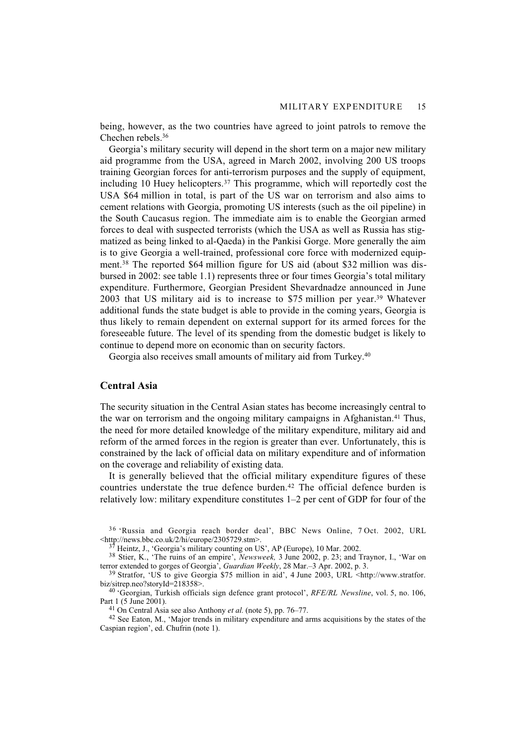being, however, as the two countries have agreed to joint patrols to remove the Chechen rebels.[36]

Georgia's military security will depend in the short term on a major new military aid programme from the USA, agreed in March 2002, involving 200 US troops training Georgian forces for anti-terrorism purposes and the supply of equipment, including 10 Huey helicopters.[37] This programme, which will reportedly cost the USA $64 million in total, is part of the US war on terrorism and also aims to cement relations with Georgia, promoting US interests (such as the oil pipeline) in the South Caucasus region. The immediate aim is to enable the Georgian armed forces to deal with suspected terrorists (which the USA as well as Russia has stigmatized as being linked to al-Qaeda) in the Pankisi Gorge. More generally the aim is to give Georgia a well-trained, professional core force with modernized equipment.[38] The reported $64 million figure for US aid (about $32 million was disbursed in 2002: see table 1.1) represents three or four times Georgia's total military expenditure. Furthermore, Georgian President Shevardnadze announced in June 2003 that US military aid is to increase to $75 million per year.[39] Whatever additional funds the state budget is able to provide in the coming years, Georgia is thus likely to remain dependent on external support for its armed forces for the foreseeable future. The level of its spending from the domestic budget is likely to continue to depend more on economic than on security factors.

Georgia also receives small amounts of military aid from Turkey.[40]

## Central Asia

The security situation in the Central Asian states has become increasingly central to the war on terrorism and the ongoing military campaigns in Afghanistan.[41] Thus, the need for more detailed knowledge of the military expenditure, military aid and reform of the armed forces in the region is greater than ever. Unfortunately, this is constrained by the lack of official data on military expenditure and of information on the coverage and reliability of existing data.

It is generally believed that the official military expenditure figures of these countries understate the true defence burden.[42] The official defence burden is relatively low: military expenditure constitutes 1–2 per cent of GDP for four of the

---

[36] 'Russia and Georgia reach border deal', BBC News Online, 7 Oct. 2002, URL <http://news.bbc.co.uk/2/hi/europe/2305729.stm>.

[37] Heintz, J., 'Georgia's military counting on US', AP (Europe), 10 Mar. 2002.

[38] Stier, K., 'The ruins of an empire', *Newsweek,* 3 June 2002, p. 23; and Traynor, I., 'War on terror extended to gorges of Georgia', *Guardian Weekly*, 28 Mar.–3 Apr. 2002, p. 3.

[39] Stratfor, 'US to give Georgia $75 million in aid', 4 June 2003, URL <http://www.stratfor.biz/sitrep.neo?storyId=218358>.

[40] 'Georgian, Turkish officials sign defence grant protocol', *RFE/RL Newsline*, vol. 5, no. 106, Part 1 (5 June 2001).

[41] On Central Asia see also Anthony *et al.* (note 5), pp. 76–77.

[42] See Eaton, M., 'Major trends in military expenditure and arms acquisitions by the states of the Caspian region', ed. Chufrin (note 1).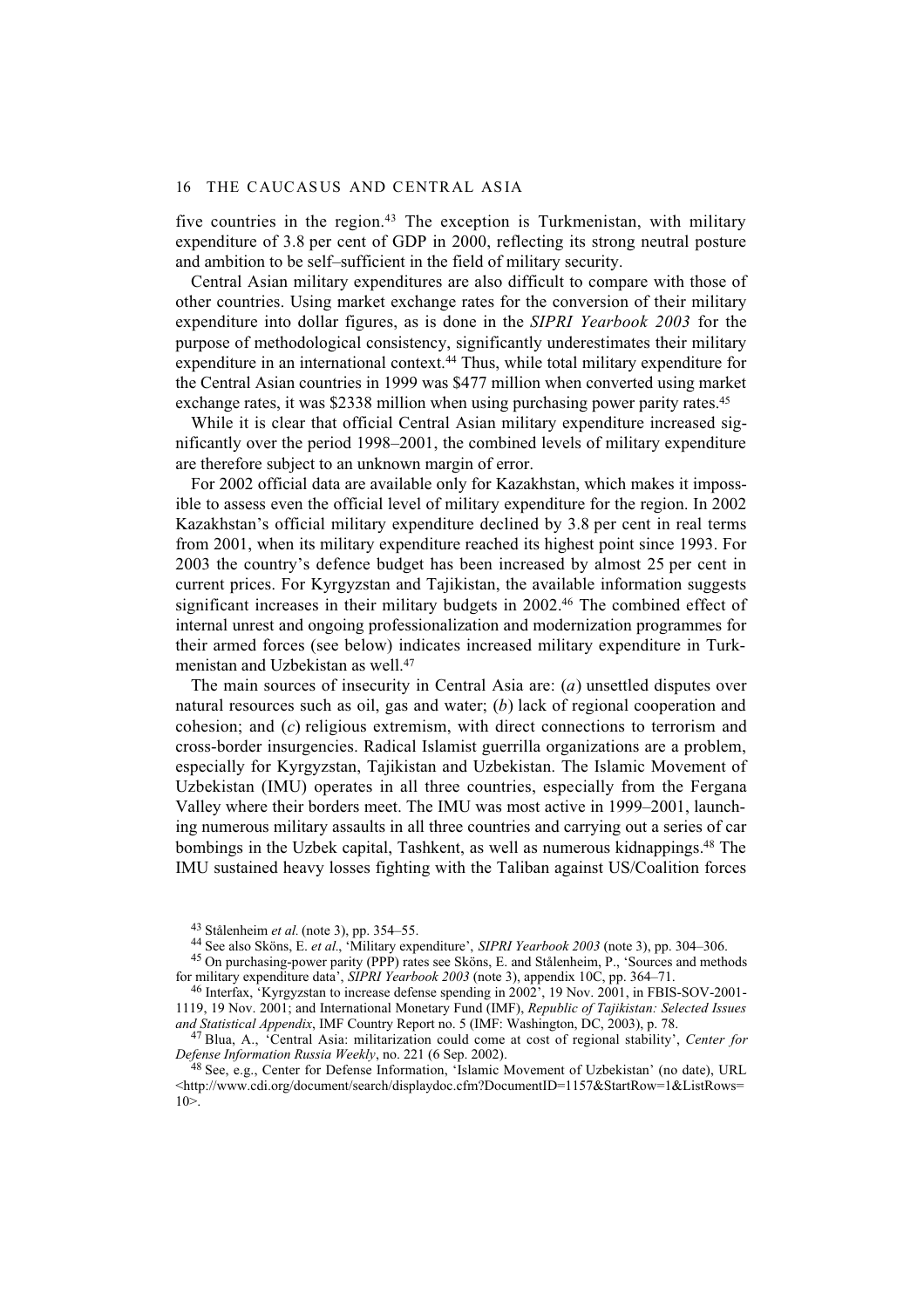five countries in the region.[43] The exception is Turkmenistan, with military expenditure of 3.8 per cent of GDP in 2000, reflecting its strong neutral posture and ambition to be self–sufficient in the field of military security.

Central Asian military expenditures are also difficult to compare with those of other countries. Using market exchange rates for the conversion of their military expenditure into dollar figures, as is done in the *SIPRI Yearbook 2003* for the purpose of methodological consistency, significantly underestimates their military expenditure in an international context.[44] Thus, while total military expenditure for the Central Asian countries in 1999 was $477 million when converted using market exchange rates, it was $2338 million when using purchasing power parity rates.[45]

While it is clear that official Central Asian military expenditure increased significantly over the period 1998–2001, the combined levels of military expenditure are therefore subject to an unknown margin of error.

For 2002 official data are available only for Kazakhstan, which makes it impossible to assess even the official level of military expenditure for the region. In 2002 Kazakhstan's official military expenditure declined by 3.8 per cent in real terms from 2001, when its military expenditure reached its highest point since 1993. For 2003 the country's defence budget has been increased by almost 25 per cent in current prices. For Kyrgyzstan and Tajikistan, the available information suggests significant increases in their military budgets in 2002.[46] The combined effect of internal unrest and ongoing professionalization and modernization programmes for their armed forces (see below) indicates increased military expenditure in Turkmenistan and Uzbekistan as well.[47]

The main sources of insecurity in Central Asia are: (*a*) unsettled disputes over natural resources such as oil, gas and water; (*b*) lack of regional cooperation and cohesion; and (*c*) religious extremism, with direct connections to terrorism and cross-border insurgencies. Radical Islamist guerrilla organizations are a problem, especially for Kyrgyzstan, Tajikistan and Uzbekistan. The Islamic Movement of Uzbekistan (IMU) operates in all three countries, especially from the Fergana Valley where their borders meet. The IMU was most active in 1999–2001, launching numerous military assaults in all three countries and carrying out a series of car bombings in the Uzbek capital, Tashkent, as well as numerous kidnappings.[48] The IMU sustained heavy losses fighting with the Taliban against US/Coalition forces

[43] Stålenheim *et al.* (note 3), pp. 354–55.

[44] See also Sköns, E. *et al.*, 'Military expenditure', *SIPRI Yearbook 2003* (note 3), pp. 304–306.

[45] On purchasing-power parity (PPP) rates see Sköns, E. and Stålenheim, P., 'Sources and methods for military expenditure data', *SIPRI Yearbook 2003* (note 3), appendix 10C, pp. 364–71.

[46] Interfax, 'Kyrgyzstan to increase defense spending in 2002', 19 Nov. 2001, in FBIS-SOV-2001-1119, 19 Nov. 2001; and International Monetary Fund (IMF), *Republic of Tajikistan: Selected Issues and Statistical Appendix*, IMF Country Report no. 5 (IMF: Washington, DC, 2003), p. 78.

[47] Blua, A., 'Central Asia: militarization could come at cost of regional stability', *Center for Defense Information Russia Weekly*, no. 221 (6 Sep. 2002).

[48] See, e.g., Center for Defense Information, 'Islamic Movement of Uzbekistan' (no date), URL <http://www.cdi.org/document/search/displaydoc.cfm?DocumentID=1157&StartRow=1&ListRows=10>.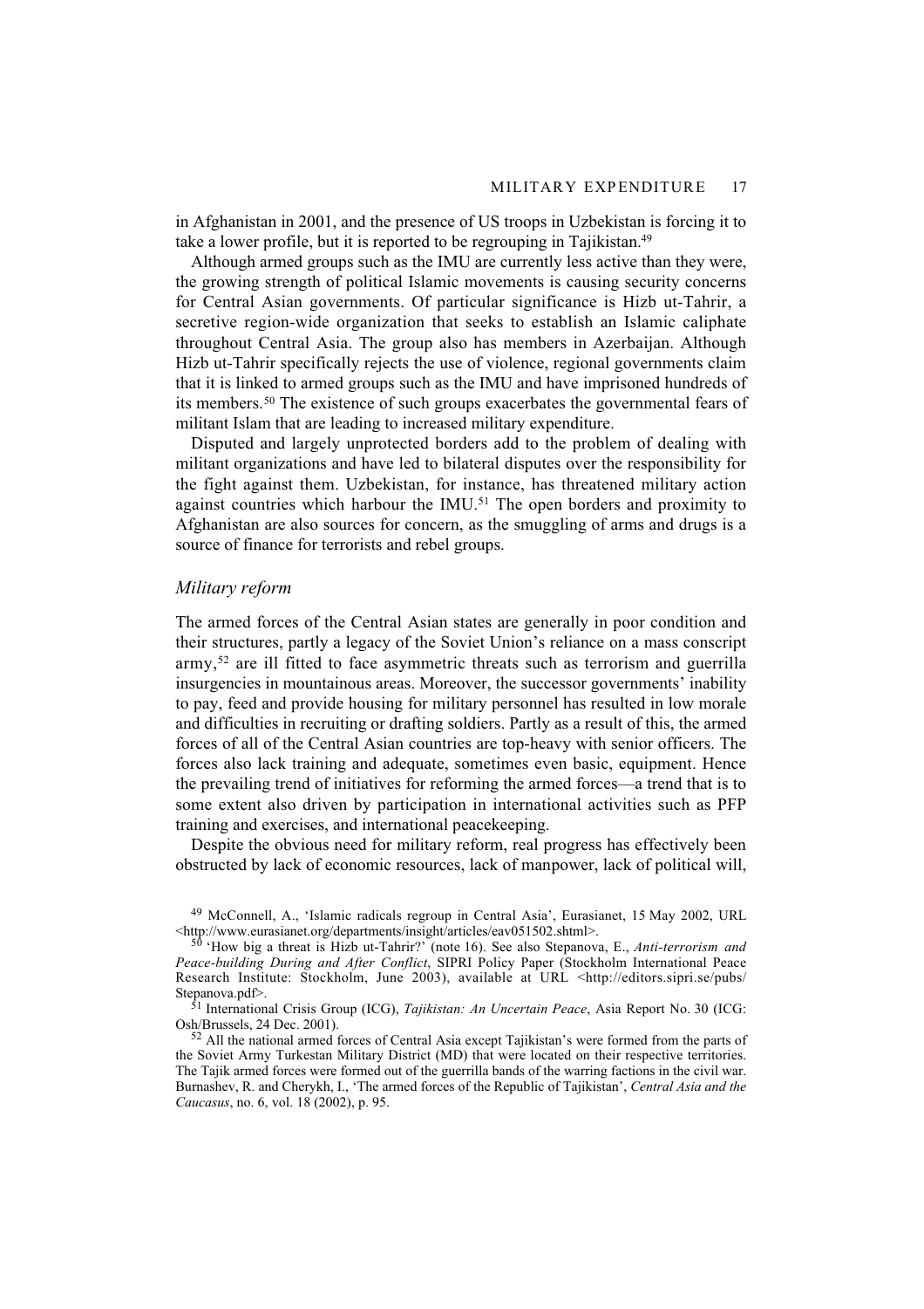in Afghanistan in 2001, and the presence of US troops in Uzbekistan is forcing it to take a lower profile, but it is reported to be regrouping in Tajikistan.[49]

Although armed groups such as the IMU are currently less active than they were, the growing strength of political Islamic movements is causing security concerns for Central Asian governments. Of particular significance is Hizb ut-Tahrir, a secretive region-wide organization that seeks to establish an Islamic caliphate throughout Central Asia. The group also has members in Azerbaijan. Although Hizb ut-Tahrir specifically rejects the use of violence, regional governments claim that it is linked to armed groups such as the IMU and have imprisoned hundreds of its members.[50] The existence of such groups exacerbates the governmental fears of militant Islam that are leading to increased military expenditure.

Disputed and largely unprotected borders add to the problem of dealing with militant organizations and have led to bilateral disputes over the responsibility for the fight against them. Uzbekistan, for instance, has threatened military action against countries which harbour the IMU.[51] The open borders and proximity to Afghanistan are also sources for concern, as the smuggling of arms and drugs is a source of finance for terrorists and rebel groups.

### *Military reform*

The armed forces of the Central Asian states are generally in poor condition and their structures, partly a legacy of the Soviet Union's reliance on a mass conscript army,[52] are ill fitted to face asymmetric threats such as terrorism and guerrilla insurgencies in mountainous areas. Moreover, the successor governments' inability to pay, feed and provide housing for military personnel has resulted in low morale and difficulties in recruiting or drafting soldiers. Partly as a result of this, the armed forces of all of the Central Asian countries are top-heavy with senior officers. The forces also lack training and adequate, sometimes even basic, equipment. Hence the prevailing trend of initiatives for reforming the armed forces—a trend that is to some extent also driven by participation in international activities such as PFP training and exercises, and international peacekeeping.

Despite the obvious need for military reform, real progress has effectively been obstructed by lack of economic resources, lack of manpower, lack of political will,

---

[49] McConnell, A., 'Islamic radicals regroup in Central Asia', Eurasianet, 15 May 2002, URL <http://www.eurasianet.org/departments/insight/articles/eav051502.shtml>.

[50] 'How big a threat is Hizb ut-Tahrir?' (note 16). See also Stepanova, E., *Anti-terrorism and Peace-building During and After Conflict*, SIPRI Policy Paper (Stockholm International Peace Research Institute: Stockholm, June 2003), available at URL <http://editors.sipri.se/pubs/Stepanova.pdf>.

[51] International Crisis Group (ICG), *Tajikistan: An Uncertain Peace*, Asia Report No. 30 (ICG: Osh/Brussels, 24 Dec. 2001).

[52] All the national armed forces of Central Asia except Tajikistan's were formed from the parts of the Soviet Army Turkestan Military District (MD) that were located on their respective territories. The Tajik armed forces were formed out of the guerrilla bands of the warring factions in the civil war. Burnashev, R. and Cherykh, I., 'The armed forces of the Republic of Tajikistan', *Central Asia and the Caucasus*, no. 6, vol. 18 (2002), p. 95.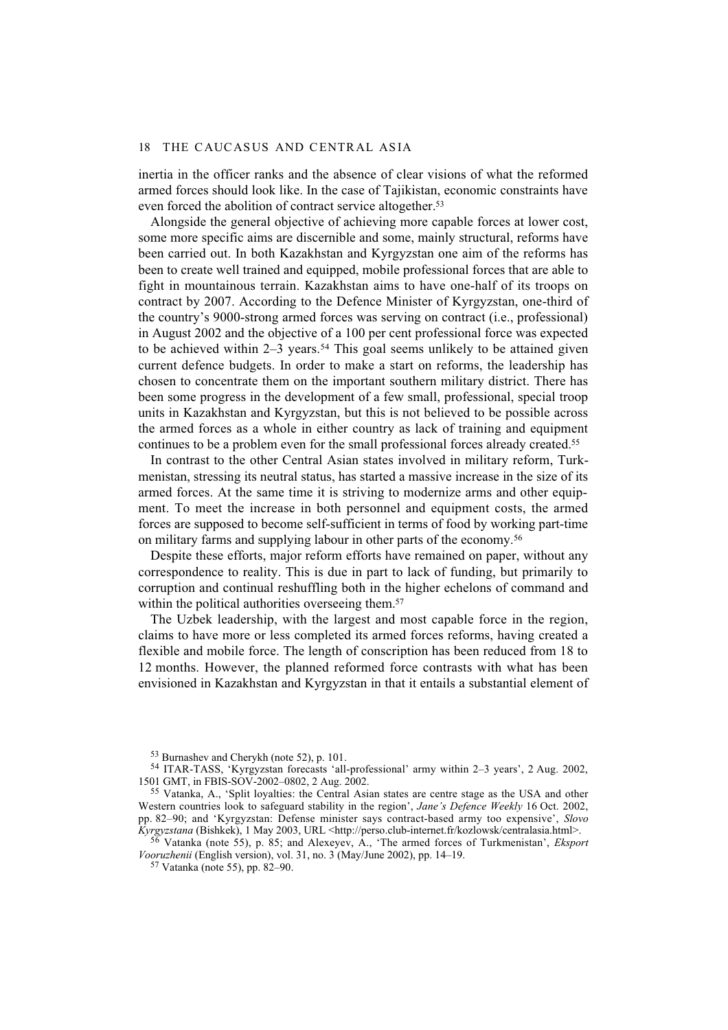inertia in the officer ranks and the absence of clear visions of what the reformed armed forces should look like. In the case of Tajikistan, economic constraints have even forced the abolition of contract service altogether.[53]

Alongside the general objective of achieving more capable forces at lower cost, some more specific aims are discernible and some, mainly structural, reforms have been carried out. In both Kazakhstan and Kyrgyzstan one aim of the reforms has been to create well trained and equipped, mobile professional forces that are able to fight in mountainous terrain. Kazakhstan aims to have one-half of its troops on contract by 2007. According to the Defence Minister of Kyrgyzstan, one-third of the country's 9000-strong armed forces was serving on contract (i.e., professional) in August 2002 and the objective of a 100 per cent professional force was expected to be achieved within 2–3 years.[54] This goal seems unlikely to be attained given current defence budgets. In order to make a start on reforms, the leadership has chosen to concentrate them on the important southern military district. There has been some progress in the development of a few small, professional, special troop units in Kazakhstan and Kyrgyzstan, but this is not believed to be possible across the armed forces as a whole in either country as lack of training and equipment continues to be a problem even for the small professional forces already created.[55]

In contrast to the other Central Asian states involved in military reform, Turkmenistan, stressing its neutral status, has started a massive increase in the size of its armed forces. At the same time it is striving to modernize arms and other equipment. To meet the increase in both personnel and equipment costs, the armed forces are supposed to become self-sufficient in terms of food by working part-time on military farms and supplying labour in other parts of the economy.[56]

Despite these efforts, major reform efforts have remained on paper, without any correspondence to reality. This is due in part to lack of funding, but primarily to corruption and continual reshuffling both in the higher echelons of command and within the political authorities overseeing them.[57]

The Uzbek leadership, with the largest and most capable force in the region, claims to have more or less completed its armed forces reforms, having created a flexible and mobile force. The length of conscription has been reduced from 18 to 12 months. However, the planned reformed force contrasts with what has been envisioned in Kazakhstan and Kyrgyzstan in that it entails a substantial element of

[53] Burnashev and Cherykh (note 52), p. 101.

[54] ITAR-TASS, 'Kyrgyzstan forecasts 'all-professional' army within 2–3 years', 2 Aug. 2002, 1501 GMT, in FBIS-SOV-2002–0802, 2 Aug. 2002.

[55] Vatanka, A., 'Split loyalties: the Central Asian states are centre stage as the USA and other Western countries look to safeguard stability in the region', *Jane's Defence Weekly* 16 Oct. 2002, pp. 82–90; and 'Kyrgyzstan: Defense minister says contract-based army too expensive', *Slovo Kyrgyzstana* (Bishkek), 1 May 2003, URL <http://perso.club-internet.fr/kozlowsk/centralasia.html>.

[56] Vatanka (note 55), p. 85; and Alexeyev, A., 'The armed forces of Turkmenistan', *Eksport Vooruzhenii* (English version), vol. 31, no. 3 (May/June 2002), pp. 14–19.

[57] Vatanka (note 55), pp. 82–90.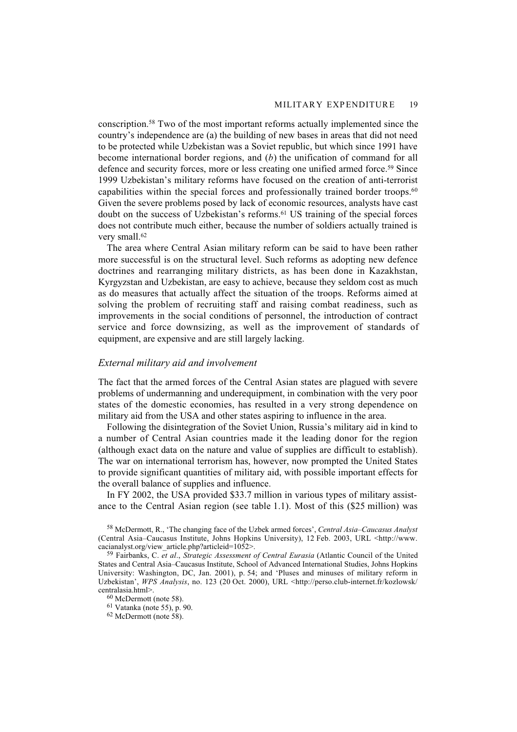conscription.[58] Two of the most important reforms actually implemented since the country's independence are (a) the building of new bases in areas that did not need to be protected while Uzbekistan was a Soviet republic, but which since 1991 have become international border regions, and (*b*) the unification of command for all defence and security forces, more or less creating one unified armed force.[59] Since 1999 Uzbekistan's military reforms have focused on the creation of anti-terrorist capabilities within the special forces and professionally trained border troops.[60] Given the severe problems posed by lack of economic resources, analysts have cast doubt on the success of Uzbekistan's reforms.[61] US training of the special forces does not contribute much either, because the number of soldiers actually trained is very small.[62]

The area where Central Asian military reform can be said to have been rather more successful is on the structural level. Such reforms as adopting new defence doctrines and rearranging military districts, as has been done in Kazakhstan, Kyrgyzstan and Uzbekistan, are easy to achieve, because they seldom cost as much as do measures that actually affect the situation of the troops. Reforms aimed at solving the problem of recruiting staff and raising combat readiness, such as improvements in the social conditions of personnel, the introduction of contract service and force downsizing, as well as the improvement of standards of equipment, are expensive and are still largely lacking.

### *External military aid and involvement*

The fact that the armed forces of the Central Asian states are plagued with severe problems of undermanning and underequipment, in combination with the very poor states of the domestic economies, has resulted in a very strong dependence on military aid from the USA and other states aspiring to influence in the area.

Following the disintegration of the Soviet Union, Russia's military aid in kind to a number of Central Asian countries made it the leading donor for the region (although exact data on the nature and value of supplies are difficult to establish). The war on international terrorism has, however, now prompted the United States to provide significant quantities of military aid, with possible important effects for the overall balance of supplies and influence.

In FY 2002, the USA provided $33.7 million in various types of military assistance to the Central Asian region (see table 1.1). Most of this ($25 million) was

---

[58] McDermott, R., 'The changing face of the Uzbek armed forces', *Central Asia–Caucasus Analyst* (Central Asia–Caucasus Institute, Johns Hopkins University), 12 Feb. 2003, URL <http://www.cacianalyst.org/view_article.php?articleid=1052>.

[59] Fairbanks, C. *et al*., *Strategic Assessment of Central Eurasia* (Atlantic Council of the United States and Central Asia–Caucasus Institute, School of Advanced International Studies, Johns Hopkins University: Washington, DC, Jan. 2001), p. 54; and 'Pluses and minuses of military reform in Uzbekistan', *WPS Analysis*, no. 123 (20 Oct. 2000), URL <http://perso.club-internet.fr/kozlowsk/centralasia.html>.

[60] McDermott (note 58).

[61] Vatanka (note 55), p. 90.

[62] McDermott (note 58).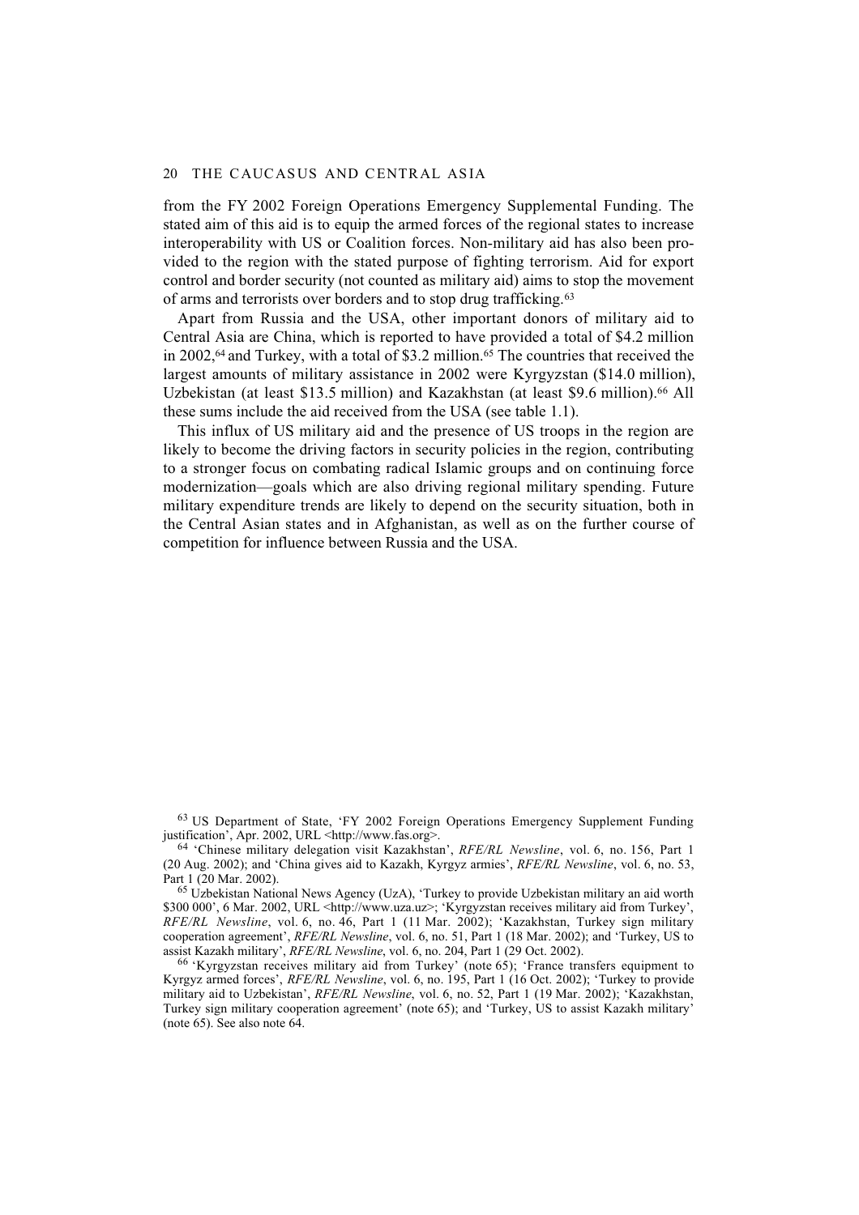from the FY 2002 Foreign Operations Emergency Supplemental Funding. The stated aim of this aid is to equip the armed forces of the regional states to increase interoperability with US or Coalition forces. Non-military aid has also been provided to the region with the stated purpose of fighting terrorism. Aid for export control and border security (not counted as military aid) aims to stop the movement of arms and terrorists over borders and to stop drug trafficking.[63]

Apart from Russia and the USA, other important donors of military aid to Central Asia are China, which is reported to have provided a total of $4.2 million in 2002,[64] and Turkey, with a total of $3.2 million.[65] The countries that received the largest amounts of military assistance in 2002 were Kyrgyzstan ($14.0 million), Uzbekistan (at least $13.5 million) and Kazakhstan (at least $9.6 million).[66] All these sums include the aid received from the USA (see table 1.1).

This influx of US military aid and the presence of US troops in the region are likely to become the driving factors in security policies in the region, contributing to a stronger focus on combating radical Islamic groups and on continuing force modernization—goals which are also driving regional military spending. Future military expenditure trends are likely to depend on the security situation, both in the Central Asian states and in Afghanistan, as well as on the further course of competition for influence between Russia and the USA.

---

[63] US Department of State, 'FY 2002 Foreign Operations Emergency Supplement Funding justification', Apr. 2002, URL <http://www.fas.org>.

[64] 'Chinese military delegation visit Kazakhstan', *RFE/RL Newsline*, vol. 6, no. 156, Part 1 (20 Aug. 2002); and 'China gives aid to Kazakh, Kyrgyz armies', *RFE/RL Newsline*, vol. 6, no. 53, Part 1 (20 Mar. 2002).

[65] Uzbekistan National News Agency (UzA), 'Turkey to provide Uzbekistan military an aid worth $300 000', 6 Mar. 2002, URL <http://www.uza.uz>; 'Kyrgyzstan receives military aid from Turkey', *RFE/RL Newsline*, vol. 6, no. 46, Part 1 (11 Mar. 2002); 'Kazakhstan, Turkey sign military cooperation agreement', *RFE/RL Newsline*, vol. 6, no. 51, Part 1 (18 Mar. 2002); and 'Turkey, US to assist Kazakh military', *RFE/RL Newsline*, vol. 6, no. 204, Part 1 (29 Oct. 2002).

[66] 'Kyrgyzstan receives military aid from Turkey' (note 65); 'France transfers equipment to Kyrgyz armed forces', *RFE/RL Newsline*, vol. 6, no. 195, Part 1 (16 Oct. 2002); 'Turkey to provide military aid to Uzbekistan', *RFE/RL Newsline*, vol. 6, no. 52, Part 1 (19 Mar. 2002); 'Kazakhstan, Turkey sign military cooperation agreement' (note 65); and 'Turkey, US to assist Kazakh military' (note 65). See also note 64.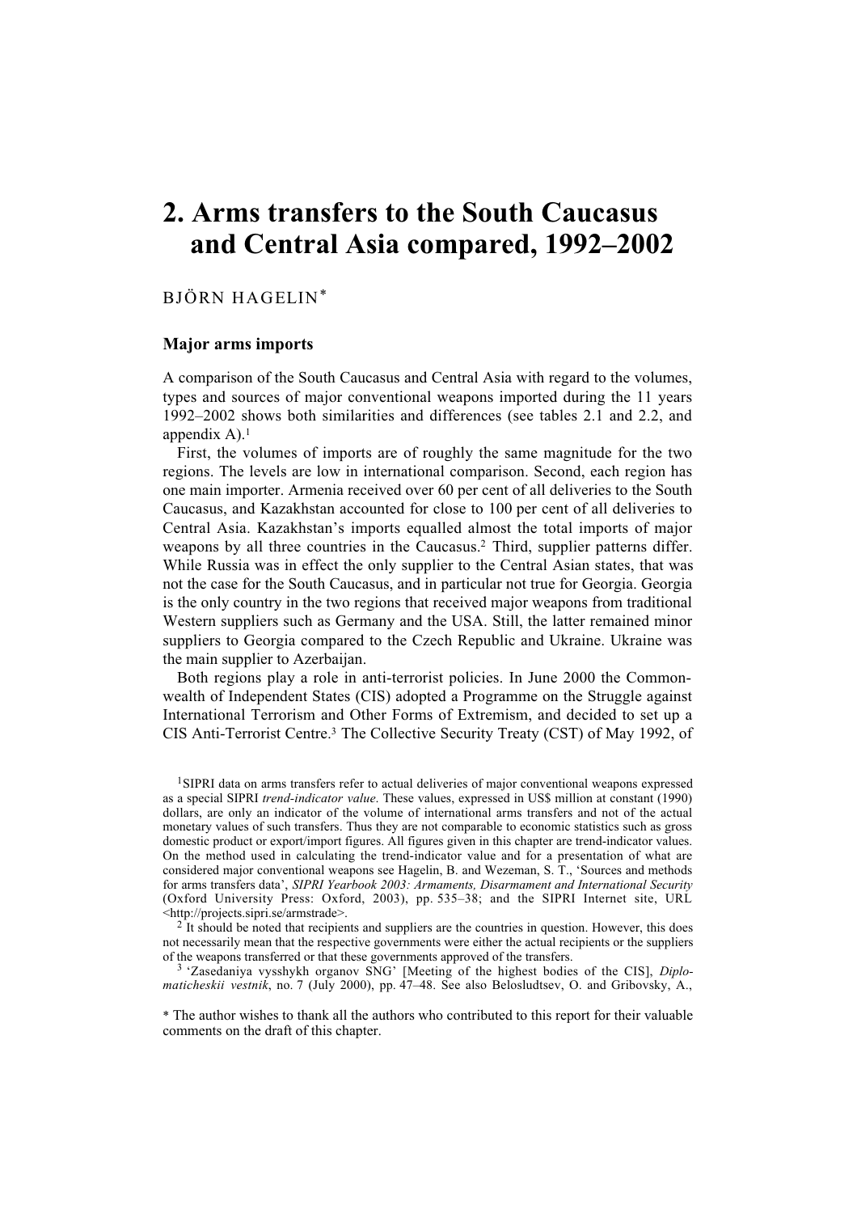# 2. Arms transfers to the South Caucasus and Central Asia compared, 1992–2002

BJÖRN HAGELIN*

## Major arms imports

A comparison of the South Caucasus and Central Asia with regard to the volumes, types and sources of major conventional weapons imported during the 11 years 1992–2002 shows both similarities and differences (see tables 2.1 and 2.2, and appendix A).[1]

First, the volumes of imports are of roughly the same magnitude for the two regions. The levels are low in international comparison. Second, each region has one main importer. Armenia received over 60 per cent of all deliveries to the South Caucasus, and Kazakhstan accounted for close to 100 per cent of all deliveries to Central Asia. Kazakhstan's imports equalled almost the total imports of major weapons by all three countries in the Caucasus.[2] Third, supplier patterns differ. While Russia was in effect the only supplier to the Central Asian states, that was not the case for the South Caucasus, and in particular not true for Georgia. Georgia is the only country in the two regions that received major weapons from traditional Western suppliers such as Germany and the USA. Still, the latter remained minor suppliers to Georgia compared to the Czech Republic and Ukraine. Ukraine was the main supplier to Azerbaijan.

Both regions play a role in anti-terrorist policies. In June 2000 the Commonwealth of Independent States (CIS) adopted a Programme on the Struggle against International Terrorism and Other Forms of Extremism, and decided to set up a CIS Anti-Terrorist Centre.[3] The Collective Security Treaty (CST) of May 1992, of

[1] SIPRI data on arms transfers refer to actual deliveries of major conventional weapons expressed as a special SIPRI *trend-indicator value*. These values, expressed in US$ million at constant (1990) dollars, are only an indicator of the volume of international arms transfers and not of the actual monetary values of such transfers. Thus they are not comparable to economic statistics such as gross domestic product or export/import figures. All figures given in this chapter are trend-indicator values. On the method used in calculating the trend-indicator value and for a presentation of what are considered major conventional weapons see Hagelin, B. and Wezeman, S. T., 'Sources and methods for arms transfers data', *SIPRI Yearbook 2003: Armaments, Disarmament and International Security* (Oxford University Press: Oxford, 2003), pp. 535–38; and the SIPRI Internet site, URL <http://projects.sipri.se/armstrade>.

[2] It should be noted that recipients and suppliers are the countries in question. However, this does not necessarily mean that the respective governments were either the actual recipients or the suppliers of the weapons transferred or that these governments approved of the transfers.

[3] 'Zasedaniya vysshykh organov SNG' [Meeting of the highest bodies of the CIS], *Diplomaticheskii vestnik*, no. 7 (July 2000), pp. 47–48. See also Belosludtsev, O. and Gribovsky, A.,

* The author wishes to thank all the authors who contributed to this report for their valuable comments on the draft of this chapter.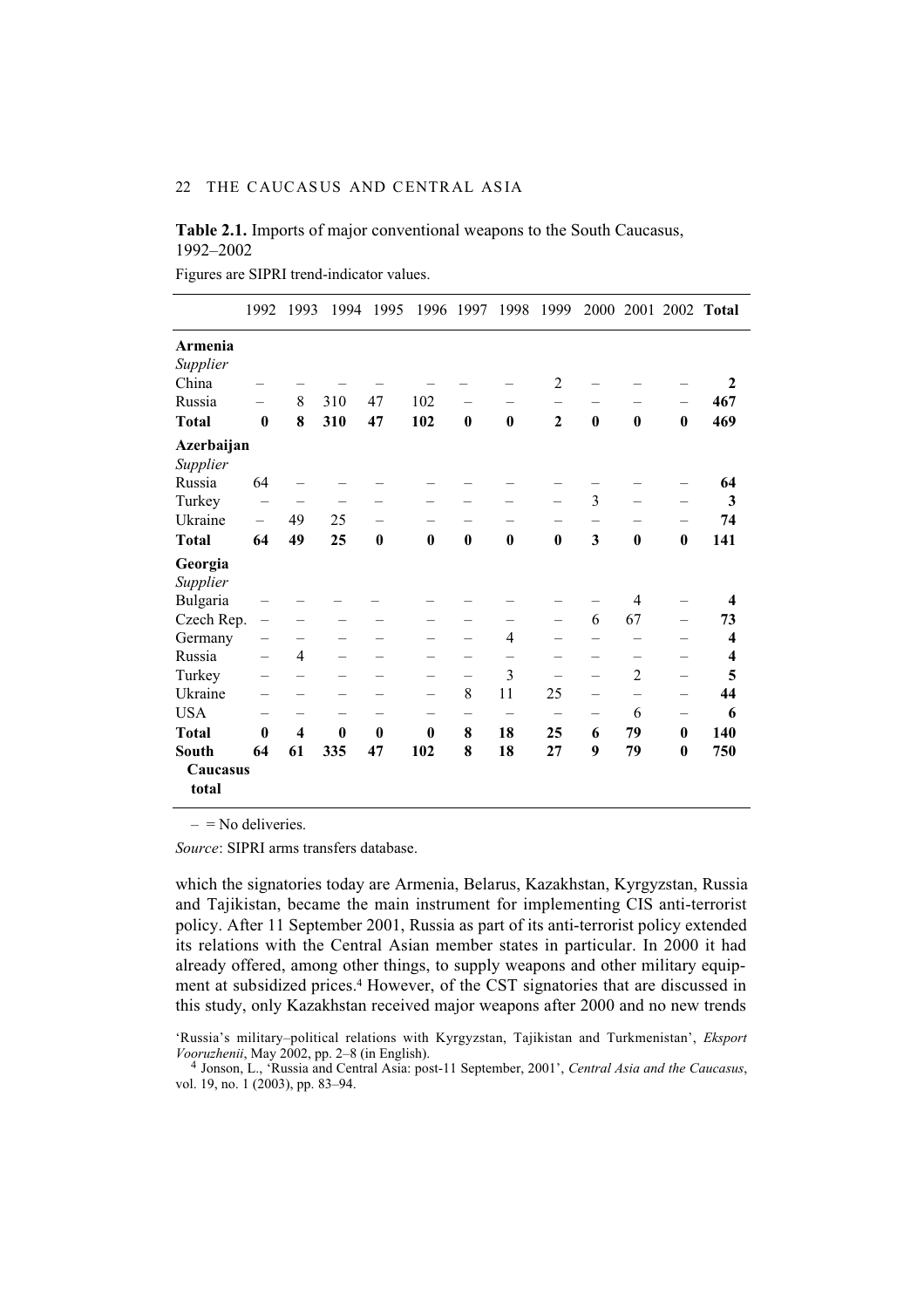**Table 2.1.** Imports of major conventional weapons to the South Caucasus, 1992–2002

Figures are SIPRI trend-indicator values.

| | 1992 | 1993 | 1994 | 1995 | 1996 | 1997 | 1998 | 1999 | 2000 | 2001 | 2002 | Total |
|---|---|---|---|---|---|---|---|---|---|---|---|---|
| **Armenia** | | | | | | | | | | | | |
| *Supplier* | | | | | | | | | | | | |
| China | – | – | – | – | – | – | – | 2 | – | – | – | **2** |
| Russia | – | 8 | 310 | 47 | 102 | – | – | – | – | – | – | **467** |
| **Total** | **0** | **8** | **310** | **47** | **102** | **0** | **0** | **2** | **0** | **0** | **0** | **469** |
| **Azerbaijan** | | | | | | | | | | | | |
| *Supplier* | | | | | | | | | | | | |
| Russia | 64 | – | – | – | – | – | – | – | – | – | – | **64** |
| Turkey | – | – | – | – | – | – | – | – | 3 | – | – | **3** |
| Ukraine | – | 49 | 25 | – | – | – | – | – | – | – | – | **74** |
| **Total** | **64** | **49** | **25** | **0** | **0** | **0** | **0** | **0** | **3** | **0** | **0** | **141** |
| **Georgia** | | | | | | | | | | | | |
| *Supplier* | | | | | | | | | | | | |
| Bulgaria | – | – | – | – | – | – | – | – | – | 4 | – | **4** |
| Czech Rep. | – | – | – | – | – | – | – | – | 6 | 67 | – | **73** |
| Germany | – | – | – | – | – | – | 4 | – | – | – | – | **4** |
| Russia | – | 4 | – | – | – | – | – | – | – | – | – | **4** |
| Turkey | – | – | – | – | – | – | 3 | – | – | 2 | – | **5** |
| Ukraine | – | – | – | – | – | 8 | 11 | 25 | – | – | – | **44** |
| USA | – | – | – | – | – | – | – | – | – | 6 | – | **6** |
| **Total** | **0** | **4** | **0** | **0** | **0** | **8** | **18** | **25** | **6** | **79** | **0** | **140** |
| **South Caucasus total** | **64** | **61** | **335** | **47** | **102** | **8** | **18** | **27** | **9** | **79** | **0** | **750** |

– = No deliveries.

*Source*: SIPRI arms transfers database.

which the signatories today are Armenia, Belarus, Kazakhstan, Kyrgyzstan, Russia and Tajikistan, became the main instrument for implementing CIS anti-terrorist policy. After 11 September 2001, Russia as part of its anti-terrorist policy extended its relations with the Central Asian member states in particular. In 2000 it had already offered, among other things, to supply weapons and other military equipment at subsidized prices.[4] However, of the CST signatories that are discussed in this study, only Kazakhstan received major weapons after 2000 and no new trends

'Russia's military–political relations with Kyrgyzstan, Tajikistan and Turkmenistan', *Eksport Vooruzhenii*, May 2002, pp. 2–8 (in English).

[4] Jonson, L., 'Russia and Central Asia: post-11 September, 2001', *Central Asia and the Caucasus*, vol. 19, no. 1 (2003), pp. 83–94.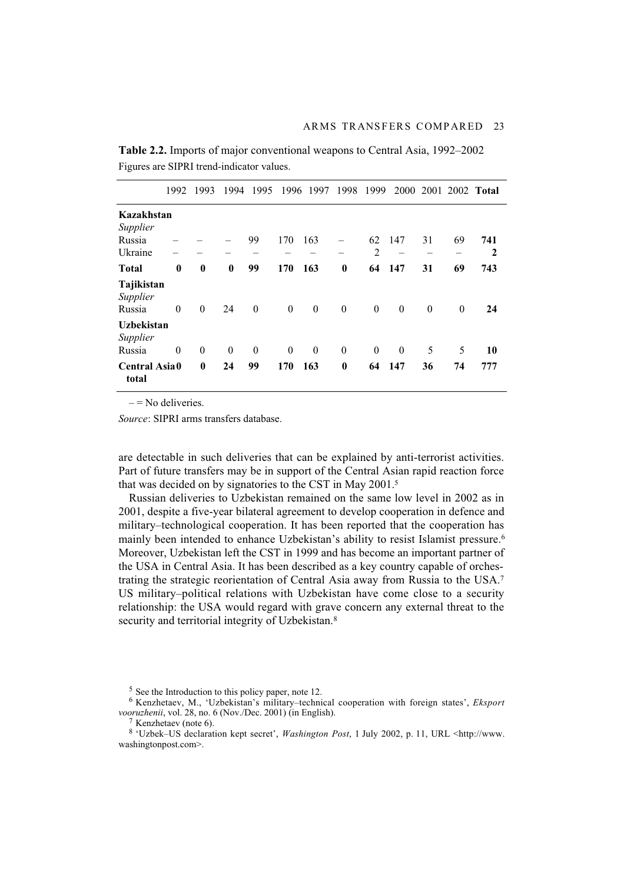**Table 2.2.** Imports of major conventional weapons to Central Asia, 1992–2002

Figures are SIPRI trend-indicator values.

| | 1992 | 1993 | 1994 | 1995 | 1996 | 1997 | 1998 | 1999 | 2000 | 2001 | 2002 | Total |
|---|---|---|---|---|---|---|---|---|---|---|---|---|
| **Kazakhstan** | | | | | | | | | | | | |
| *Supplier* | | | | | | | | | | | | |
| Russia | – | – | – | 99 | 170 | 163 | – | 62 | 147 | 31 | 69 | **741** |
| Ukraine | – | – | – | – | – | – | – | 2 | – | – | – | **2** |
| **Total** | **0** | **0** | **0** | **99** | **170** | **163** | **0** | **64** | **147** | **31** | **69** | **743** |
| **Tajikistan** | | | | | | | | | | | | |
| *Supplier* | | | | | | | | | | | | |
| Russia | 0 | 0 | 24 | 0 | 0 | 0 | 0 | 0 | 0 | 0 | 0 | **24** |
| **Uzbekistan** | | | | | | | | | | | | |
| *Supplier* | | | | | | | | | | | | |
| Russia | 0 | 0 | 0 | 0 | 0 | 0 | 0 | 0 | 0 | 5 | 5 | **10** |
| **Central Asia total** | **0** | **0** | **24** | **99** | **170** | **163** | **0** | **64** | **147** | **36** | **74** | **777** |

– = No deliveries.

*Source*: SIPRI arms transfers database.

are detectable in such deliveries that can be explained by anti-terrorist activities. Part of future transfers may be in support of the Central Asian rapid reaction force that was decided on by signatories to the CST in May 2001.[5]

Russian deliveries to Uzbekistan remained on the same low level in 2002 as in 2001, despite a five-year bilateral agreement to develop cooperation in defence and military–technological cooperation. It has been reported that the cooperation has mainly been intended to enhance Uzbekistan's ability to resist Islamist pressure.[6] Moreover, Uzbekistan left the CST in 1999 and has become an important partner of the USA in Central Asia. It has been described as a key country capable of orchestrating the strategic reorientation of Central Asia away from Russia to the USA.[7] US military–political relations with Uzbekistan have come close to a security relationship: the USA would regard with grave concern any external threat to the security and territorial integrity of Uzbekistan.[8]

[5] See the Introduction to this policy paper, note 12.

[6] Kenzhetaev, M., 'Uzbekistan's military–technical cooperation with foreign states', *Eksport vooruzhenii*, vol. 28, no. 6 (Nov./Dec. 2001) (in English).

[7] Kenzhetaev (note 6).

[8] 'Uzbek–US declaration kept secret', *Washington Post*, 1 July 2002, p. 11, URL <http://www.washingtonpost.com>.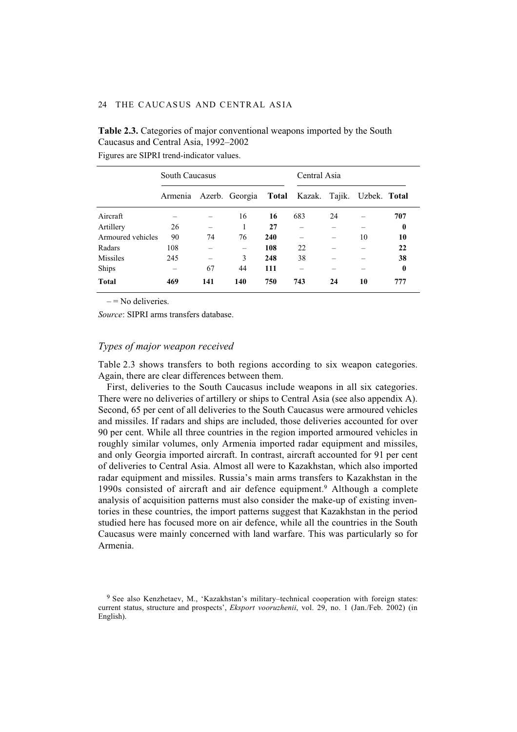**Table 2.3.** Categories of major conventional weapons imported by the South Caucasus and Central Asia, 1992–2002

Figures are SIPRI trend-indicator values.

| | South Caucasus | | | | Central Asia | | | |
|---|---|---|---|---|---|---|---|---|
| | Armenia | Azerb. | Georgia | **Total** | Kazak. | Tajik. | Uzbek. | **Total** |
| Aircraft | – | – | 16 | **16** | 683 | 24 | – | **707** |
| Artillery | 26 | – | 1 | **27** | – | – | – | **0** |
| Armoured vehicles | 90 | 74 | 76 | **240** | – | – | 10 | **10** |
| Radars | 108 | – | – | **108** | 22 | – | – | **22** |
| Missiles | 245 | – | 3 | **248** | 38 | – | – | **38** |
| Ships | – | 67 | 44 | **111** | – | – | – | **0** |
| **Total** | **469** | **141** | **140** | **750** | **743** | **24** | **10** | **777** |

– = No deliveries.

*Source*: SIPRI arms transfers database.

### *Types of major weapon received*

Table 2.3 shows transfers to both regions according to six weapon categories. Again, there are clear differences between them.

First, deliveries to the South Caucasus include weapons in all six categories. There were no deliveries of artillery or ships to Central Asia (see also appendix A). Second, 65 per cent of all deliveries to the South Caucasus were armoured vehicles and missiles. If radars and ships are included, those deliveries accounted for over 90 per cent. While all three countries in the region imported armoured vehicles in roughly similar volumes, only Armenia imported radar equipment and missiles, and only Georgia imported aircraft. In contrast, aircraft accounted for 91 per cent of deliveries to Central Asia. Almost all were to Kazakhstan, which also imported radar equipment and missiles. Russia's main arms transfers to Kazakhstan in the 1990s consisted of aircraft and air defence equipment.[9] Although a complete analysis of acquisition patterns must also consider the make-up of existing inventories in these countries, the import patterns suggest that Kazakhstan in the period studied here has focused more on air defence, while all the countries in the South Caucasus were mainly concerned with land warfare. This was particularly so for Armenia.

[9] See also Kenzhetaev, M., 'Kazakhstan's military–technical cooperation with foreign states: current status, structure and prospects', *Eksport vooruzhenii*, vol. 29, no. 1 (Jan./Feb. 2002) (in English).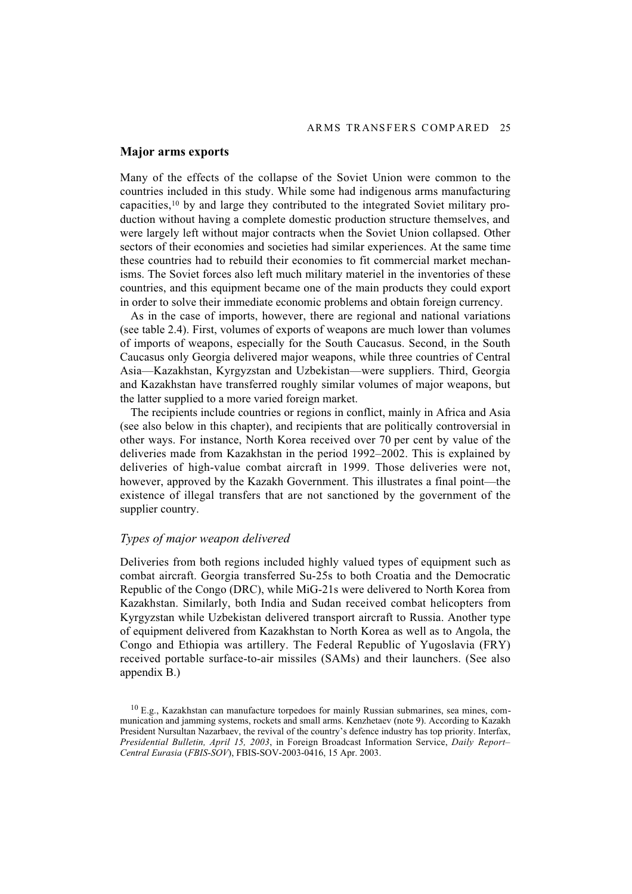## Major arms exports

Many of the effects of the collapse of the Soviet Union were common to the countries included in this study. While some had indigenous arms manufacturing capacities,[10] by and large they contributed to the integrated Soviet military production without having a complete domestic production structure themselves, and were largely left without major contracts when the Soviet Union collapsed. Other sectors of their economies and societies had similar experiences. At the same time these countries had to rebuild their economies to fit commercial market mechanisms. The Soviet forces also left much military materiel in the inventories of these countries, and this equipment became one of the main products they could export in order to solve their immediate economic problems and obtain foreign currency.

As in the case of imports, however, there are regional and national variations (see table 2.4). First, volumes of exports of weapons are much lower than volumes of imports of weapons, especially for the South Caucasus. Second, in the South Caucasus only Georgia delivered major weapons, while three countries of Central Asia—Kazakhstan, Kyrgyzstan and Uzbekistan—were suppliers. Third, Georgia and Kazakhstan have transferred roughly similar volumes of major weapons, but the latter supplied to a more varied foreign market.

The recipients include countries or regions in conflict, mainly in Africa and Asia (see also below in this chapter), and recipients that are politically controversial in other ways. For instance, North Korea received over 70 per cent by value of the deliveries made from Kazakhstan in the period 1992–2002. This is explained by deliveries of high-value combat aircraft in 1999. Those deliveries were not, however, approved by the Kazakh Government. This illustrates a final point—the existence of illegal transfers that are not sanctioned by the government of the supplier country.

### *Types of major weapon delivered*

Deliveries from both regions included highly valued types of equipment such as combat aircraft. Georgia transferred Su-25s to both Croatia and the Democratic Republic of the Congo (DRC), while MiG-21s were delivered to North Korea from Kazakhstan. Similarly, both India and Sudan received combat helicopters from Kyrgyzstan while Uzbekistan delivered transport aircraft to Russia. Another type of equipment delivered from Kazakhstan to North Korea as well as to Angola, the Congo and Ethiopia was artillery. The Federal Republic of Yugoslavia (FRY) received portable surface-to-air missiles (SAMs) and their launchers. (See also appendix B.)

[10] E.g., Kazakhstan can manufacture torpedoes for mainly Russian submarines, sea mines, communication and jamming systems, rockets and small arms. Kenzhetaev (note 9). According to Kazakh President Nursultan Nazarbaev, the revival of the country's defence industry has top priority. Interfax, *Presidential Bulletin, April 15, 2003*, in Foreign Broadcast Information Service, *Daily Report–Central Eurasia* (*FBIS-SOV*), FBIS-SOV-2003-0416, 15 Apr. 2003.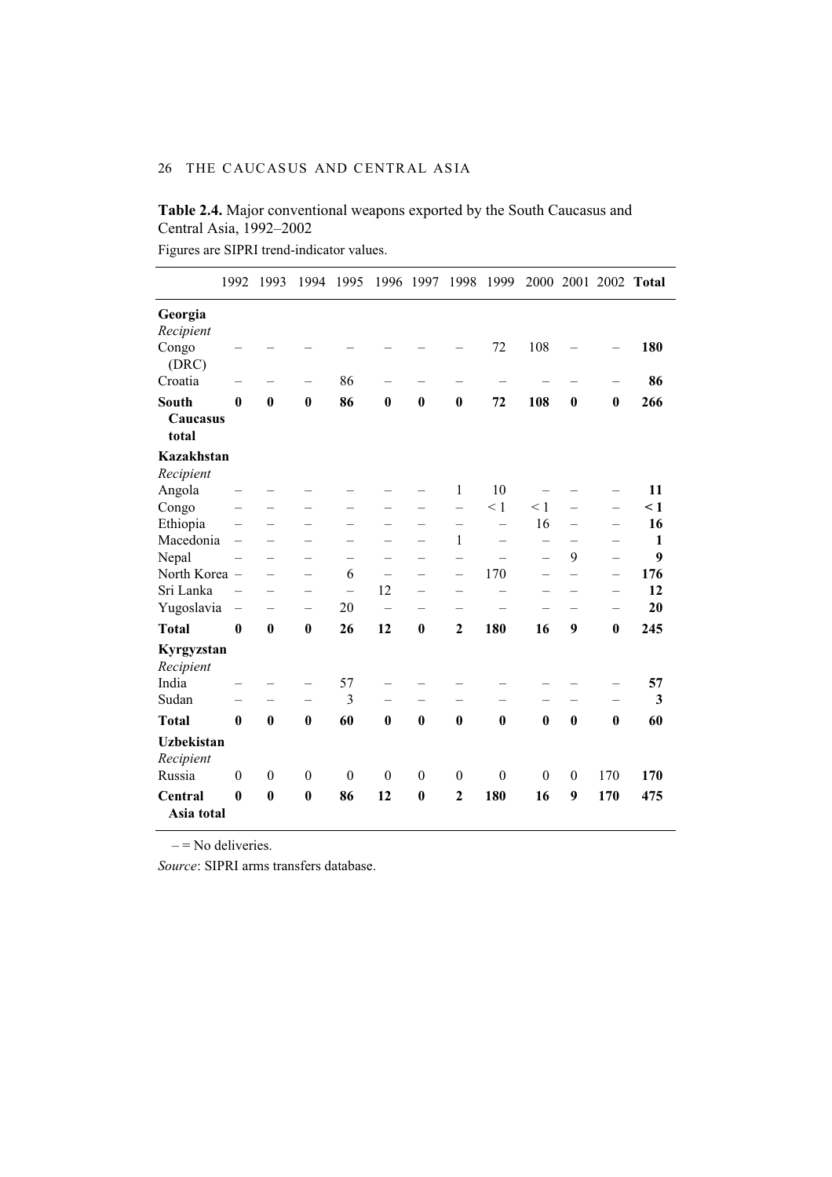**Table 2.4.** Major conventional weapons exported by the South Caucasus and Central Asia, 1992–2002

Figures are SIPRI trend-indicator values.

| | 1992 | 1993 | 1994 | 1995 | 1996 | 1997 | 1998 | 1999 | 2000 | 2001 | 2002 | Total |
|---|---|---|---|---|---|---|---|---|---|---|---|---|
| **Georgia** | | | | | | | | | | | | |
| *Recipient* | | | | | | | | | | | | |
| Congo (DRC) | – | – | – | – | – | – | – | 72 | 108 | – | – | **180** |
| Croatia | – | – | – | 86 | – | – | – | – | – | – | – | **86** |
| **South Caucasus total** | **0** | **0** | **0** | **86** | **0** | **0** | **0** | **72** | **108** | **0** | **0** | **266** |
| **Kazakhstan** | | | | | | | | | | | | |
| *Recipient* | | | | | | | | | | | | |
| Angola | – | – | – | – | – | – | 1 | 10 | – | – | – | **11** |
| Congo | – | – | – | – | – | – | – | < 1 | < 1 | – | – | **< 1** |
| Ethiopia | – | – | – | – | – | – | – | – | 16 | – | – | **16** |
| Macedonia | – | – | – | – | – | – | 1 | – | – | – | – | **1** |
| Nepal | – | – | – | – | – | – | – | – | – | 9 | – | **9** |
| North Korea | – | – | – | 6 | – | – | – | 170 | – | – | – | **176** |
| Sri Lanka | – | – | – | – | 12 | – | – | – | – | – | – | **12** |
| Yugoslavia | – | – | – | 20 | – | – | – | – | – | – | – | **20** |
| **Total** | **0** | **0** | **0** | **26** | **12** | **0** | **2** | **180** | **16** | **9** | **0** | **245** |
| **Kyrgyzstan** | | | | | | | | | | | | |
| *Recipient* | | | | | | | | | | | | |
| India | – | – | – | 57 | – | – | – | – | – | – | – | **57** |
| Sudan | – | – | – | 3 | – | – | – | – | – | – | – | **3** |
| **Total** | **0** | **0** | **0** | **60** | **0** | **0** | **0** | **0** | **0** | **0** | **0** | **60** |
| **Uzbekistan** | | | | | | | | | | | | |
| *Recipient* | | | | | | | | | | | | |
| Russia | 0 | 0 | 0 | 0 | 0 | 0 | 0 | 0 | 0 | 0 | 170 | **170** |
| **Central Asia total** | **0** | **0** | **0** | **86** | **12** | **0** | **2** | **180** | **16** | **9** | **170** | **475** |

– = No deliveries.

*Source*: SIPRI arms transfers database.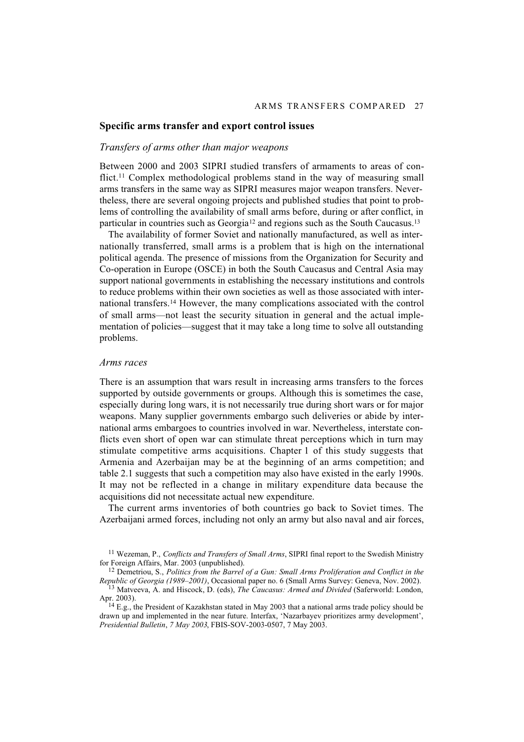## Specific arms transfer and export control issues

### *Transfers of arms other than major weapons*

Between 2000 and 2003 SIPRI studied transfers of armaments to areas of conflict.[11] Complex methodological problems stand in the way of measuring small arms transfers in the same way as SIPRI measures major weapon transfers. Nevertheless, there are several ongoing projects and published studies that point to problems of controlling the availability of small arms before, during or after conflict, in particular in countries such as Georgia[12] and regions such as the South Caucasus.[13]

The availability of former Soviet and nationally manufactured, as well as internationally transferred, small arms is a problem that is high on the international political agenda. The presence of missions from the Organization for Security and Co-operation in Europe (OSCE) in both the South Caucasus and Central Asia may support national governments in establishing the necessary institutions and controls to reduce problems within their own societies as well as those associated with international transfers.[14] However, the many complications associated with the control of small arms—not least the security situation in general and the actual implementation of policies—suggest that it may take a long time to solve all outstanding problems.

### *Arms races*

There is an assumption that wars result in increasing arms transfers to the forces supported by outside governments or groups. Although this is sometimes the case, especially during long wars, it is not necessarily true during short wars or for major weapons. Many supplier governments embargo such deliveries or abide by international arms embargoes to countries involved in war. Nevertheless, interstate conflicts even short of open war can stimulate threat perceptions which in turn may stimulate competitive arms acquisitions. Chapter 1 of this study suggests that Armenia and Azerbaijan may be at the beginning of an arms competition; and table 2.1 suggests that such a competition may also have existed in the early 1990s. It may not be reflected in a change in military expenditure data because the acquisitions did not necessitate actual new expenditure.

The current arms inventories of both countries go back to Soviet times. The Azerbaijani armed forces, including not only an army but also naval and air forces,

---

[11] Wezeman, P., *Conflicts and Transfers of Small Arms*, SIPRI final report to the Swedish Ministry for Foreign Affairs, Mar. 2003 (unpublished).

[12] Demetriou, S., *Politics from the Barrel of a Gun: Small Arms Proliferation and Conflict in the Republic of Georgia (1989–2001)*, Occasional paper no. 6 (Small Arms Survey: Geneva, Nov. 2002).

[13] Matveeva, A. and Hiscock, D. (eds), *The Caucasus: Armed and Divided* (Saferworld: London, Apr. 2003).

[14] E.g., the President of Kazakhstan stated in May 2003 that a national arms trade policy should be drawn up and implemented in the near future. Interfax, 'Nazarbayev prioritizes army development', *Presidential Bulletin*, *7 May 2003*, FBIS-SOV-2003-0507, 7 May 2003.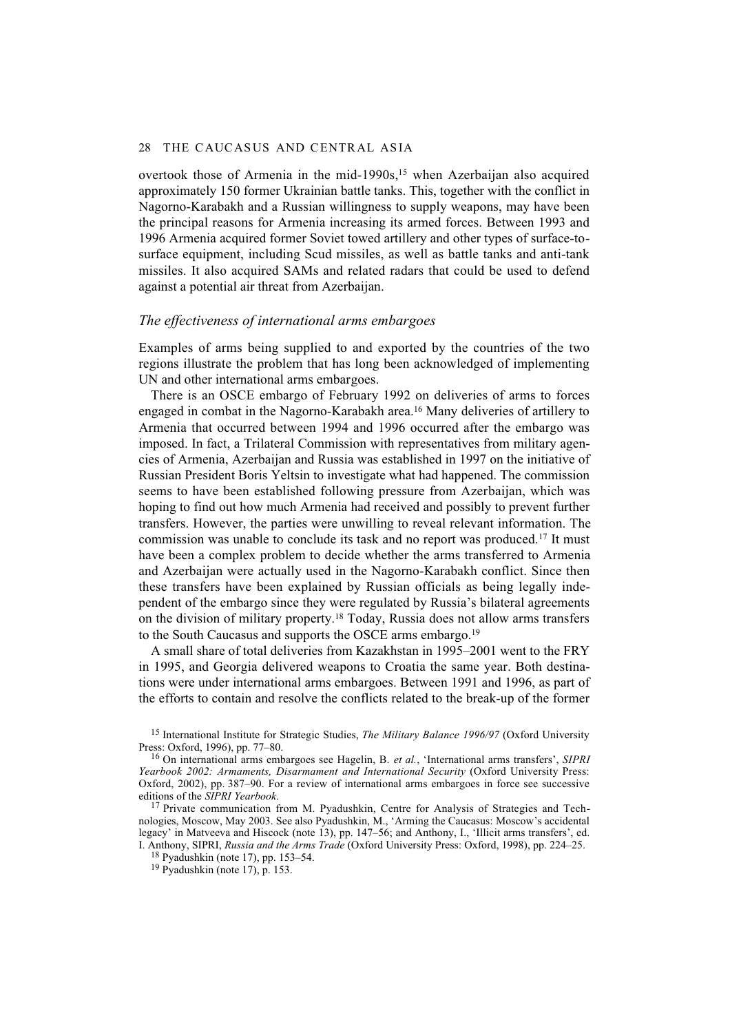overtook those of Armenia in the mid-1990s,[15] when Azerbaijan also acquired approximately 150 former Ukrainian battle tanks. This, together with the conflict in Nagorno-Karabakh and a Russian willingness to supply weapons, may have been the principal reasons for Armenia increasing its armed forces. Between 1993 and 1996 Armenia acquired former Soviet towed artillery and other types of surface-to-surface equipment, including Scud missiles, as well as battle tanks and anti-tank missiles. It also acquired SAMs and related radars that could be used to defend against a potential air threat from Azerbaijan.

### *The effectiveness of international arms embargoes*

Examples of arms being supplied to and exported by the countries of the two regions illustrate the problem that has long been acknowledged of implementing UN and other international arms embargoes.

There is an OSCE embargo of February 1992 on deliveries of arms to forces engaged in combat in the Nagorno-Karabakh area.[16] Many deliveries of artillery to Armenia that occurred between 1994 and 1996 occurred after the embargo was imposed. In fact, a Trilateral Commission with representatives from military agencies of Armenia, Azerbaijan and Russia was established in 1997 on the initiative of Russian President Boris Yeltsin to investigate what had happened. The commission seems to have been established following pressure from Azerbaijan, which was hoping to find out how much Armenia had received and possibly to prevent further transfers. However, the parties were unwilling to reveal relevant information. The commission was unable to conclude its task and no report was produced.[17] It must have been a complex problem to decide whether the arms transferred to Armenia and Azerbaijan were actually used in the Nagorno-Karabakh conflict. Since then these transfers have been explained by Russian officials as being legally independent of the embargo since they were regulated by Russia's bilateral agreements on the division of military property.[18] Today, Russia does not allow arms transfers to the South Caucasus and supports the OSCE arms embargo.[19]

A small share of total deliveries from Kazakhstan in 1995–2001 went to the FRY in 1995, and Georgia delivered weapons to Croatia the same year. Both destinations were under international arms embargoes. Between 1991 and 1996, as part of the efforts to contain and resolve the conflicts related to the break-up of the former

---

[15] International Institute for Strategic Studies, *The Military Balance 1996/97* (Oxford University Press: Oxford, 1996), pp. 77–80.

[16] On international arms embargoes see Hagelin, B. *et al.*, 'International arms transfers', *SIPRI Yearbook 2002: Armaments, Disarmament and International Security* (Oxford University Press: Oxford, 2002), pp. 387–90. For a review of international arms embargoes in force see successive editions of the *SIPRI Yearbook*.

[17] Private communication from M. Pyadushkin, Centre for Analysis of Strategies and Technologies, Moscow, May 2003. See also Pyadushkin, M., 'Arming the Caucasus: Moscow's accidental legacy' in Matveeva and Hiscock (note 13), pp. 147–56; and Anthony, I., 'Illicit arms transfers', ed. I. Anthony, SIPRI, *Russia and the Arms Trade* (Oxford University Press: Oxford, 1998), pp. 224–25.

[18] Pyadushkin (note 17), pp. 153–54.

[19] Pyadushkin (note 17), p. 153.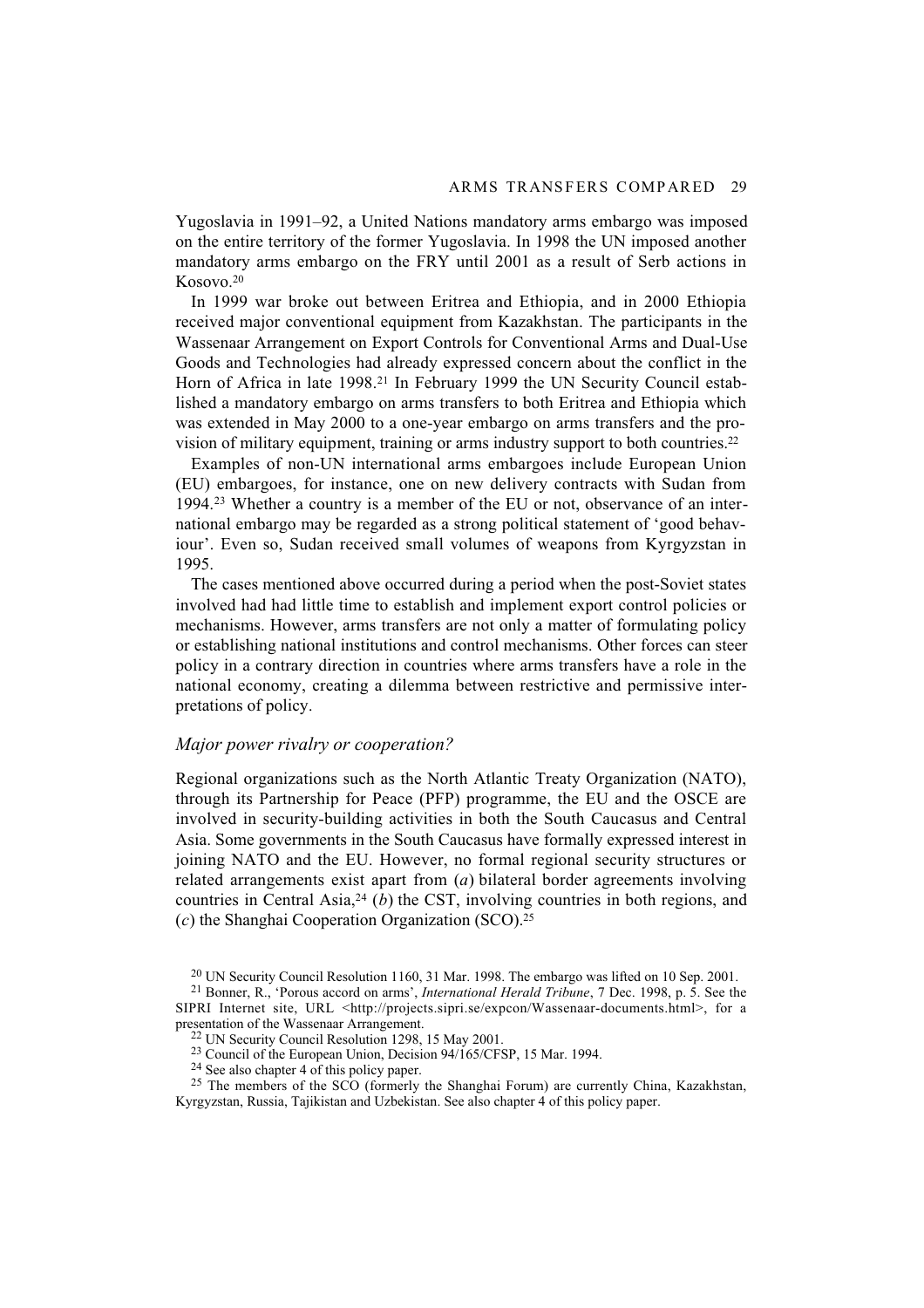Yugoslavia in 1991–92, a United Nations mandatory arms embargo was imposed on the entire territory of the former Yugoslavia. In 1998 the UN imposed another mandatory arms embargo on the FRY until 2001 as a result of Serb actions in Kosovo.[20]

In 1999 war broke out between Eritrea and Ethiopia, and in 2000 Ethiopia received major conventional equipment from Kazakhstan. The participants in the Wassenaar Arrangement on Export Controls for Conventional Arms and Dual-Use Goods and Technologies had already expressed concern about the conflict in the Horn of Africa in late 1998.[21] In February 1999 the UN Security Council established a mandatory embargo on arms transfers to both Eritrea and Ethiopia which was extended in May 2000 to a one-year embargo on arms transfers and the provision of military equipment, training or arms industry support to both countries.[22]

Examples of non-UN international arms embargoes include European Union (EU) embargoes, for instance, one on new delivery contracts with Sudan from 1994.[23] Whether a country is a member of the EU or not, observance of an international embargo may be regarded as a strong political statement of 'good behaviour'. Even so, Sudan received small volumes of weapons from Kyrgyzstan in 1995.

The cases mentioned above occurred during a period when the post-Soviet states involved had had little time to establish and implement export control policies or mechanisms. However, arms transfers are not only a matter of formulating policy or establishing national institutions and control mechanisms. Other forces can steer policy in a contrary direction in countries where arms transfers have a role in the national economy, creating a dilemma between restrictive and permissive interpretations of policy.

### *Major power rivalry or cooperation?*

Regional organizations such as the North Atlantic Treaty Organization (NATO), through its Partnership for Peace (PFP) programme, the EU and the OSCE are involved in security-building activities in both the South Caucasus and Central Asia. Some governments in the South Caucasus have formally expressed interest in joining NATO and the EU. However, no formal regional security structures or related arrangements exist apart from (*a*) bilateral border agreements involving countries in Central Asia,[24] (*b*) the CST, involving countries in both regions, and (*c*) the Shanghai Cooperation Organization (SCO).[25]

---

[20] UN Security Council Resolution 1160, 31 Mar. 1998. The embargo was lifted on 10 Sep. 2001.

[21] Bonner, R., 'Porous accord on arms', *International Herald Tribune*, 7 Dec. 1998, p. 5. See the SIPRI Internet site, URL <http://projects.sipri.se/expcon/Wassenaar-documents.html>, for a presentation of the Wassenaar Arrangement.

[22] UN Security Council Resolution 1298, 15 May 2001.

[23] Council of the European Union, Decision 94/165/CFSP, 15 Mar. 1994.

[24] See also chapter 4 of this policy paper.

[25] The members of the SCO (formerly the Shanghai Forum) are currently China, Kazakhstan, Kyrgyzstan, Russia, Tajikistan and Uzbekistan. See also chapter 4 of this policy paper.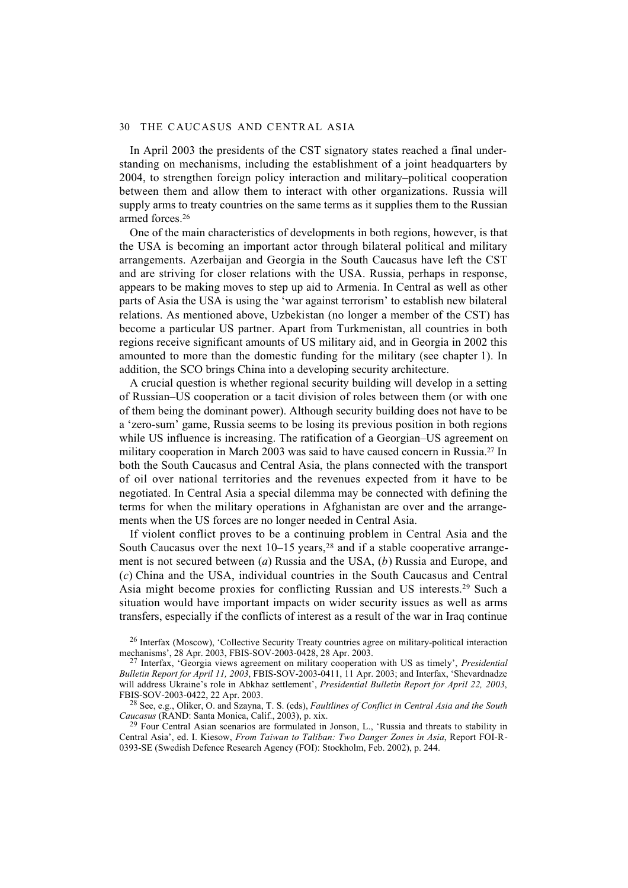In April 2003 the presidents of the CST signatory states reached a final understanding on mechanisms, including the establishment of a joint headquarters by 2004, to strengthen foreign policy interaction and military–political cooperation between them and allow them to interact with other organizations. Russia will supply arms to treaty countries on the same terms as it supplies them to the Russian armed forces.[26]

One of the main characteristics of developments in both regions, however, is that the USA is becoming an important actor through bilateral political and military arrangements. Azerbaijan and Georgia in the South Caucasus have left the CST and are striving for closer relations with the USA. Russia, perhaps in response, appears to be making moves to step up aid to Armenia. In Central as well as other parts of Asia the USA is using the 'war against terrorism' to establish new bilateral relations. As mentioned above, Uzbekistan (no longer a member of the CST) has become a particular US partner. Apart from Turkmenistan, all countries in both regions receive significant amounts of US military aid, and in Georgia in 2002 this amounted to more than the domestic funding for the military (see chapter 1). In addition, the SCO brings China into a developing security architecture.

A crucial question is whether regional security building will develop in a setting of Russian–US cooperation or a tacit division of roles between them (or with one of them being the dominant power). Although security building does not have to be a 'zero-sum' game, Russia seems to be losing its previous position in both regions while US influence is increasing. The ratification of a Georgian–US agreement on military cooperation in March 2003 was said to have caused concern in Russia.[27] In both the South Caucasus and Central Asia, the plans connected with the transport of oil over national territories and the revenues expected from it have to be negotiated. In Central Asia a special dilemma may be connected with defining the terms for when the military operations in Afghanistan are over and the arrangements when the US forces are no longer needed in Central Asia.

If violent conflict proves to be a continuing problem in Central Asia and the South Caucasus over the next 10–15 years,[28] and if a stable cooperative arrangement is not secured between (*a*) Russia and the USA, (*b*) Russia and Europe, and (*c*) China and the USA, individual countries in the South Caucasus and Central Asia might become proxies for conflicting Russian and US interests.[29] Such a situation would have important impacts on wider security issues as well as arms transfers, especially if the conflicts of interest as a result of the war in Iraq continue

[26] Interfax (Moscow), 'Collective Security Treaty countries agree on military-political interaction mechanisms', 28 Apr. 2003, FBIS-SOV-2003-0428, 28 Apr. 2003.

[27] Interfax, 'Georgia views agreement on military cooperation with US as timely', *Presidential Bulletin Report for April 11, 2003*, FBIS-SOV-2003-0411, 11 Apr. 2003; and Interfax, 'Shevardnadze will address Ukraine's role in Abkhaz settlement', *Presidential Bulletin Report for April 22, 2003*, FBIS-SOV-2003-0422, 22 Apr. 2003.

[28] See, e.g., Oliker, O. and Szayna, T. S. (eds), *Faultlines of Conflict in Central Asia and the South Caucasus* (RAND: Santa Monica, Calif., 2003), p. xix.

[29] Four Central Asian scenarios are formulated in Jonson, L., 'Russia and threats to stability in Central Asia', ed. I. Kiesow, *From Taiwan to Taliban: Two Danger Zones in Asia*, Report FOI-R-0393-SE (Swedish Defence Research Agency (FOI): Stockholm, Feb. 2002), p. 244.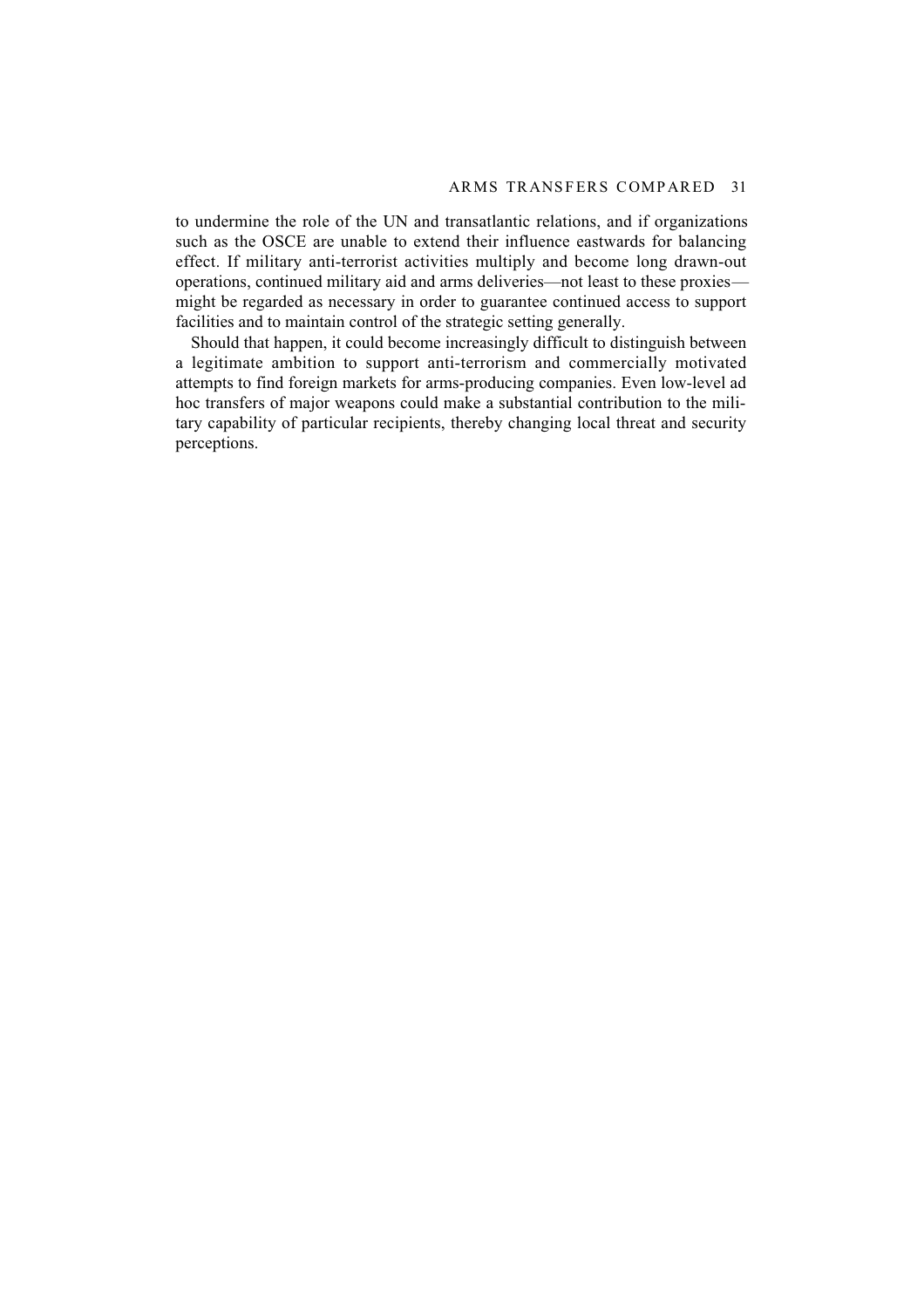to undermine the role of the UN and transatlantic relations, and if organizations such as the OSCE are unable to extend their influence eastwards for balancing effect. If military anti-terrorist activities multiply and become long drawn-out operations, continued military aid and arms deliveries—not least to these proxies—might be regarded as necessary in order to guarantee continued access to support facilities and to maintain control of the strategic setting generally.

Should that happen, it could become increasingly difficult to distinguish between a legitimate ambition to support anti-terrorism and commercially motivated attempts to find foreign markets for arms-producing companies. Even low-level ad hoc transfers of major weapons could make a substantial contribution to the military capability of particular recipients, thereby changing local threat and security perceptions.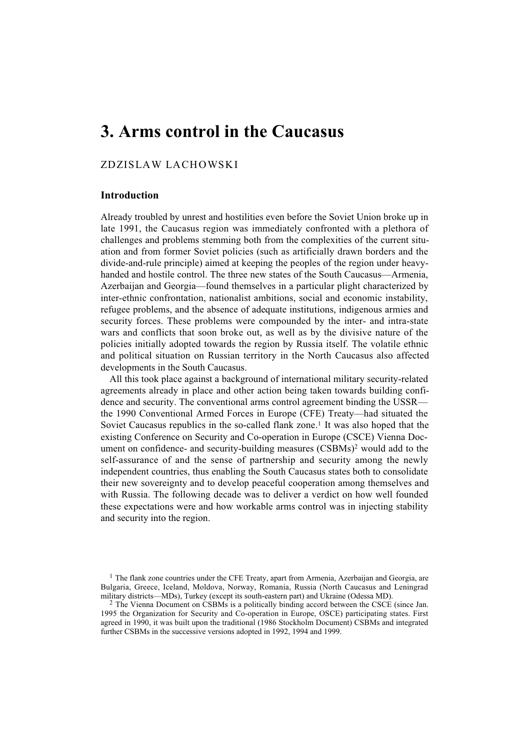# 3. Arms control in the Caucasus

ZDZISLAW LACHOWSKI

### Introduction

Already troubled by unrest and hostilities even before the Soviet Union broke up in late 1991, the Caucasus region was immediately confronted with a plethora of challenges and problems stemming both from the complexities of the current situation and from former Soviet policies (such as artificially drawn borders and the divide-and-rule principle) aimed at keeping the peoples of the region under heavy-handed and hostile control. The three new states of the South Caucasus—Armenia, Azerbaijan and Georgia—found themselves in a particular plight characterized by inter-ethnic confrontation, nationalist ambitions, social and economic instability, refugee problems, and the absence of adequate institutions, indigenous armies and security forces. These problems were compounded by the inter- and intra-state wars and conflicts that soon broke out, as well as by the divisive nature of the policies initially adopted towards the region by Russia itself. The volatile ethnic and political situation on Russian territory in the North Caucasus also affected developments in the South Caucasus.

All this took place against a background of international military security-related agreements already in place and other action being taken towards building confidence and security. The conventional arms control agreement binding the USSR—the 1990 Conventional Armed Forces in Europe (CFE) Treaty—had situated the Soviet Caucasus republics in the so-called flank zone.[1] It was also hoped that the existing Conference on Security and Co-operation in Europe (CSCE) Vienna Document on confidence- and security-building measures (CSBMs)[2] would add to the self-assurance of and the sense of partnership and security among the newly independent countries, thus enabling the South Caucasus states both to consolidate their new sovereignty and to develop peaceful cooperation among themselves and with Russia. The following decade was to deliver a verdict on how well founded these expectations were and how workable arms control was in injecting stability and security into the region.

[1] The flank zone countries under the CFE Treaty, apart from Armenia, Azerbaijan and Georgia, are Bulgaria, Greece, Iceland, Moldova, Norway, Romania, Russia (North Caucasus and Leningrad military districts—MDs), Turkey (except its south-eastern part) and Ukraine (Odessa MD).

[2] The Vienna Document on CSBMs is a politically binding accord between the CSCE (since Jan. 1995 the Organization for Security and Co-operation in Europe, OSCE) participating states. First agreed in 1990, it was built upon the traditional (1986 Stockholm Document) CSBMs and integrated further CSBMs in the successive versions adopted in 1992, 1994 and 1999.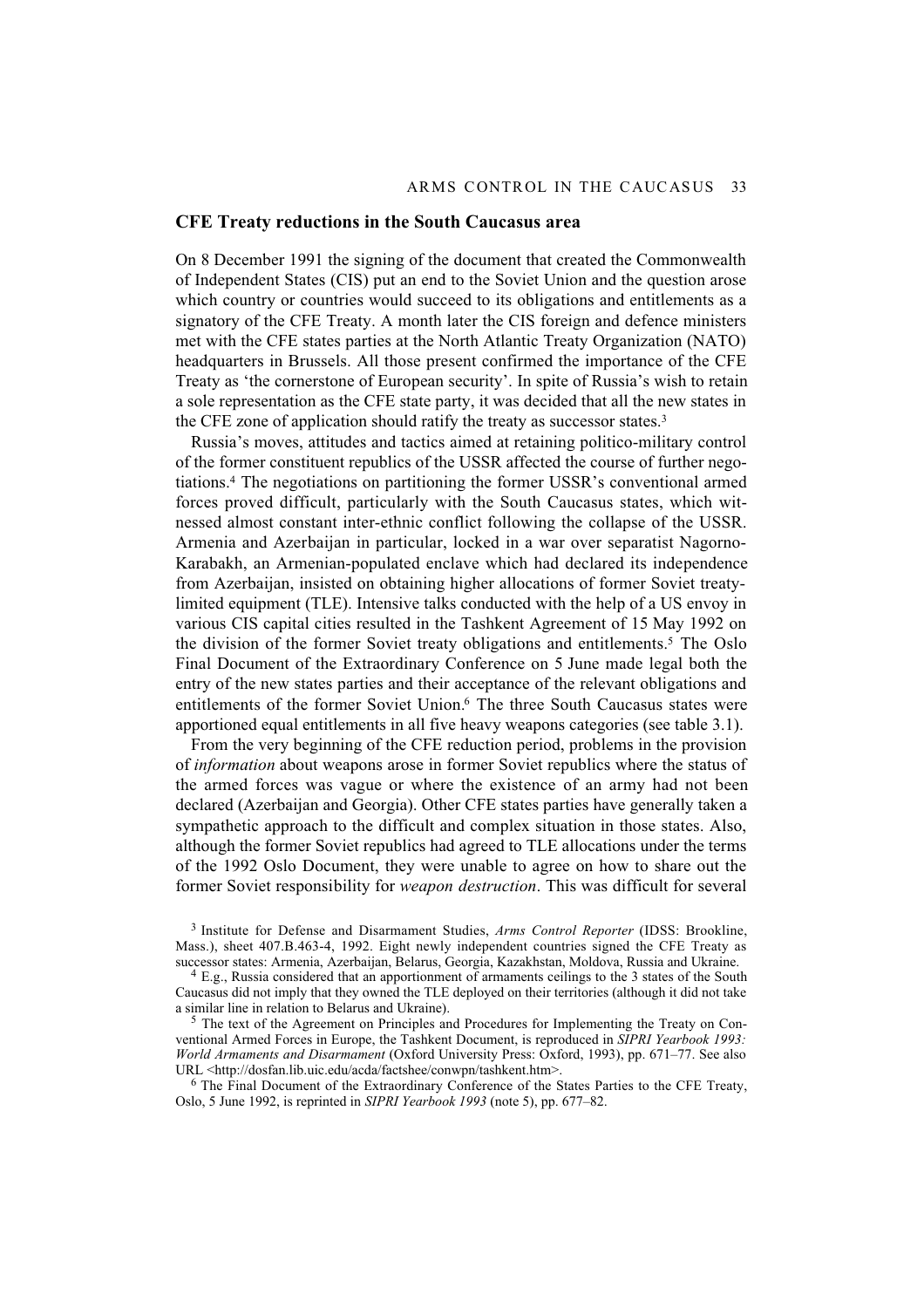## CFE Treaty reductions in the South Caucasus area

On 8 December 1991 the signing of the document that created the Commonwealth of Independent States (CIS) put an end to the Soviet Union and the question arose which country or countries would succeed to its obligations and entitlements as a signatory of the CFE Treaty. A month later the CIS foreign and defence ministers met with the CFE states parties at the North Atlantic Treaty Organization (NATO) headquarters in Brussels. All those present confirmed the importance of the CFE Treaty as 'the cornerstone of European security'. In spite of Russia's wish to retain a sole representation as the CFE state party, it was decided that all the new states in the CFE zone of application should ratify the treaty as successor states.[3]

Russia's moves, attitudes and tactics aimed at retaining politico-military control of the former constituent republics of the USSR affected the course of further negotiations.[4] The negotiations on partitioning the former USSR's conventional armed forces proved difficult, particularly with the South Caucasus states, which witnessed almost constant inter-ethnic conflict following the collapse of the USSR. Armenia and Azerbaijan in particular, locked in a war over separatist Nagorno-Karabakh, an Armenian-populated enclave which had declared its independence from Azerbaijan, insisted on obtaining higher allocations of former Soviet treaty-limited equipment (TLE). Intensive talks conducted with the help of a US envoy in various CIS capital cities resulted in the Tashkent Agreement of 15 May 1992 on the division of the former Soviet treaty obligations and entitlements.[5] The Oslo Final Document of the Extraordinary Conference on 5 June made legal both the entry of the new states parties and their acceptance of the relevant obligations and entitlements of the former Soviet Union.[6] The three South Caucasus states were apportioned equal entitlements in all five heavy weapons categories (see table 3.1).

From the very beginning of the CFE reduction period, problems in the provision of *information* about weapons arose in former Soviet republics where the status of the armed forces was vague or where the existence of an army had not been declared (Azerbaijan and Georgia). Other CFE states parties have generally taken a sympathetic approach to the difficult and complex situation in those states. Also, although the former Soviet republics had agreed to TLE allocations under the terms of the 1992 Oslo Document, they were unable to agree on how to share out the former Soviet responsibility for *weapon destruction*. This was difficult for several

[3] Institute for Defense and Disarmament Studies, *Arms Control Reporter* (IDSS: Brookline, Mass.), sheet 407.B.463-4, 1992. Eight newly independent countries signed the CFE Treaty as successor states: Armenia, Azerbaijan, Belarus, Georgia, Kazakhstan, Moldova, Russia and Ukraine.

[4] E.g., Russia considered that an apportionment of armaments ceilings to the 3 states of the South Caucasus did not imply that they owned the TLE deployed on their territories (although it did not take a similar line in relation to Belarus and Ukraine).

[5] The text of the Agreement on Principles and Procedures for Implementing the Treaty on Conventional Armed Forces in Europe, the Tashkent Document, is reproduced in *SIPRI Yearbook 1993: World Armaments and Disarmament* (Oxford University Press: Oxford, 1993), pp. 671–77. See also URL <http://dosfan.lib.uic.edu/acda/factshee/conwpn/tashkent.htm>.

[6] The Final Document of the Extraordinary Conference of the States Parties to the CFE Treaty, Oslo, 5 June 1992, is reprinted in *SIPRI Yearbook 1993* (note 5), pp. 677–82.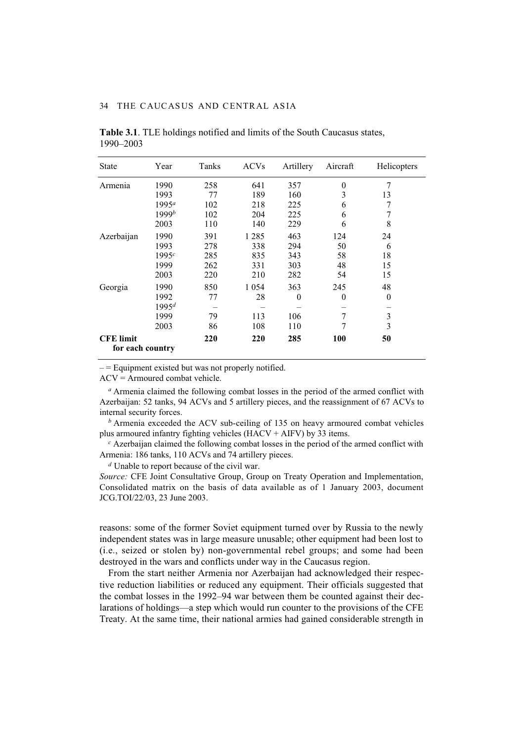**Table 3.1**. TLE holdings notified and limits of the South Caucasus states, 1990–2003

| State | Year | Tanks | ACVs | Artillery | Aircraft | Helicopters |
|---|---|---|---|---|---|---|
| Armenia | 1990 | 258 | 641 | 357 | 0 | 7 |
| | 1993 | 77 | 189 | 160 | 3 | 13 |
| | 1995[a] | 102 | 218 | 225 | 6 | 7 |
| | 1999[b] | 102 | 204 | 225 | 6 | 7 |
| | 2003 | 110 | 140 | 229 | 6 | 8 |
| Azerbaijan | 1990 | 391 | 1 285 | 463 | 124 | 24 |
| | 1993 | 278 | 338 | 294 | 50 | 6 |
| | 1995[c] | 285 | 835 | 343 | 58 | 18 |
| | 1999 | 262 | 331 | 303 | 48 | 15 |
| | 2003 | 220 | 210 | 282 | 54 | 15 |
| Georgia | 1990 | 850 | 1 054 | 363 | 245 | 48 |
| | 1992 | 77 | 28 | 0 | 0 | 0 |
| | 1995[d] | – | – | – | – | – |
| | 1999 | 79 | 113 | 106 | 7 | 3 |
| | 2003 | 86 | 108 | 110 | 7 | 3 |
| **CFE limit for each country** | | **220** | **220** | **285** | **100** | **50** |

– = Equipment existed but was not properly notified.

ACV = Armoured combat vehicle.

[a] Armenia claimed the following combat losses in the period of the armed conflict with Azerbaijan: 52 tanks, 94 ACVs and 5 artillery pieces, and the reassignment of 67 ACVs to internal security forces.

[b] Armenia exceeded the ACV sub-ceiling of 135 on heavy armoured combat vehicles plus armoured infantry fighting vehicles (HACV + AIFV) by 33 items.

[c] Azerbaijan claimed the following combat losses in the period of the armed conflict with Armenia: 186 tanks, 110 ACVs and 74 artillery pieces.

[d] Unable to report because of the civil war.

*Source:* CFE Joint Consultative Group, Group on Treaty Operation and Implementation, Consolidated matrix on the basis of data available as of 1 January 2003, document JCG.TOI/22/03, 23 June 2003.

reasons: some of the former Soviet equipment turned over by Russia to the newly independent states was in large measure unusable; other equipment had been lost to (i.e., seized or stolen by) non-governmental rebel groups; and some had been destroyed in the wars and conflicts under way in the Caucasus region.

From the start neither Armenia nor Azerbaijan had acknowledged their respective reduction liabilities or reduced any equipment. Their officials suggested that the combat losses in the 1992–94 war between them be counted against their declarations of holdings—a step which would run counter to the provisions of the CFE Treaty. At the same time, their national armies had gained considerable strength in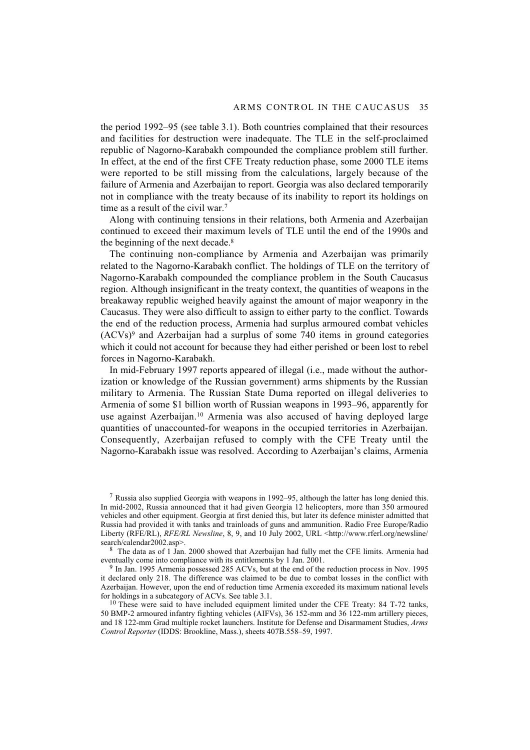the period 1992–95 (see table 3.1). Both countries complained that their resources and facilities for destruction were inadequate. The TLE in the self-proclaimed republic of Nagorno-Karabakh compounded the compliance problem still further. In effect, at the end of the first CFE Treaty reduction phase, some 2000 TLE items were reported to be still missing from the calculations, largely because of the failure of Armenia and Azerbaijan to report. Georgia was also declared temporarily not in compliance with the treaty because of its inability to report its holdings on time as a result of the civil war.[7]

Along with continuing tensions in their relations, both Armenia and Azerbaijan continued to exceed their maximum levels of TLE until the end of the 1990s and the beginning of the next decade.[8]

The continuing non-compliance by Armenia and Azerbaijan was primarily related to the Nagorno-Karabakh conflict. The holdings of TLE on the territory of Nagorno-Karabakh compounded the compliance problem in the South Caucasus region. Although insignificant in the treaty context, the quantities of weapons in the breakaway republic weighed heavily against the amount of major weaponry in the Caucasus. They were also difficult to assign to either party to the conflict. Towards the end of the reduction process, Armenia had surplus armoured combat vehicles (ACVs)[9] and Azerbaijan had a surplus of some 740 items in ground categories which it could not account for because they had either perished or been lost to rebel forces in Nagorno-Karabakh.

In mid-February 1997 reports appeared of illegal (i.e., made without the authorization or knowledge of the Russian government) arms shipments by the Russian military to Armenia. The Russian State Duma reported on illegal deliveries to Armenia of some $1 billion worth of Russian weapons in 1993–96, apparently for use against Azerbaijan.[10] Armenia was also accused of having deployed large quantities of unaccounted-for weapons in the occupied territories in Azerbaijan. Consequently, Azerbaijan refused to comply with the CFE Treaty until the Nagorno-Karabakh issue was resolved. According to Azerbaijan's claims, Armenia

---

[7] Russia also supplied Georgia with weapons in 1992–95, although the latter has long denied this. In mid-2002, Russia announced that it had given Georgia 12 helicopters, more than 350 armoured vehicles and other equipment. Georgia at first denied this, but later its defence minister admitted that Russia had provided it with tanks and trainloads of guns and ammunition. Radio Free Europe/Radio Liberty (RFE/RL), *RFE/RL Newsline*, 8, 9, and 10 July 2002, URL <http://www.rferl.org/newsline/search/calendar2002.asp>.

[8] The data as of 1 Jan. 2000 showed that Azerbaijan had fully met the CFE limits. Armenia had eventually come into compliance with its entitlements by 1 Jan. 2001.

[9] In Jan. 1995 Armenia possessed 285 ACVs, but at the end of the reduction process in Nov. 1995 it declared only 218. The difference was claimed to be due to combat losses in the conflict with Azerbaijan. However, upon the end of reduction time Armenia exceeded its maximum national levels for holdings in a subcategory of ACVs. See table 3.1.

[10] These were said to have included equipment limited under the CFE Treaty: 84 T-72 tanks, 50 BMP-2 armoured infantry fighting vehicles (AIFVs), 36 152-mm and 36 122-mm artillery pieces, and 18 122-mm Grad multiple rocket launchers. Institute for Defense and Disarmament Studies, *Arms Control Reporter* (IDDS: Brookline, Mass.), sheets 407B.558–59, 1997.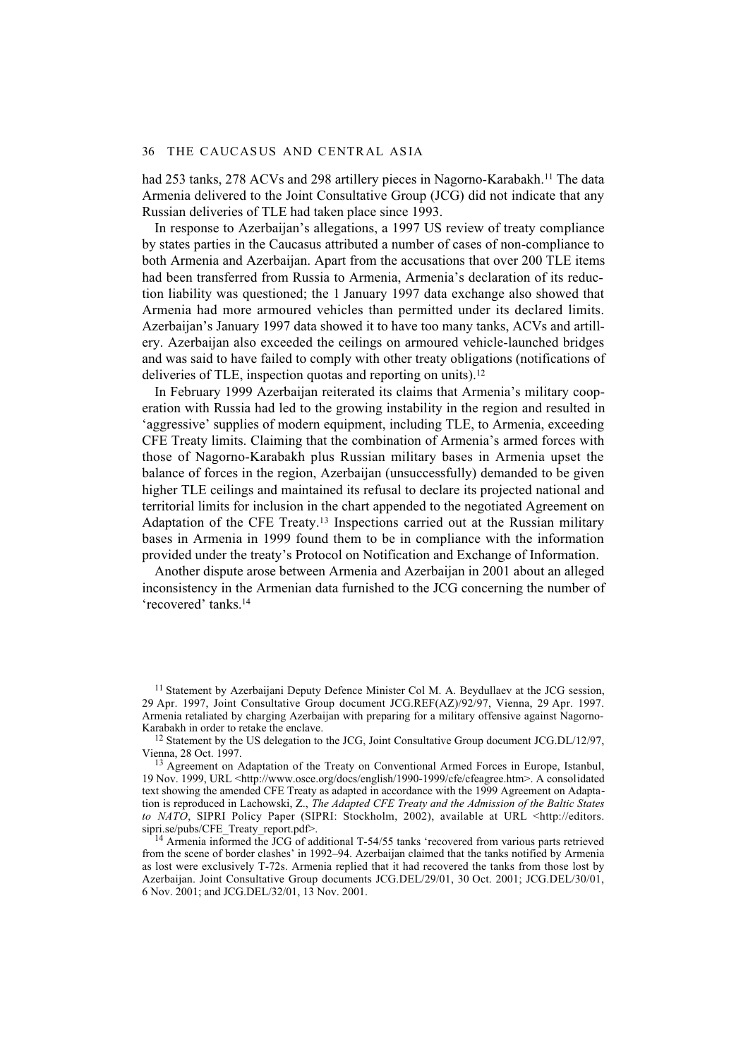had 253 tanks, 278 ACVs and 298 artillery pieces in Nagorno-Karabakh.[11] The data Armenia delivered to the Joint Consultative Group (JCG) did not indicate that any Russian deliveries of TLE had taken place since 1993.

In response to Azerbaijan's allegations, a 1997 US review of treaty compliance by states parties in the Caucasus attributed a number of cases of non-compliance to both Armenia and Azerbaijan. Apart from the accusations that over 200 TLE items had been transferred from Russia to Armenia, Armenia's declaration of its reduction liability was questioned; the 1 January 1997 data exchange also showed that Armenia had more armoured vehicles than permitted under its declared limits. Azerbaijan's January 1997 data showed it to have too many tanks, ACVs and artillery. Azerbaijan also exceeded the ceilings on armoured vehicle-launched bridges and was said to have failed to comply with other treaty obligations (notifications of deliveries of TLE, inspection quotas and reporting on units).[12]

In February 1999 Azerbaijan reiterated its claims that Armenia's military cooperation with Russia had led to the growing instability in the region and resulted in 'aggressive' supplies of modern equipment, including TLE, to Armenia, exceeding CFE Treaty limits. Claiming that the combination of Armenia's armed forces with those of Nagorno-Karabakh plus Russian military bases in Armenia upset the balance of forces in the region, Azerbaijan (unsuccessfully) demanded to be given higher TLE ceilings and maintained its refusal to declare its projected national and territorial limits for inclusion in the chart appended to the negotiated Agreement on Adaptation of the CFE Treaty.[13] Inspections carried out at the Russian military bases in Armenia in 1999 found them to be in compliance with the information provided under the treaty's Protocol on Notification and Exchange of Information.

Another dispute arose between Armenia and Azerbaijan in 2001 about an alleged inconsistency in the Armenian data furnished to the JCG concerning the number of 'recovered' tanks.[14]

---

[11] Statement by Azerbaijani Deputy Defence Minister Col M. A. Beydullaev at the JCG session, 29 Apr. 1997, Joint Consultative Group document JCG.REF(AZ)/92/97, Vienna, 29 Apr. 1997. Armenia retaliated by charging Azerbaijan with preparing for a military offensive against Nagorno-Karabakh in order to retake the enclave.

[12] Statement by the US delegation to the JCG, Joint Consultative Group document JCG.DL/12/97, Vienna, 28 Oct. 1997.

[13] Agreement on Adaptation of the Treaty on Conventional Armed Forces in Europe, Istanbul, 19 Nov. 1999, URL <http://www.osce.org/docs/english/1990-1999/cfe/cfeagree.htm>. A consolidated text showing the amended CFE Treaty as adapted in accordance with the 1999 Agreement on Adaptation is reproduced in Lachowski, Z., *The Adapted CFE Treaty and the Admission of the Baltic States to NATO*, SIPRI Policy Paper (SIPRI: Stockholm, 2002), available at URL <http://editors.sipri.se/pubs/CFE_Treaty_report.pdf>.

[14] Armenia informed the JCG of additional T-54/55 tanks 'recovered from various parts retrieved from the scene of border clashes' in 1992–94. Azerbaijan claimed that the tanks notified by Armenia as lost were exclusively T-72s. Armenia replied that it had recovered the tanks from those lost by Azerbaijan. Joint Consultative Group documents JCG.DEL/29/01, 30 Oct. 2001; JCG.DEL/30/01, 6 Nov. 2001; and JCG.DEL/32/01, 13 Nov. 2001.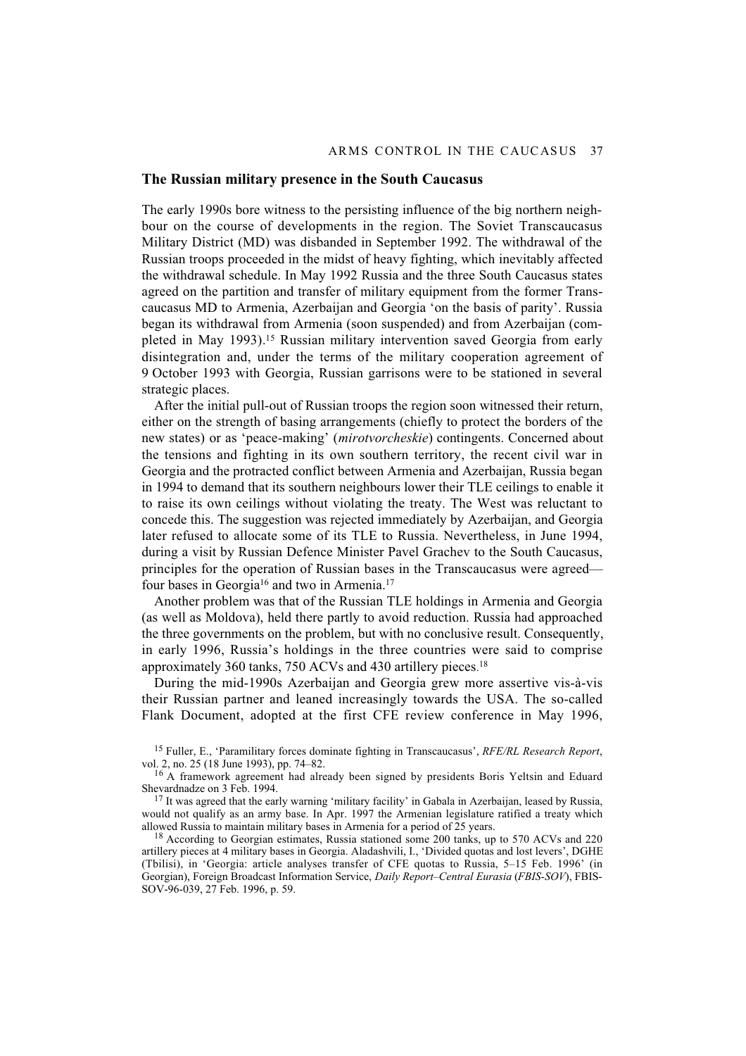## The Russian military presence in the South Caucasus

The early 1990s bore witness to the persisting influence of the big northern neighbour on the course of developments in the region. The Soviet Transcaucasus Military District (MD) was disbanded in September 1992. The withdrawal of the Russian troops proceeded in the midst of heavy fighting, which inevitably affected the withdrawal schedule. In May 1992 Russia and the three South Caucasus states agreed on the partition and transfer of military equipment from the former Transcaucasus MD to Armenia, Azerbaijan and Georgia 'on the basis of parity'. Russia began its withdrawal from Armenia (soon suspended) and from Azerbaijan (completed in May 1993).[15] Russian military intervention saved Georgia from early disintegration and, under the terms of the military cooperation agreement of 9 October 1993 with Georgia, Russian garrisons were to be stationed in several strategic places.

After the initial pull-out of Russian troops the region soon witnessed their return, either on the strength of basing arrangements (chiefly to protect the borders of the new states) or as 'peace-making' (*mirotvorcheskie*) contingents. Concerned about the tensions and fighting in its own southern territory, the recent civil war in Georgia and the protracted conflict between Armenia and Azerbaijan, Russia began in 1994 to demand that its southern neighbours lower their TLE ceilings to enable it to raise its own ceilings without violating the treaty. The West was reluctant to concede this. The suggestion was rejected immediately by Azerbaijan, and Georgia later refused to allocate some of its TLE to Russia. Nevertheless, in June 1994, during a visit by Russian Defence Minister Pavel Grachev to the South Caucasus, principles for the operation of Russian bases in the Transcaucasus were agreed—four bases in Georgia[16] and two in Armenia.[17]

Another problem was that of the Russian TLE holdings in Armenia and Georgia (as well as Moldova), held there partly to avoid reduction. Russia had approached the three governments on the problem, but with no conclusive result. Consequently, in early 1996, Russia's holdings in the three countries were said to comprise approximately 360 tanks, 750 ACVs and 430 artillery pieces.[18]

During the mid-1990s Azerbaijan and Georgia grew more assertive vis-à-vis their Russian partner and leaned increasingly towards the USA. The so-called Flank Document, adopted at the first CFE review conference in May 1996,

[15] Fuller, E., 'Paramilitary forces dominate fighting in Transcaucasus', *RFE/RL Research Report*, vol. 2, no. 25 (18 June 1993), pp. 74–82.

[16] A framework agreement had already been signed by presidents Boris Yeltsin and Eduard Shevardnadze on 3 Feb. 1994.

[17] It was agreed that the early warning 'military facility' in Gabala in Azerbaijan, leased by Russia, would not qualify as an army base. In Apr. 1997 the Armenian legislature ratified a treaty which allowed Russia to maintain military bases in Armenia for a period of 25 years.

[18] According to Georgian estimates, Russia stationed some 200 tanks, up to 570 ACVs and 220 artillery pieces at 4 military bases in Georgia. Aladashvili, I., 'Divided quotas and lost levers', DGHE (Tbilisi), in 'Georgia: article analyses transfer of CFE quotas to Russia, 5–15 Feb. 1996' (in Georgian), Foreign Broadcast Information Service, *Daily Report–Central Eurasia* (*FBIS-SOV*), FBIS-SOV-96-039, 27 Feb. 1996, p. 59.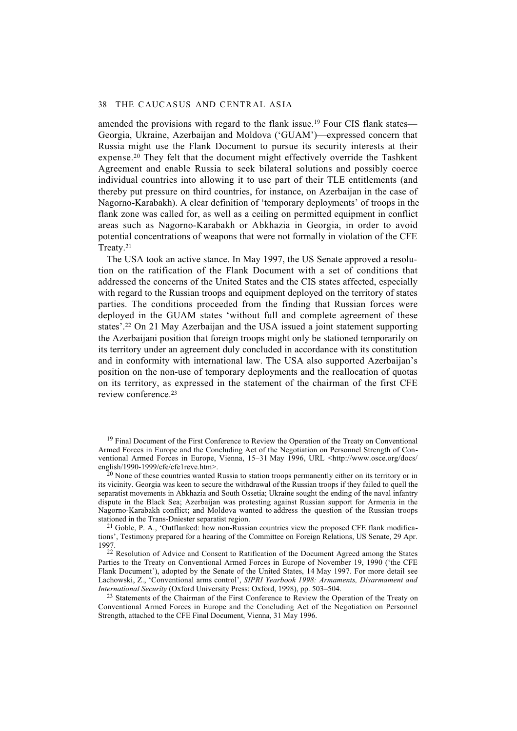amended the provisions with regard to the flank issue.[19] Four CIS flank states—Georgia, Ukraine, Azerbaijan and Moldova ('GUAM')—expressed concern that Russia might use the Flank Document to pursue its security interests at their expense.[20] They felt that the document might effectively override the Tashkent Agreement and enable Russia to seek bilateral solutions and possibly coerce individual countries into allowing it to use part of their TLE entitlements (and thereby put pressure on third countries, for instance, on Azerbaijan in the case of Nagorno-Karabakh). A clear definition of 'temporary deployments' of troops in the flank zone was called for, as well as a ceiling on permitted equipment in conflict areas such as Nagorno-Karabakh or Abkhazia in Georgia, in order to avoid potential concentrations of weapons that were not formally in violation of the CFE Treaty.[21]

The USA took an active stance. In May 1997, the US Senate approved a resolution on the ratification of the Flank Document with a set of conditions that addressed the concerns of the United States and the CIS states affected, especially with regard to the Russian troops and equipment deployed on the territory of states parties. The conditions proceeded from the finding that Russian forces were deployed in the GUAM states 'without full and complete agreement of these states'.[22] On 21 May Azerbaijan and the USA issued a joint statement supporting the Azerbaijani position that foreign troops might only be stationed temporarily on its territory under an agreement duly concluded in accordance with its constitution and in conformity with international law. The USA also supported Azerbaijan's position on the non-use of temporary deployments and the reallocation of quotas on its territory, as expressed in the statement of the chairman of the first CFE review conference.[23]

[19] Final Document of the First Conference to Review the Operation of the Treaty on Conventional Armed Forces in Europe and the Concluding Act of the Negotiation on Personnel Strength of Conventional Armed Forces in Europe, Vienna, 15–31 May 1996, URL <http://www.osce.org/docs/english/1990-1999/cfe/cfe1reve.htm>.

[20] None of these countries wanted Russia to station troops permanently either on its territory or in its vicinity. Georgia was keen to secure the withdrawal of the Russian troops if they failed to quell the separatist movements in Abkhazia and South Ossetia; Ukraine sought the ending of the naval infantry dispute in the Black Sea; Azerbaijan was protesting against Russian support for Armenia in the Nagorno-Karabakh conflict; and Moldova wanted to address the question of the Russian troops stationed in the Trans-Dniester separatist region.

[21] Goble, P. A., 'Outflanked: how non-Russian countries view the proposed CFE flank modifications', Testimony prepared for a hearing of the Committee on Foreign Relations, US Senate, 29 Apr. 1997.

[22] Resolution of Advice and Consent to Ratification of the Document Agreed among the States Parties to the Treaty on Conventional Armed Forces in Europe of November 19, 1990 ('the CFE Flank Document'), adopted by the Senate of the United States, 14 May 1997. For more detail see Lachowski, Z., 'Conventional arms control', *SIPRI Yearbook 1998: Armaments, Disarmament and International Security* (Oxford University Press: Oxford, 1998), pp. 503–504.

[23] Statements of the Chairman of the First Conference to Review the Operation of the Treaty on Conventional Armed Forces in Europe and the Concluding Act of the Negotiation on Personnel Strength, attached to the CFE Final Document, Vienna, 31 May 1996.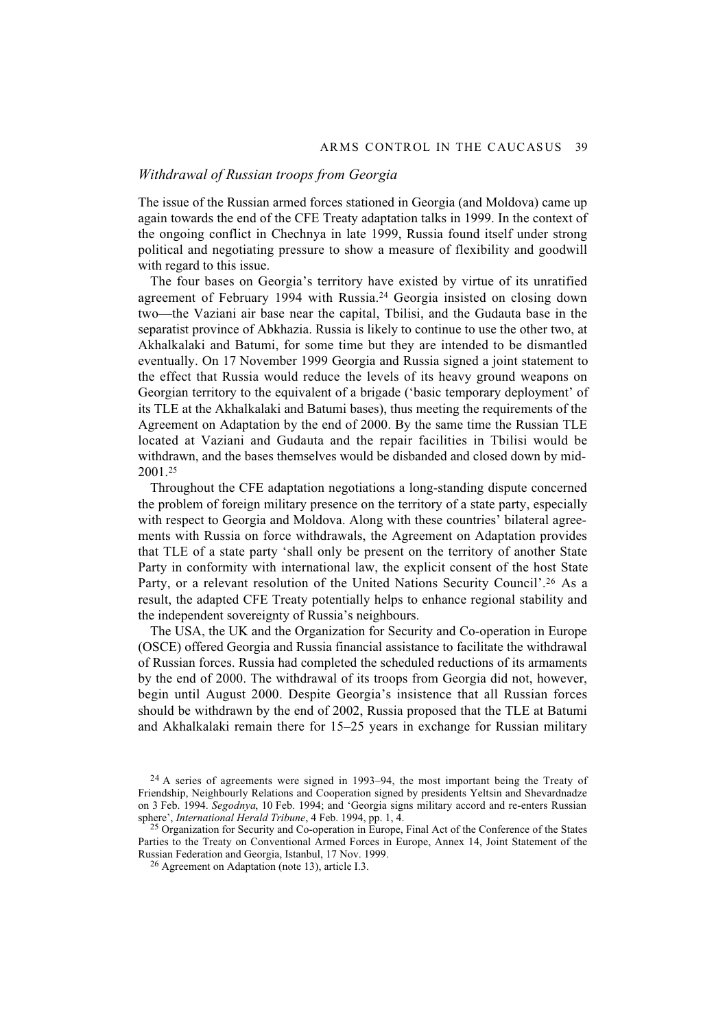## *Withdrawal of Russian troops from Georgia*

The issue of the Russian armed forces stationed in Georgia (and Moldova) came up again towards the end of the CFE Treaty adaptation talks in 1999. In the context of the ongoing conflict in Chechnya in late 1999, Russia found itself under strong political and negotiating pressure to show a measure of flexibility and goodwill with regard to this issue.

The four bases on Georgia's territory have existed by virtue of its unratified agreement of February 1994 with Russia.[24] Georgia insisted on closing down two—the Vaziani air base near the capital, Tbilisi, and the Gudauta base in the separatist province of Abkhazia. Russia is likely to continue to use the other two, at Akhalkalaki and Batumi, for some time but they are intended to be dismantled eventually. On 17 November 1999 Georgia and Russia signed a joint statement to the effect that Russia would reduce the levels of its heavy ground weapons on Georgian territory to the equivalent of a brigade ('basic temporary deployment' of its TLE at the Akhalkalaki and Batumi bases), thus meeting the requirements of the Agreement on Adaptation by the end of 2000. By the same time the Russian TLE located at Vaziani and Gudauta and the repair facilities in Tbilisi would be withdrawn, and the bases themselves would be disbanded and closed down by mid-2001.[25]

Throughout the CFE adaptation negotiations a long-standing dispute concerned the problem of foreign military presence on the territory of a state party, especially with respect to Georgia and Moldova. Along with these countries' bilateral agreements with Russia on force withdrawals, the Agreement on Adaptation provides that TLE of a state party 'shall only be present on the territory of another State Party in conformity with international law, the explicit consent of the host State Party, or a relevant resolution of the United Nations Security Council'.[26] As a result, the adapted CFE Treaty potentially helps to enhance regional stability and the independent sovereignty of Russia's neighbours.

The USA, the UK and the Organization for Security and Co-operation in Europe (OSCE) offered Georgia and Russia financial assistance to facilitate the withdrawal of Russian forces. Russia had completed the scheduled reductions of its armaments by the end of 2000. The withdrawal of its troops from Georgia did not, however, begin until August 2000. Despite Georgia's insistence that all Russian forces should be withdrawn by the end of 2002, Russia proposed that the TLE at Batumi and Akhalkalaki remain there for 15–25 years in exchange for Russian military

---

[24] A series of agreements were signed in 1993–94, the most important being the Treaty of Friendship, Neighbourly Relations and Cooperation signed by presidents Yeltsin and Shevardnadze on 3 Feb. 1994. *Segodnya*, 10 Feb. 1994; and 'Georgia signs military accord and re-enters Russian sphere', *International Herald Tribune*, 4 Feb. 1994, pp. 1, 4.

[25] Organization for Security and Co-operation in Europe, Final Act of the Conference of the States Parties to the Treaty on Conventional Armed Forces in Europe, Annex 14, Joint Statement of the Russian Federation and Georgia, Istanbul, 17 Nov. 1999.

[26] Agreement on Adaptation (note 13), article I.3.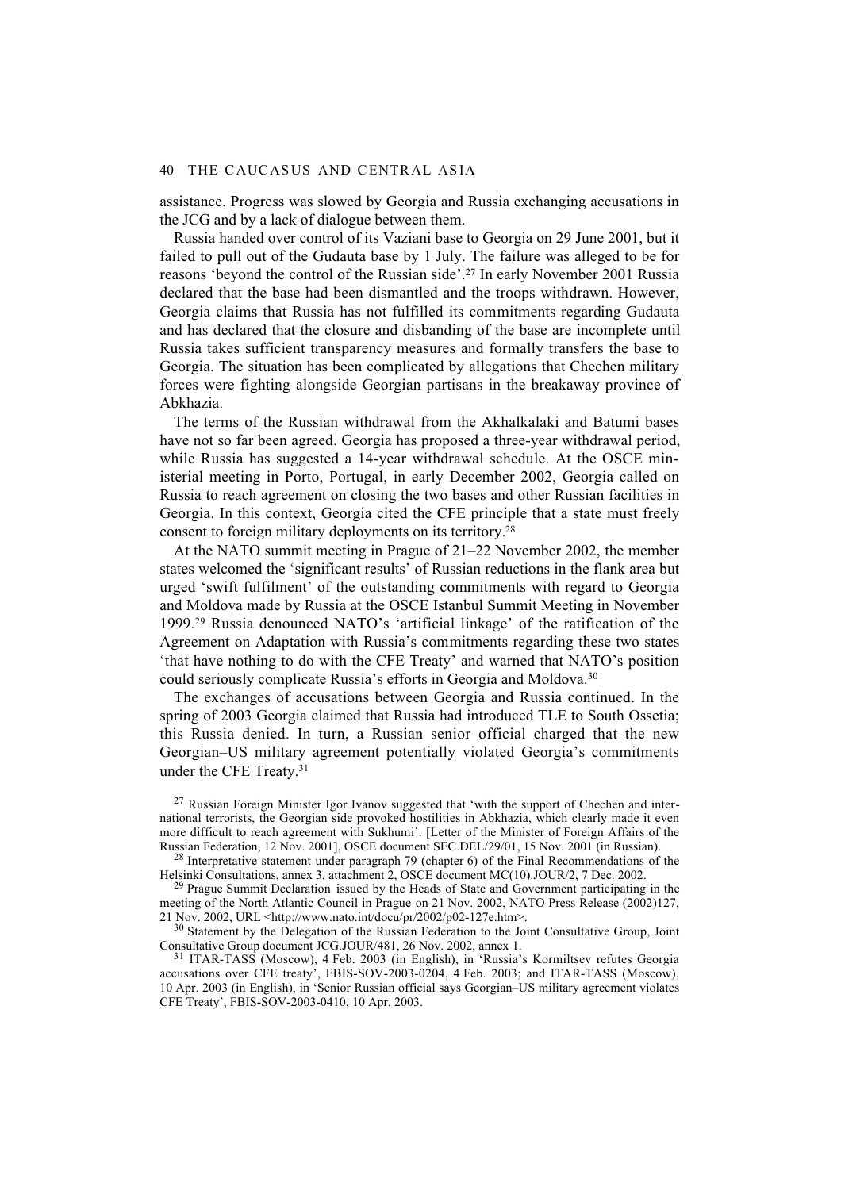assistance. Progress was slowed by Georgia and Russia exchanging accusations in the JCG and by a lack of dialogue between them.

Russia handed over control of its Vaziani base to Georgia on 29 June 2001, but it failed to pull out of the Gudauta base by 1 July. The failure was alleged to be for reasons 'beyond the control of the Russian side'.[27] In early November 2001 Russia declared that the base had been dismantled and the troops withdrawn. However, Georgia claims that Russia has not fulfilled its commitments regarding Gudauta and has declared that the closure and disbanding of the base are incomplete until Russia takes sufficient transparency measures and formally transfers the base to Georgia. The situation has been complicated by allegations that Chechen military forces were fighting alongside Georgian partisans in the breakaway province of Abkhazia.

The terms of the Russian withdrawal from the Akhalkalaki and Batumi bases have not so far been agreed. Georgia has proposed a three-year withdrawal period, while Russia has suggested a 14-year withdrawal schedule. At the OSCE ministerial meeting in Porto, Portugal, in early December 2002, Georgia called on Russia to reach agreement on closing the two bases and other Russian facilities in Georgia. In this context, Georgia cited the CFE principle that a state must freely consent to foreign military deployments on its territory.[28]

At the NATO summit meeting in Prague of 21–22 November 2002, the member states welcomed the 'significant results' of Russian reductions in the flank area but urged 'swift fulfilment' of the outstanding commitments with regard to Georgia and Moldova made by Russia at the OSCE Istanbul Summit Meeting in November 1999.[29] Russia denounced NATO's 'artificial linkage' of the ratification of the Agreement on Adaptation with Russia's commitments regarding these two states 'that have nothing to do with the CFE Treaty' and warned that NATO's position could seriously complicate Russia's efforts in Georgia and Moldova.[30]

The exchanges of accusations between Georgia and Russia continued. In the spring of 2003 Georgia claimed that Russia had introduced TLE to South Ossetia; this Russia denied. In turn, a Russian senior official charged that the new Georgian–US military agreement potentially violated Georgia's commitments under the CFE Treaty.[31]

[27] Russian Foreign Minister Igor Ivanov suggested that 'with the support of Chechen and international terrorists, the Georgian side provoked hostilities in Abkhazia, which clearly made it even more difficult to reach agreement with Sukhumi'. [Letter of the Minister of Foreign Affairs of the Russian Federation, 12 Nov. 2001], OSCE document SEC.DEL/29/01, 15 Nov. 2001 (in Russian).

[28] Interpretative statement under paragraph 79 (chapter 6) of the Final Recommendations of the Helsinki Consultations, annex 3, attachment 2, OSCE document MC(10).JOUR/2, 7 Dec. 2002.

[29] Prague Summit Declaration issued by the Heads of State and Government participating in the meeting of the North Atlantic Council in Prague on 21 Nov. 2002, NATO Press Release (2002)127, 21 Nov. 2002, URL <http://www.nato.int/docu/pr/2002/p02-127e.htm>.

[30] Statement by the Delegation of the Russian Federation to the Joint Consultative Group, Joint Consultative Group document JCG.JOUR/481, 26 Nov. 2002, annex 1.

[31] ITAR-TASS (Moscow), 4 Feb. 2003 (in English), in 'Russia's Kormiltsev refutes Georgia accusations over CFE treaty', FBIS-SOV-2003-0204, 4 Feb. 2003; and ITAR-TASS (Moscow), 10 Apr. 2003 (in English), in 'Senior Russian official says Georgian–US military agreement violates CFE Treaty', FBIS-SOV-2003-0410, 10 Apr. 2003.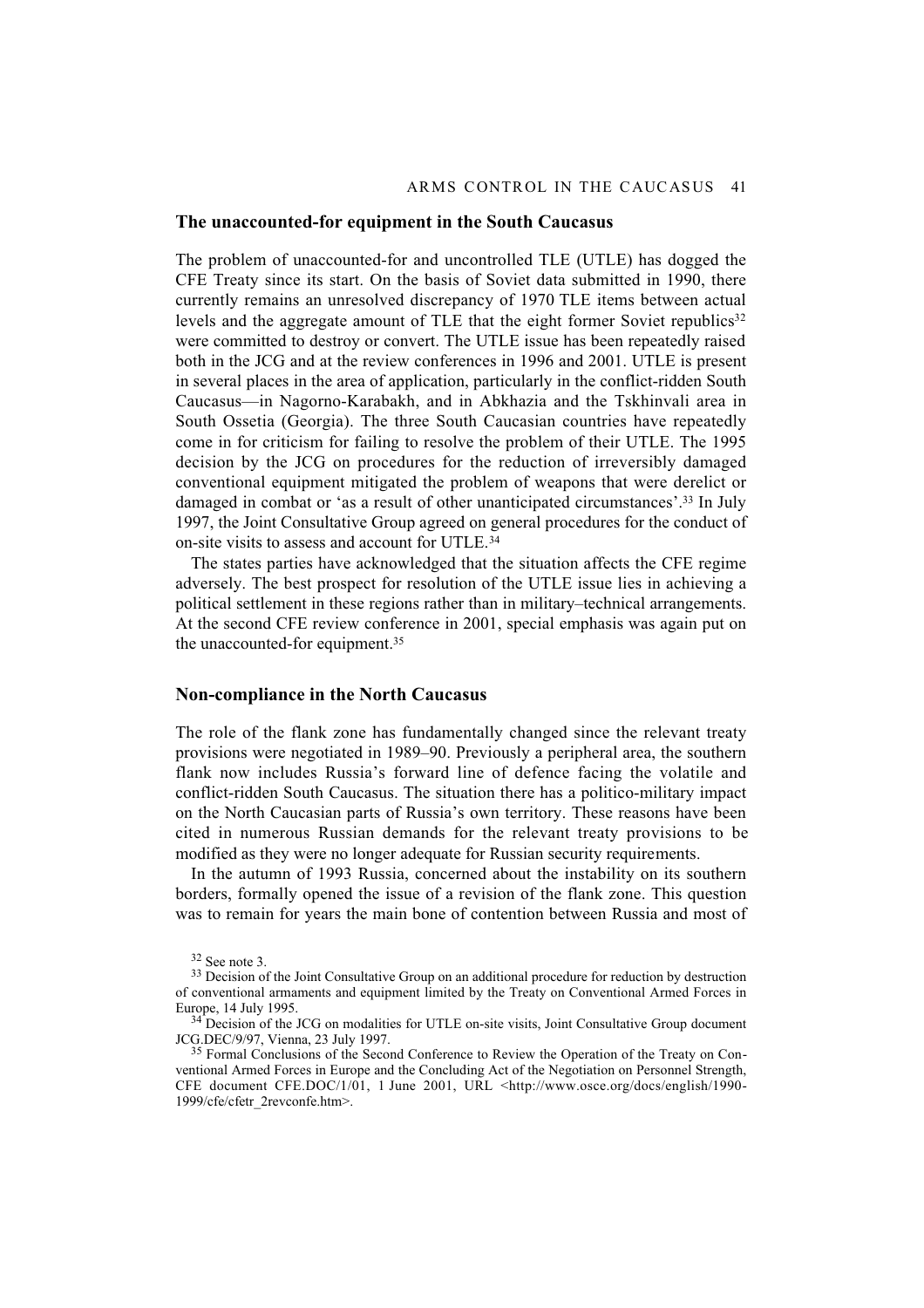## The unaccounted-for equipment in the South Caucasus

The problem of unaccounted-for and uncontrolled TLE (UTLE) has dogged the CFE Treaty since its start. On the basis of Soviet data submitted in 1990, there currently remains an unresolved discrepancy of 1970 TLE items between actual levels and the aggregate amount of TLE that the eight former Soviet republics[32] were committed to destroy or convert. The UTLE issue has been repeatedly raised both in the JCG and at the review conferences in 1996 and 2001. UTLE is present in several places in the area of application, particularly in the conflict-ridden South Caucasus—in Nagorno-Karabakh, and in Abkhazia and the Tskhinvali area in South Ossetia (Georgia). The three South Caucasian countries have repeatedly come in for criticism for failing to resolve the problem of their UTLE. The 1995 decision by the JCG on procedures for the reduction of irreversibly damaged conventional equipment mitigated the problem of weapons that were derelict or damaged in combat or 'as a result of other unanticipated circumstances'.[33] In July 1997, the Joint Consultative Group agreed on general procedures for the conduct of on-site visits to assess and account for UTLE.[34]

The states parties have acknowledged that the situation affects the CFE regime adversely. The best prospect for resolution of the UTLE issue lies in achieving a political settlement in these regions rather than in military–technical arrangements. At the second CFE review conference in 2001, special emphasis was again put on the unaccounted-for equipment.[35]

## Non-compliance in the North Caucasus

The role of the flank zone has fundamentally changed since the relevant treaty provisions were negotiated in 1989–90. Previously a peripheral area, the southern flank now includes Russia's forward line of defence facing the volatile and conflict-ridden South Caucasus. The situation there has a politico-military impact on the North Caucasian parts of Russia's own territory. These reasons have been cited in numerous Russian demands for the relevant treaty provisions to be modified as they were no longer adequate for Russian security requirements.

In the autumn of 1993 Russia, concerned about the instability on its southern borders, formally opened the issue of a revision of the flank zone. This question was to remain for years the main bone of contention between Russia and most of

---

[32] See note 3.

[33] Decision of the Joint Consultative Group on an additional procedure for reduction by destruction of conventional armaments and equipment limited by the Treaty on Conventional Armed Forces in Europe, 14 July 1995.

[34] Decision of the JCG on modalities for UTLE on-site visits, Joint Consultative Group document JCG.DEC/9/97, Vienna, 23 July 1997.

[35] Formal Conclusions of the Second Conference to Review the Operation of the Treaty on Conventional Armed Forces in Europe and the Concluding Act of the Negotiation on Personnel Strength, CFE document CFE.DOC/1/01, 1 June 2001, URL <http://www.osce.org/docs/english/1990-1999/cfe/cfetr_2revconfe.htm>.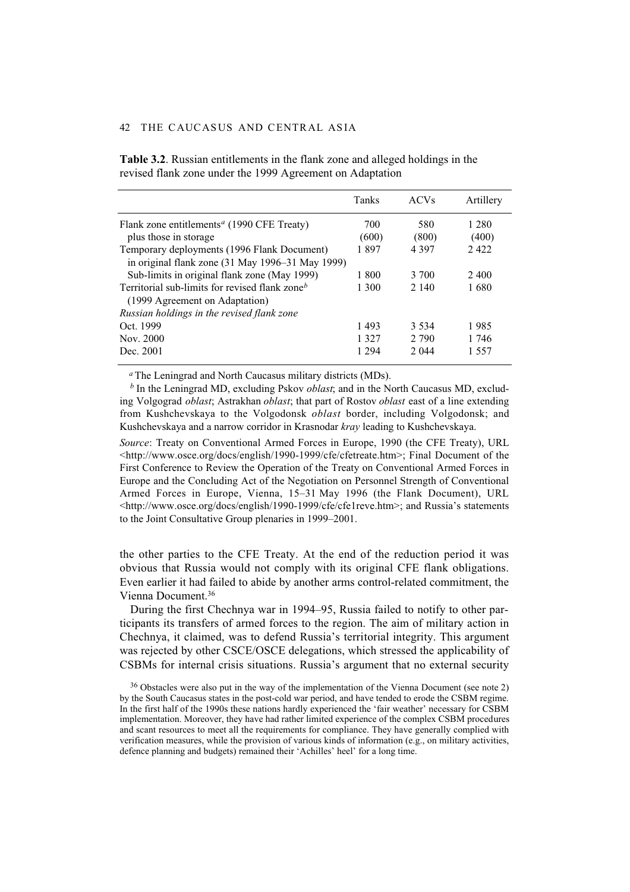**Table 3.2**. Russian entitlements in the flank zone and alleged holdings in the revised flank zone under the 1999 Agreement on Adaptation

| | Tanks | ACVs | Artillery |
|---|---|---|---|
| Flank zone entitlements[a] (1990 CFE Treaty) | 700 | 580 | 1 280 |
| plus those in storage | (600) | (800) | (400) |
| Temporary deployments (1996 Flank Document) in original flank zone (31 May 1996–31 May 1999) | 1 897 | 4 397 | 2 422 |
| Sub-limits in original flank zone (May 1999) | 1 800 | 3 700 | 2 400 |
| Territorial sub-limits for revised flank zone[b] (1999 Agreement on Adaptation) | 1 300 | 2 140 | 1 680 |
| *Russian holdings in the revised flank zone* | | | |
| Oct. 1999 | 1 493 | 3 534 | 1 985 |
| Nov. 2000 | 1 327 | 2 790 | 1 746 |
| Dec. 2001 | 1 294 | 2 044 | 1 557 |

[a] The Leningrad and North Caucasus military districts (MDs).

[b] In the Leningrad MD, excluding Pskov *oblast*; and in the North Caucasus MD, excluding Volgograd *oblast*; Astrakhan *oblast*; that part of Rostov *oblast* east of a line extending from Kushchevskaya to the Volgodonsk *oblast* border, including Volgodonsk; and Kushchevskaya and a narrow corridor in Krasnodar *kray* leading to Kushchevskaya.

*Source*: Treaty on Conventional Armed Forces in Europe, 1990 (the CFE Treaty), URL <http://www.osce.org/docs/english/1990-1999/cfe/cfetreate.htm>; Final Document of the First Conference to Review the Operation of the Treaty on Conventional Armed Forces in Europe and the Concluding Act of the Negotiation on Personnel Strength of Conventional Armed Forces in Europe, Vienna, 15–31 May 1996 (the Flank Document), URL <http://www.osce.org/docs/english/1990-1999/cfe/cfe1reve.htm>; and Russia's statements to the Joint Consultative Group plenaries in 1999–2001.

the other parties to the CFE Treaty. At the end of the reduction period it was obvious that Russia would not comply with its original CFE flank obligations. Even earlier it had failed to abide by another arms control-related commitment, the Vienna Document.[36]

During the first Chechnya war in 1994–95, Russia failed to notify to other participants its transfers of armed forces to the region. The aim of military action in Chechnya, it claimed, was to defend Russia's territorial integrity. This argument was rejected by other CSCE/OSCE delegations, which stressed the applicability of CSBMs for internal crisis situations. Russia's argument that no external security

[36] Obstacles were also put in the way of the implementation of the Vienna Document (see note 2) by the South Caucasus states in the post-cold war period, and have tended to erode the CSBM regime. In the first half of the 1990s these nations hardly experienced the 'fair weather' necessary for CSBM implementation. Moreover, they have had rather limited experience of the complex CSBM procedures and scant resources to meet all the requirements for compliance. They have generally complied with verification measures, while the provision of various kinds of information (e.g., on military activities, defence planning and budgets) remained their 'Achilles' heel' for a long time.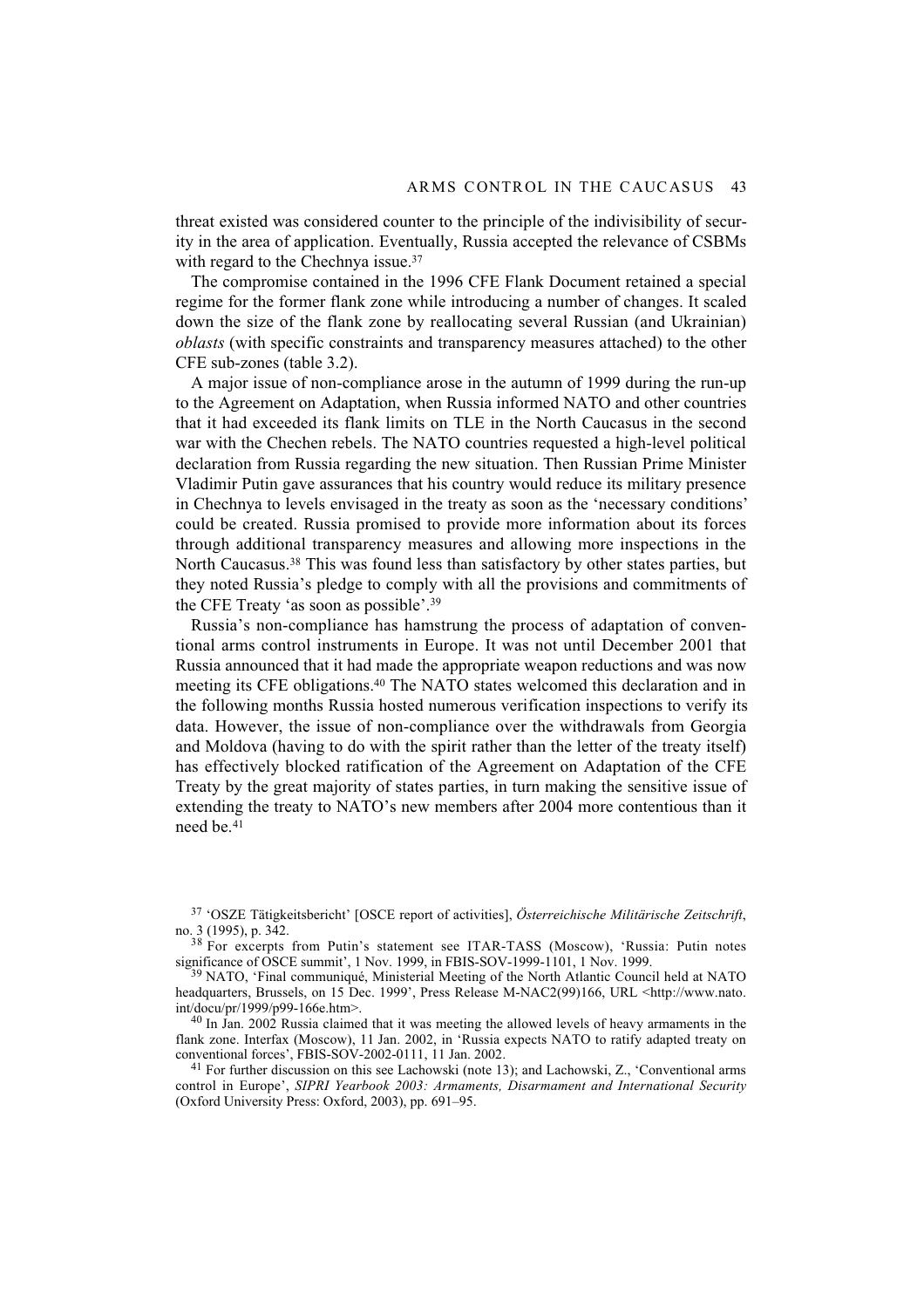threat existed was considered counter to the principle of the indivisibility of security in the area of application. Eventually, Russia accepted the relevance of CSBMs with regard to the Chechnya issue.[37]

The compromise contained in the 1996 CFE Flank Document retained a special regime for the former flank zone while introducing a number of changes. It scaled down the size of the flank zone by reallocating several Russian (and Ukrainian) *oblasts* (with specific constraints and transparency measures attached) to the other CFE sub-zones (table 3.2).

A major issue of non-compliance arose in the autumn of 1999 during the run-up to the Agreement on Adaptation, when Russia informed NATO and other countries that it had exceeded its flank limits on TLE in the North Caucasus in the second war with the Chechen rebels. The NATO countries requested a high-level political declaration from Russia regarding the new situation. Then Russian Prime Minister Vladimir Putin gave assurances that his country would reduce its military presence in Chechnya to levels envisaged in the treaty as soon as the 'necessary conditions' could be created. Russia promised to provide more information about its forces through additional transparency measures and allowing more inspections in the North Caucasus.[38] This was found less than satisfactory by other states parties, but they noted Russia's pledge to comply with all the provisions and commitments of the CFE Treaty 'as soon as possible'.[39]

Russia's non-compliance has hamstrung the process of adaptation of conventional arms control instruments in Europe. It was not until December 2001 that Russia announced that it had made the appropriate weapon reductions and was now meeting its CFE obligations.[40] The NATO states welcomed this declaration and in the following months Russia hosted numerous verification inspections to verify its data. However, the issue of non-compliance over the withdrawals from Georgia and Moldova (having to do with the spirit rather than the letter of the treaty itself) has effectively blocked ratification of the Agreement on Adaptation of the CFE Treaty by the great majority of states parties, in turn making the sensitive issue of extending the treaty to NATO's new members after 2004 more contentious than it need be.[41]

---

[37] 'OSZE Tätigkeitsbericht' [OSCE report of activities], *Österreichische Militärische Zeitschrift*, no. 3 (1995), p. 342.

[38] For excerpts from Putin's statement see ITAR-TASS (Moscow), 'Russia: Putin notes significance of OSCE summit', 1 Nov. 1999, in FBIS-SOV-1999-1101, 1 Nov. 1999.

[39] NATO, 'Final communiqué, Ministerial Meeting of the North Atlantic Council held at NATO headquarters, Brussels, on 15 Dec. 1999', Press Release M-NAC2(99)166, URL <http://www.nato.int/docu/pr/1999/p99-166e.htm>.

[40] In Jan. 2002 Russia claimed that it was meeting the allowed levels of heavy armaments in the flank zone. Interfax (Moscow), 11 Jan. 2002, in 'Russia expects NATO to ratify adapted treaty on conventional forces', FBIS-SOV-2002-0111, 11 Jan. 2002.

[41] For further discussion on this see Lachowski (note 13); and Lachowski, Z., 'Conventional arms control in Europe', *SIPRI Yearbook 2003: Armaments, Disarmament and International Security* (Oxford University Press: Oxford, 2003), pp. 691–95.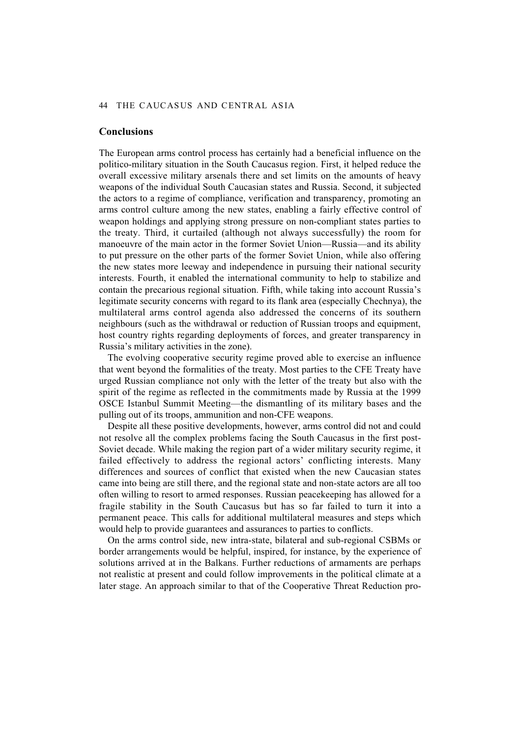## Conclusions

The European arms control process has certainly had a beneficial influence on the politico-military situation in the South Caucasus region. First, it helped reduce the overall excessive military arsenals there and set limits on the amounts of heavy weapons of the individual South Caucasian states and Russia. Second, it subjected the actors to a regime of compliance, verification and transparency, promoting an arms control culture among the new states, enabling a fairly effective control of weapon holdings and applying strong pressure on non-compliant states parties to the treaty. Third, it curtailed (although not always successfully) the room for manoeuvre of the main actor in the former Soviet Union—Russia—and its ability to put pressure on the other parts of the former Soviet Union, while also offering the new states more leeway and independence in pursuing their national security interests. Fourth, it enabled the international community to help to stabilize and contain the precarious regional situation. Fifth, while taking into account Russia's legitimate security concerns with regard to its flank area (especially Chechnya), the multilateral arms control agenda also addressed the concerns of its southern neighbours (such as the withdrawal or reduction of Russian troops and equipment, host country rights regarding deployments of forces, and greater transparency in Russia's military activities in the zone).

The evolving cooperative security regime proved able to exercise an influence that went beyond the formalities of the treaty. Most parties to the CFE Treaty have urged Russian compliance not only with the letter of the treaty but also with the spirit of the regime as reflected in the commitments made by Russia at the 1999 OSCE Istanbul Summit Meeting—the dismantling of its military bases and the pulling out of its troops, ammunition and non-CFE weapons.

Despite all these positive developments, however, arms control did not and could not resolve all the complex problems facing the South Caucasus in the first post-Soviet decade. While making the region part of a wider military security regime, it failed effectively to address the regional actors' conflicting interests. Many differences and sources of conflict that existed when the new Caucasian states came into being are still there, and the regional state and non-state actors are all too often willing to resort to armed responses. Russian peacekeeping has allowed for a fragile stability in the South Caucasus but has so far failed to turn it into a permanent peace. This calls for additional multilateral measures and steps which would help to provide guarantees and assurances to parties to conflicts.

On the arms control side, new intra-state, bilateral and sub-regional CSBMs or border arrangements would be helpful, inspired, for instance, by the experience of solutions arrived at in the Balkans. Further reductions of armaments are perhaps not realistic at present and could follow improvements in the political climate at a later stage. An approach similar to that of the Cooperative Threat Reduction pro-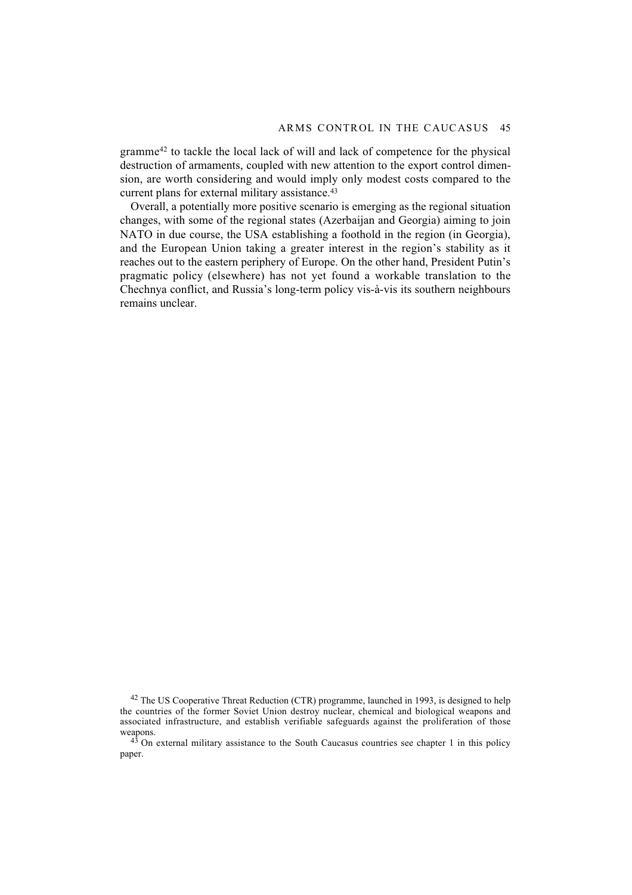gramme[42] to tackle the local lack of will and lack of competence for the physical destruction of armaments, coupled with new attention to the export control dimension, are worth considering and would imply only modest costs compared to the current plans for external military assistance.[43]

Overall, a potentially more positive scenario is emerging as the regional situation changes, with some of the regional states (Azerbaijan and Georgia) aiming to join NATO in due course, the USA establishing a foothold in the region (in Georgia), and the European Union taking a greater interest in the region's stability as it reaches out to the eastern periphery of Europe. On the other hand, President Putin's pragmatic policy (elsewhere) has not yet found a workable translation to the Chechnya conflict, and Russia's long-term policy vis-à-vis its southern neighbours remains unclear.

[42] The US Cooperative Threat Reduction (CTR) programme, launched in 1993, is designed to help the countries of the former Soviet Union destroy nuclear, chemical and biological weapons and associated infrastructure, and establish verifiable safeguards against the proliferation of those weapons.

[43] On external military assistance to the South Caucasus countries see chapter 1 in this policy paper.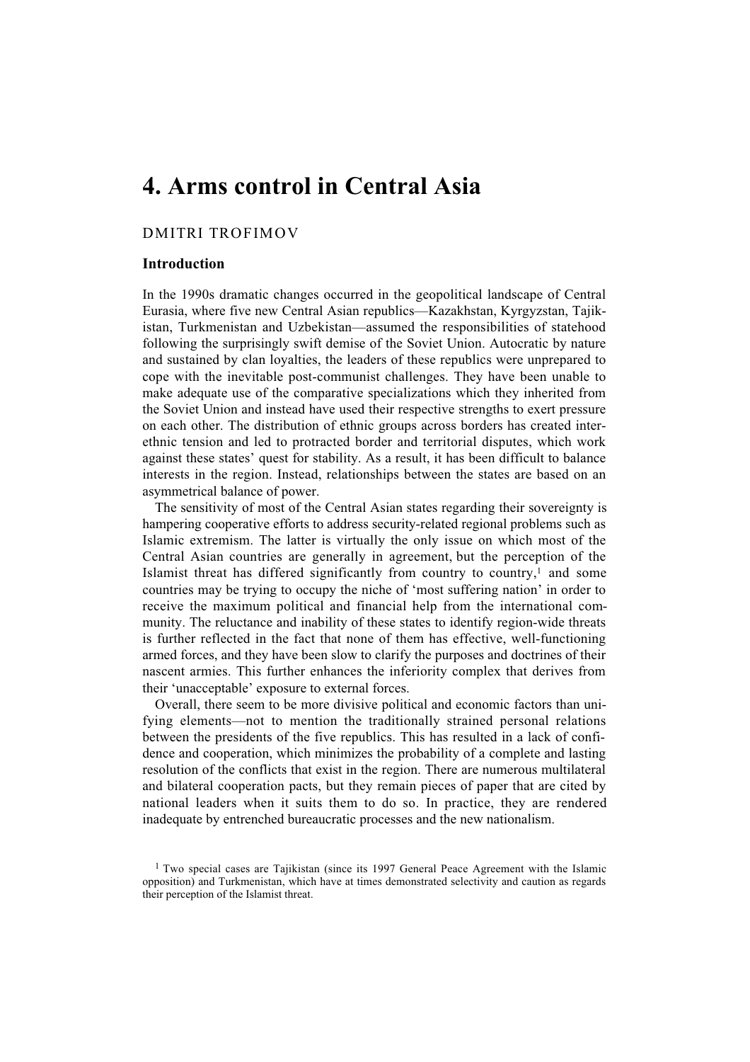# 4. Arms control in Central Asia

DMITRI TROFIMOV

## Introduction

In the 1990s dramatic changes occurred in the geopolitical landscape of Central Eurasia, where five new Central Asian republics—Kazakhstan, Kyrgyzstan, Tajikistan, Turkmenistan and Uzbekistan—assumed the responsibilities of statehood following the surprisingly swift demise of the Soviet Union. Autocratic by nature and sustained by clan loyalties, the leaders of these republics were unprepared to cope with the inevitable post-communist challenges. They have been unable to make adequate use of the comparative specializations which they inherited from the Soviet Union and instead have used their respective strengths to exert pressure on each other. The distribution of ethnic groups across borders has created inter-ethnic tension and led to protracted border and territorial disputes, which work against these states' quest for stability. As a result, it has been difficult to balance interests in the region. Instead, relationships between the states are based on an asymmetrical balance of power.

The sensitivity of most of the Central Asian states regarding their sovereignty is hampering cooperative efforts to address security-related regional problems such as Islamic extremism. The latter is virtually the only issue on which most of the Central Asian countries are generally in agreement, but the perception of the Islamist threat has differed significantly from country to country,[1] and some countries may be trying to occupy the niche of 'most suffering nation' in order to receive the maximum political and financial help from the international community. The reluctance and inability of these states to identify region-wide threats is further reflected in the fact that none of them has effective, well-functioning armed forces, and they have been slow to clarify the purposes and doctrines of their nascent armies. This further enhances the inferiority complex that derives from their 'unacceptable' exposure to external forces.

Overall, there seem to be more divisive political and economic factors than unifying elements—not to mention the traditionally strained personal relations between the presidents of the five republics. This has resulted in a lack of confidence and cooperation, which minimizes the probability of a complete and lasting resolution of the conflicts that exist in the region. There are numerous multilateral and bilateral cooperation pacts, but they remain pieces of paper that are cited by national leaders when it suits them to do so. In practice, they are rendered inadequate by entrenched bureaucratic processes and the new nationalism.

[1] Two special cases are Tajikistan (since its 1997 General Peace Agreement with the Islamic opposition) and Turkmenistan, which have at times demonstrated selectivity and caution as regards their perception of the Islamist threat.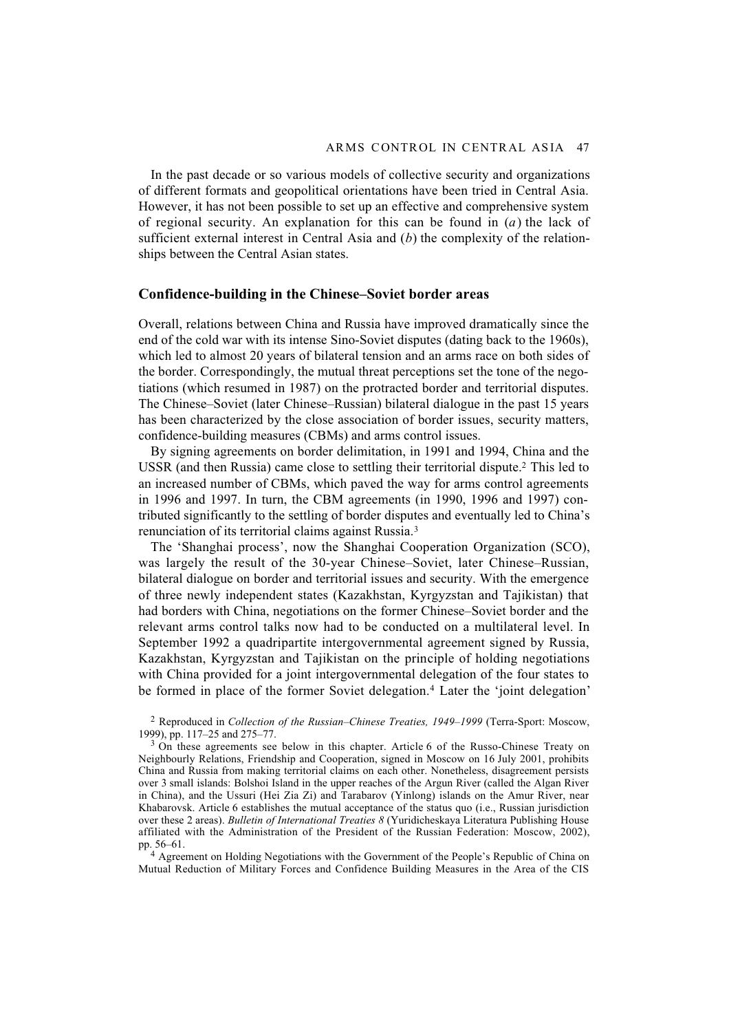In the past decade or so various models of collective security and organizations of different formats and geopolitical orientations have been tried in Central Asia. However, it has not been possible to set up an effective and comprehensive system of regional security. An explanation for this can be found in (*a*) the lack of sufficient external interest in Central Asia and (*b*) the complexity of the relationships between the Central Asian states.

## Confidence-building in the Chinese–Soviet border areas

Overall, relations between China and Russia have improved dramatically since the end of the cold war with its intense Sino-Soviet disputes (dating back to the 1960s), which led to almost 20 years of bilateral tension and an arms race on both sides of the border. Correspondingly, the mutual threat perceptions set the tone of the negotiations (which resumed in 1987) on the protracted border and territorial disputes. The Chinese–Soviet (later Chinese–Russian) bilateral dialogue in the past 15 years has been characterized by the close association of border issues, security matters, confidence-building measures (CBMs) and arms control issues.

By signing agreements on border delimitation, in 1991 and 1994, China and the USSR (and then Russia) came close to settling their territorial dispute.[2] This led to an increased number of CBMs, which paved the way for arms control agreements in 1996 and 1997. In turn, the CBM agreements (in 1990, 1996 and 1997) contributed significantly to the settling of border disputes and eventually led to China's renunciation of its territorial claims against Russia.[3]

The 'Shanghai process', now the Shanghai Cooperation Organization (SCO), was largely the result of the 30-year Chinese–Soviet, later Chinese–Russian, bilateral dialogue on border and territorial issues and security. With the emergence of three newly independent states (Kazakhstan, Kyrgyzstan and Tajikistan) that had borders with China, negotiations on the former Chinese–Soviet border and the relevant arms control talks now had to be conducted on a multilateral level. In September 1992 a quadripartite intergovernmental agreement signed by Russia, Kazakhstan, Kyrgyzstan and Tajikistan on the principle of holding negotiations with China provided for a joint intergovernmental delegation of the four states to be formed in place of the former Soviet delegation.[4] Later the 'joint delegation'

[2] Reproduced in *Collection of the Russian–Chinese Treaties, 1949–1999* (Terra-Sport: Moscow, 1999), pp. 117–25 and 275–77.

[3] On these agreements see below in this chapter. Article 6 of the Russo-Chinese Treaty on Neighbourly Relations, Friendship and Cooperation, signed in Moscow on 16 July 2001, prohibits China and Russia from making territorial claims on each other. Nonetheless, disagreement persists over 3 small islands: Bolshoi Island in the upper reaches of the Argun River (called the Algan River in China), and the Ussuri (Hei Zia Zi) and Tarabarov (Yinlong) islands on the Amur River, near Khabarovsk. Article 6 establishes the mutual acceptance of the status quo (i.e., Russian jurisdiction over these 2 areas). *Bulletin of International Treaties 8* (Yuridicheskaya Literatura Publishing House affiliated with the Administration of the President of the Russian Federation: Moscow, 2002), pp. 56–61.

[4] Agreement on Holding Negotiations with the Government of the People's Republic of China on Mutual Reduction of Military Forces and Confidence Building Measures in the Area of the CIS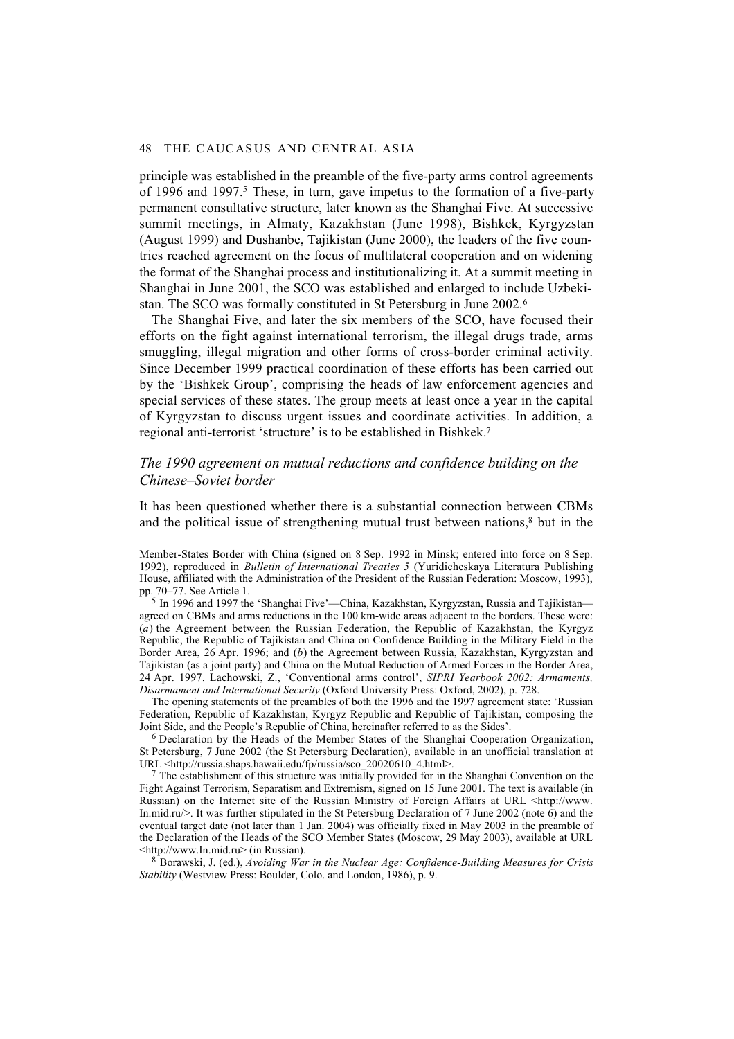principle was established in the preamble of the five-party arms control agreements of 1996 and 1997.[5] These, in turn, gave impetus to the formation of a five-party permanent consultative structure, later known as the Shanghai Five. At successive summit meetings, in Almaty, Kazakhstan (June 1998), Bishkek, Kyrgyzstan (August 1999) and Dushanbe, Tajikistan (June 2000), the leaders of the five countries reached agreement on the focus of multilateral cooperation and on widening the format of the Shanghai process and institutionalizing it. At a summit meeting in Shanghai in June 2001, the SCO was established and enlarged to include Uzbekistan. The SCO was formally constituted in St Petersburg in June 2002.[6]

The Shanghai Five, and later the six members of the SCO, have focused their efforts on the fight against international terrorism, the illegal drugs trade, arms smuggling, illegal migration and other forms of cross-border criminal activity. Since December 1999 practical coordination of these efforts has been carried out by the 'Bishkek Group', comprising the heads of law enforcement agencies and special services of these states. The group meets at least once a year in the capital of Kyrgyzstan to discuss urgent issues and coordinate activities. In addition, a regional anti-terrorist 'structure' is to be established in Bishkek.[7]

### *The 1990 agreement on mutual reductions and confidence building on the Chinese–Soviet border*

It has been questioned whether there is a substantial connection between CBMs and the political issue of strengthening mutual trust between nations,[8] but in the

---

Member-States Border with China (signed on 8 Sep. 1992 in Minsk; entered into force on 8 Sep. 1992), reproduced in *Bulletin of International Treaties 5* (Yuridicheskaya Literatura Publishing House, affiliated with the Administration of the President of the Russian Federation: Moscow, 1993), pp. 70–77. See Article 1.

[5] In 1996 and 1997 the 'Shanghai Five'—China, Kazakhstan, Kyrgyzstan, Russia and Tajikistan—agreed on CBMs and arms reductions in the 100 km-wide areas adjacent to the borders. These were: (*a*) the Agreement between the Russian Federation, the Republic of Kazakhstan, the Kyrgyz Republic, the Republic of Tajikistan and China on Confidence Building in the Military Field in the Border Area, 26 Apr. 1996; and (*b*) the Agreement between Russia, Kazakhstan, Kyrgyzstan and Tajikistan (as a joint party) and China on the Mutual Reduction of Armed Forces in the Border Area, 24 Apr. 1997. Lachowski, Z., 'Conventional arms control', *SIPRI Yearbook 2002: Armaments, Disarmament and International Security* (Oxford University Press: Oxford, 2002), p. 728.

The opening statements of the preambles of both the 1996 and the 1997 agreement state: 'Russian Federation, Republic of Kazakhstan, Kyrgyz Republic and Republic of Tajikistan, composing the Joint Side, and the People's Republic of China, hereinafter referred to as the Sides'.

[6] Declaration by the Heads of the Member States of the Shanghai Cooperation Organization, St Petersburg, 7 June 2002 (the St Petersburg Declaration), available in an unofficial translation at URL <http://russia.shaps.hawaii.edu/fp/russia/sco_20020610_4.html>.

[7] The establishment of this structure was initially provided for in the Shanghai Convention on the Fight Against Terrorism, Separatism and Extremism, signed on 15 June 2001. The text is available (in Russian) on the Internet site of the Russian Ministry of Foreign Affairs at URL <http://www.In.mid.ru/>. It was further stipulated in the St Petersburg Declaration of 7 June 2002 (note 6) and the eventual target date (not later than 1 Jan. 2004) was officially fixed in May 2003 in the preamble of the Declaration of the Heads of the SCO Member States (Moscow, 29 May 2003), available at URL <http://www.In.mid.ru> (in Russian).

[8] Borawski, J. (ed.), *Avoiding War in the Nuclear Age: Confidence-Building Measures for Crisis Stability* (Westview Press: Boulder, Colo. and London, 1986), p. 9.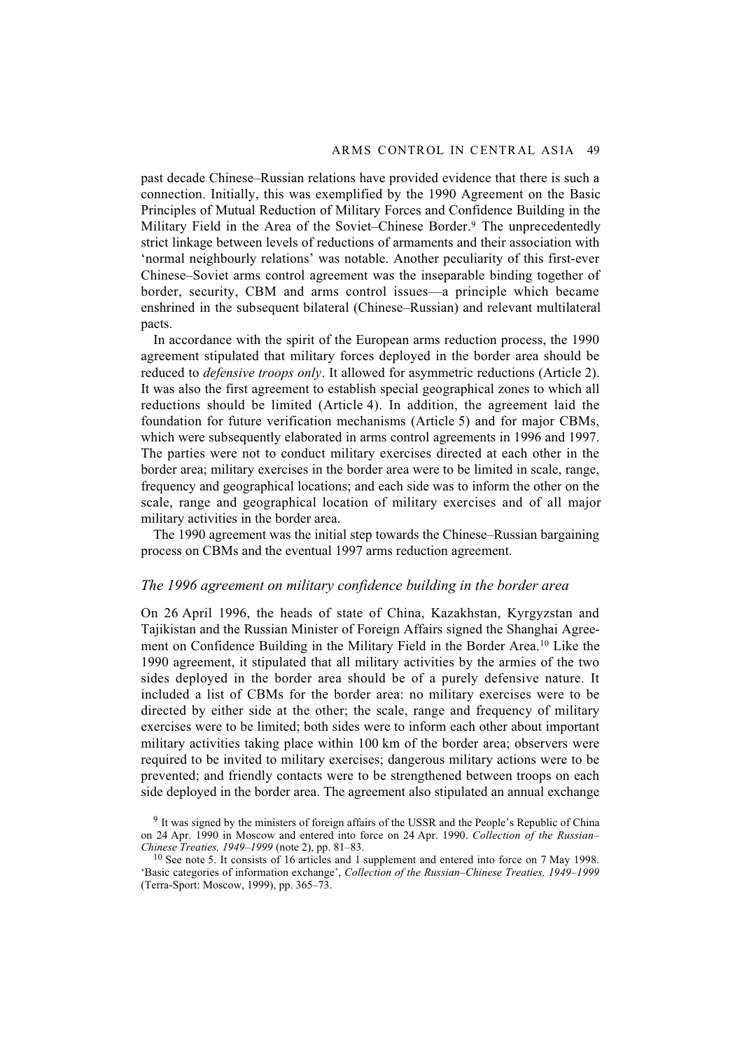past decade Chinese–Russian relations have provided evidence that there is such a connection. Initially, this was exemplified by the 1990 Agreement on the Basic Principles of Mutual Reduction of Military Forces and Confidence Building in the Military Field in the Area of the Soviet–Chinese Border.[9] The unprecedentedly strict linkage between levels of reductions of armaments and their association with 'normal neighbourly relations' was notable. Another peculiarity of this first-ever Chinese–Soviet arms control agreement was the inseparable binding together of border, security, CBM and arms control issues—a principle which became enshrined in the subsequent bilateral (Chinese–Russian) and relevant multilateral pacts.

In accordance with the spirit of the European arms reduction process, the 1990 agreement stipulated that military forces deployed in the border area should be reduced to *defensive troops only*. It allowed for asymmetric reductions (Article 2). It was also the first agreement to establish special geographical zones to which all reductions should be limited (Article 4). In addition, the agreement laid the foundation for future verification mechanisms (Article 5) and for major CBMs, which were subsequently elaborated in arms control agreements in 1996 and 1997. The parties were not to conduct military exercises directed at each other in the border area; military exercises in the border area were to be limited in scale, range, frequency and geographical locations; and each side was to inform the other on the scale, range and geographical location of military exercises and of all major military activities in the border area.

The 1990 agreement was the initial step towards the Chinese–Russian bargaining process on CBMs and the eventual 1997 arms reduction agreement.

### *The 1996 agreement on military confidence building in the border area*

On 26 April 1996, the heads of state of China, Kazakhstan, Kyrgyzstan and Tajikistan and the Russian Minister of Foreign Affairs signed the Shanghai Agreement on Confidence Building in the Military Field in the Border Area.[10] Like the 1990 agreement, it stipulated that all military activities by the armies of the two sides deployed in the border area should be of a purely defensive nature. It included a list of CBMs for the border area: no military exercises were to be directed by either side at the other; the scale, range and frequency of military exercises were to be limited; both sides were to inform each other about important military activities taking place within 100 km of the border area; observers were required to be invited to military exercises; dangerous military actions were to be prevented; and friendly contacts were to be strengthened between troops on each side deployed in the border area. The agreement also stipulated an annual exchange

[9] It was signed by the ministers of foreign affairs of the USSR and the People's Republic of China on 24 Apr. 1990 in Moscow and entered into force on 24 Apr. 1990. *Collection of the Russian–Chinese Treaties, 1949–1999* (note 2), pp. 81–83.

[10] See note 5. It consists of 16 articles and 1 supplement and entered into force on 7 May 1998. 'Basic categories of information exchange', *Collection of the Russian–Chinese Treaties, 1949–1999* (Terra-Sport: Moscow, 1999), pp. 365–73.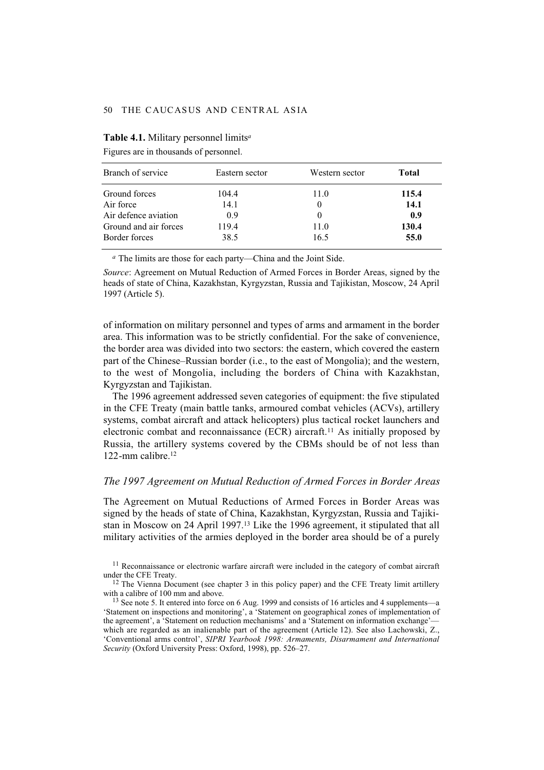**Table 4.1.** Military personnel limits[a]

Figures are in thousands of personnel.

| Branch of service | Eastern sector | Western sector | **Total** |
|---|---|---|---|
| Ground forces | 104.4 | 11.0 | **115.4** |
| Air force | 14.1 | 0 | **14.1** |
| Air defence aviation | 0.9 | 0 | **0.9** |
| Ground and air forces | 119.4 | 11.0 | **130.4** |
| Border forces | 38.5 | 16.5 | **55.0** |

[a] The limits are those for each party—China and the Joint Side.

*Source*: Agreement on Mutual Reduction of Armed Forces in Border Areas, signed by the heads of state of China, Kazakhstan, Kyrgyzstan, Russia and Tajikistan, Moscow, 24 April 1997 (Article 5).

of information on military personnel and types of arms and armament in the border area. This information was to be strictly confidential. For the sake of convenience, the border area was divided into two sectors: the eastern, which covered the eastern part of the Chinese–Russian border (i.e., to the east of Mongolia); and the western, to the west of Mongolia, including the borders of China with Kazakhstan, Kyrgyzstan and Tajikistan.

The 1996 agreement addressed seven categories of equipment: the five stipulated in the CFE Treaty (main battle tanks, armoured combat vehicles (ACVs), artillery systems, combat aircraft and attack helicopters) plus tactical rocket launchers and electronic combat and reconnaissance (ECR) aircraft.[11] As initially proposed by Russia, the artillery systems covered by the CBMs should be of not less than 122-mm calibre.[12]

### *The 1997 Agreement on Mutual Reduction of Armed Forces in Border Areas*

The Agreement on Mutual Reductions of Armed Forces in Border Areas was signed by the heads of state of China, Kazakhstan, Kyrgyzstan, Russia and Tajikistan in Moscow on 24 April 1997.[13] Like the 1996 agreement, it stipulated that all military activities of the armies deployed in the border area should be of a purely

[11] Reconnaissance or electronic warfare aircraft were included in the category of combat aircraft under the CFE Treaty.

[12] The Vienna Document (see chapter 3 in this policy paper) and the CFE Treaty limit artillery with a calibre of 100 mm and above.

[13] See note 5. It entered into force on 6 Aug. 1999 and consists of 16 articles and 4 supplements—a 'Statement on inspections and monitoring', a 'Statement on geographical zones of implementation of the agreement', a 'Statement on reduction mechanisms' and a 'Statement on information exchange'—which are regarded as an inalienable part of the agreement (Article 12). See also Lachowski, Z., 'Conventional arms control', *SIPRI Yearbook 1998: Armaments, Disarmament and International Security* (Oxford University Press: Oxford, 1998), pp. 526–27.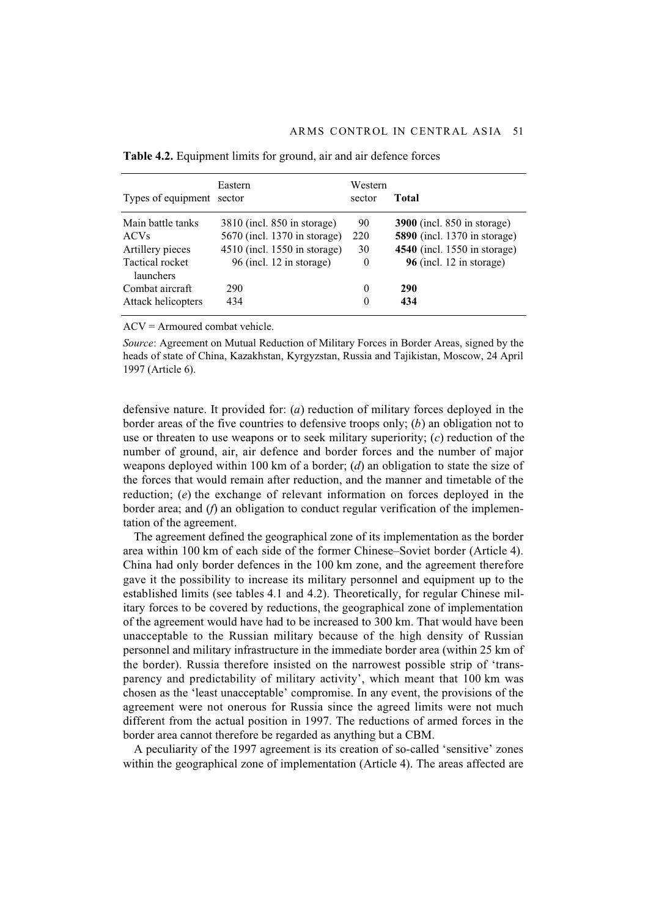**Table 4.2.** Equipment limits for ground, air and air defence forces

| Types of equipment | Eastern sector | Western sector | Total |
|---|---|---|---|
| Main battle tanks | 3810 (incl. 850 in storage) | 90 | **3900** (incl. 850 in storage) |
| ACVs | 5670 (incl. 1370 in storage) | 220 | **5890** (incl. 1370 in storage) |
| Artillery pieces | 4510 (incl. 1550 in storage) | 30 | **4540** (incl. 1550 in storage) |
| Tactical rocket launchers | 96 (incl. 12 in storage) | 0 | **96** (incl. 12 in storage) |
| Combat aircraft | 290 | 0 | **290** |
| Attack helicopters | 434 | 0 | **434** |

ACV = Armoured combat vehicle.

*Source*: Agreement on Mutual Reduction of Military Forces in Border Areas, signed by the heads of state of China, Kazakhstan, Kyrgyzstan, Russia and Tajikistan, Moscow, 24 April 1997 (Article 6).

defensive nature. It provided for: (*a*) reduction of military forces deployed in the border areas of the five countries to defensive troops only; (*b*) an obligation not to use or threaten to use weapons or to seek military superiority; (*c*) reduction of the number of ground, air, air defence and border forces and the number of major weapons deployed within 100 km of a border; (*d*) an obligation to state the size of the forces that would remain after reduction, and the manner and timetable of the reduction; (*e*) the exchange of relevant information on forces deployed in the border area; and (*f*) an obligation to conduct regular verification of the implementation of the agreement.

The agreement defined the geographical zone of its implementation as the border area within 100 km of each side of the former Chinese–Soviet border (Article 4). China had only border defences in the 100 km zone, and the agreement therefore gave it the possibility to increase its military personnel and equipment up to the established limits (see tables 4.1 and 4.2). Theoretically, for regular Chinese military forces to be covered by reductions, the geographical zone of implementation of the agreement would have had to be increased to 300 km. That would have been unacceptable to the Russian military because of the high density of Russian personnel and military infrastructure in the immediate border area (within 25 km of the border). Russia therefore insisted on the narrowest possible strip of 'transparency and predictability of military activity', which meant that 100 km was chosen as the 'least unacceptable' compromise. In any event, the provisions of the agreement were not onerous for Russia since the agreed limits were not much different from the actual position in 1997. The reductions of armed forces in the border area cannot therefore be regarded as anything but a CBM.

A peculiarity of the 1997 agreement is its creation of so-called 'sensitive' zones within the geographical zone of implementation (Article 4). The areas affected are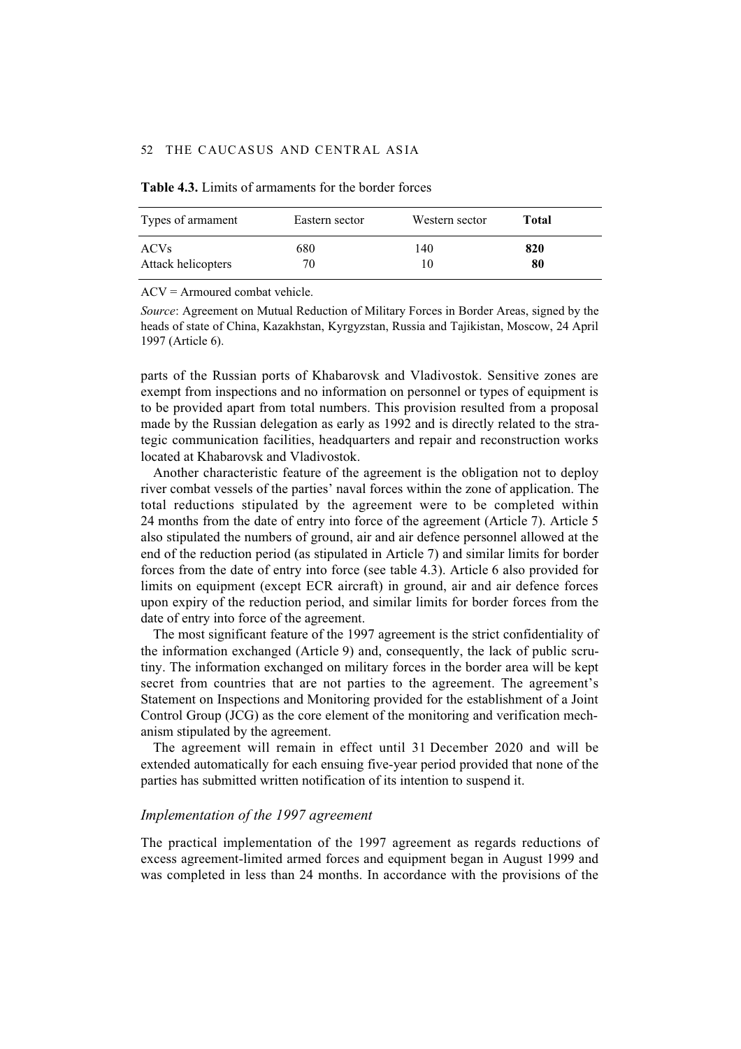**Table 4.3.** Limits of armaments for the border forces

| Types of armament | Eastern sector | Western sector | **Total** |
|---|---|---|---|
| ACVs | 680 | 140 | **820** |
| Attack helicopters | 70 | 10 | **80** |

ACV = Armoured combat vehicle.

*Source*: Agreement on Mutual Reduction of Military Forces in Border Areas, signed by the heads of state of China, Kazakhstan, Kyrgyzstan, Russia and Tajikistan, Moscow, 24 April 1997 (Article 6).

parts of the Russian ports of Khabarovsk and Vladivostok. Sensitive zones are exempt from inspections and no information on personnel or types of equipment is to be provided apart from total numbers. This provision resulted from a proposal made by the Russian delegation as early as 1992 and is directly related to the strategic communication facilities, headquarters and repair and reconstruction works located at Khabarovsk and Vladivostok.

Another characteristic feature of the agreement is the obligation not to deploy river combat vessels of the parties' naval forces within the zone of application. The total reductions stipulated by the agreement were to be completed within 24 months from the date of entry into force of the agreement (Article 7). Article 5 also stipulated the numbers of ground, air and air defence personnel allowed at the end of the reduction period (as stipulated in Article 7) and similar limits for border forces from the date of entry into force (see table 4.3). Article 6 also provided for limits on equipment (except ECR aircraft) in ground, air and air defence forces upon expiry of the reduction period, and similar limits for border forces from the date of entry into force of the agreement.

The most significant feature of the 1997 agreement is the strict confidentiality of the information exchanged (Article 9) and, consequently, the lack of public scrutiny. The information exchanged on military forces in the border area will be kept secret from countries that are not parties to the agreement. The agreement's Statement on Inspections and Monitoring provided for the establishment of a Joint Control Group (JCG) as the core element of the monitoring and verification mechanism stipulated by the agreement.

The agreement will remain in effect until 31 December 2020 and will be extended automatically for each ensuing five-year period provided that none of the parties has submitted written notification of its intention to suspend it.

### *Implementation of the 1997 agreement*

The practical implementation of the 1997 agreement as regards reductions of excess agreement-limited armed forces and equipment began in August 1999 and was completed in less than 24 months. In accordance with the provisions of the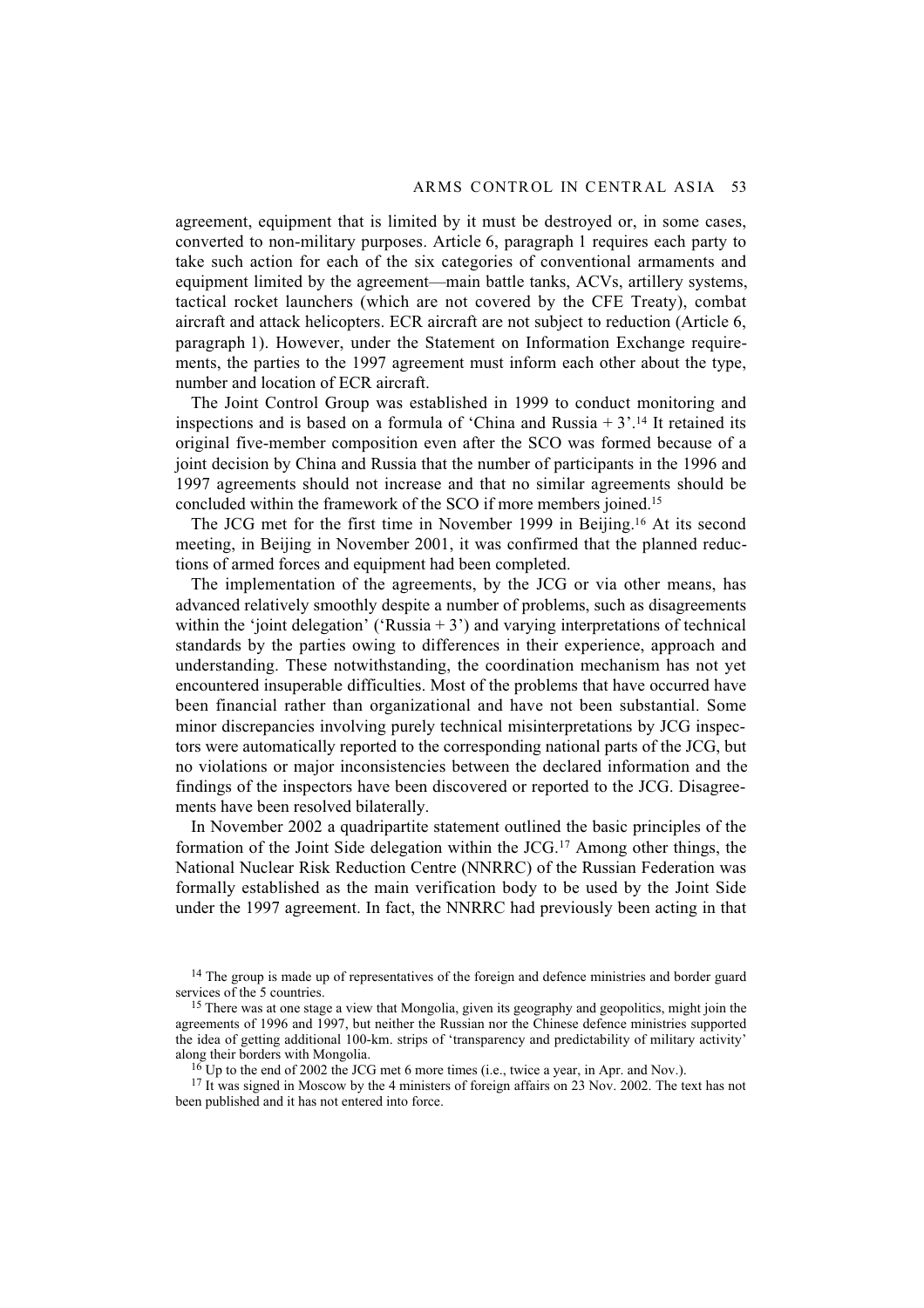agreement, equipment that is limited by it must be destroyed or, in some cases, converted to non-military purposes. Article 6, paragraph 1 requires each party to take such action for each of the six categories of conventional armaments and equipment limited by the agreement—main battle tanks, ACVs, artillery systems, tactical rocket launchers (which are not covered by the CFE Treaty), combat aircraft and attack helicopters. ECR aircraft are not subject to reduction (Article 6, paragraph 1). However, under the Statement on Information Exchange requirements, the parties to the 1997 agreement must inform each other about the type, number and location of ECR aircraft.

The Joint Control Group was established in 1999 to conduct monitoring and inspections and is based on a formula of 'China and Russia + 3'.[14] It retained its original five-member composition even after the SCO was formed because of a joint decision by China and Russia that the number of participants in the 1996 and 1997 agreements should not increase and that no similar agreements should be concluded within the framework of the SCO if more members joined.[15]

The JCG met for the first time in November 1999 in Beijing.[16] At its second meeting, in Beijing in November 2001, it was confirmed that the planned reductions of armed forces and equipment had been completed.

The implementation of the agreements, by the JCG or via other means, has advanced relatively smoothly despite a number of problems, such as disagreements within the 'joint delegation' ('Russia + 3') and varying interpretations of technical standards by the parties owing to differences in their experience, approach and understanding. These notwithstanding, the coordination mechanism has not yet encountered insuperable difficulties. Most of the problems that have occurred have been financial rather than organizational and have not been substantial. Some minor discrepancies involving purely technical misinterpretations by JCG inspectors were automatically reported to the corresponding national parts of the JCG, but no violations or major inconsistencies between the declared information and the findings of the inspectors have been discovered or reported to the JCG. Disagreements have been resolved bilaterally.

In November 2002 a quadripartite statement outlined the basic principles of the formation of the Joint Side delegation within the JCG.[17] Among other things, the National Nuclear Risk Reduction Centre (NNRRC) of the Russian Federation was formally established as the main verification body to be used by the Joint Side under the 1997 agreement. In fact, the NNRRC had previously been acting in that

[14] The group is made up of representatives of the foreign and defence ministries and border guard services of the 5 countries.

[15] There was at one stage a view that Mongolia, given its geography and geopolitics, might join the agreements of 1996 and 1997, but neither the Russian nor the Chinese defence ministries supported the idea of getting additional 100-km. strips of 'transparency and predictability of military activity' along their borders with Mongolia.

[16] Up to the end of 2002 the JCG met 6 more times (i.e., twice a year, in Apr. and Nov.).

[17] It was signed in Moscow by the 4 ministers of foreign affairs on 23 Nov. 2002. The text has not been published and it has not entered into force.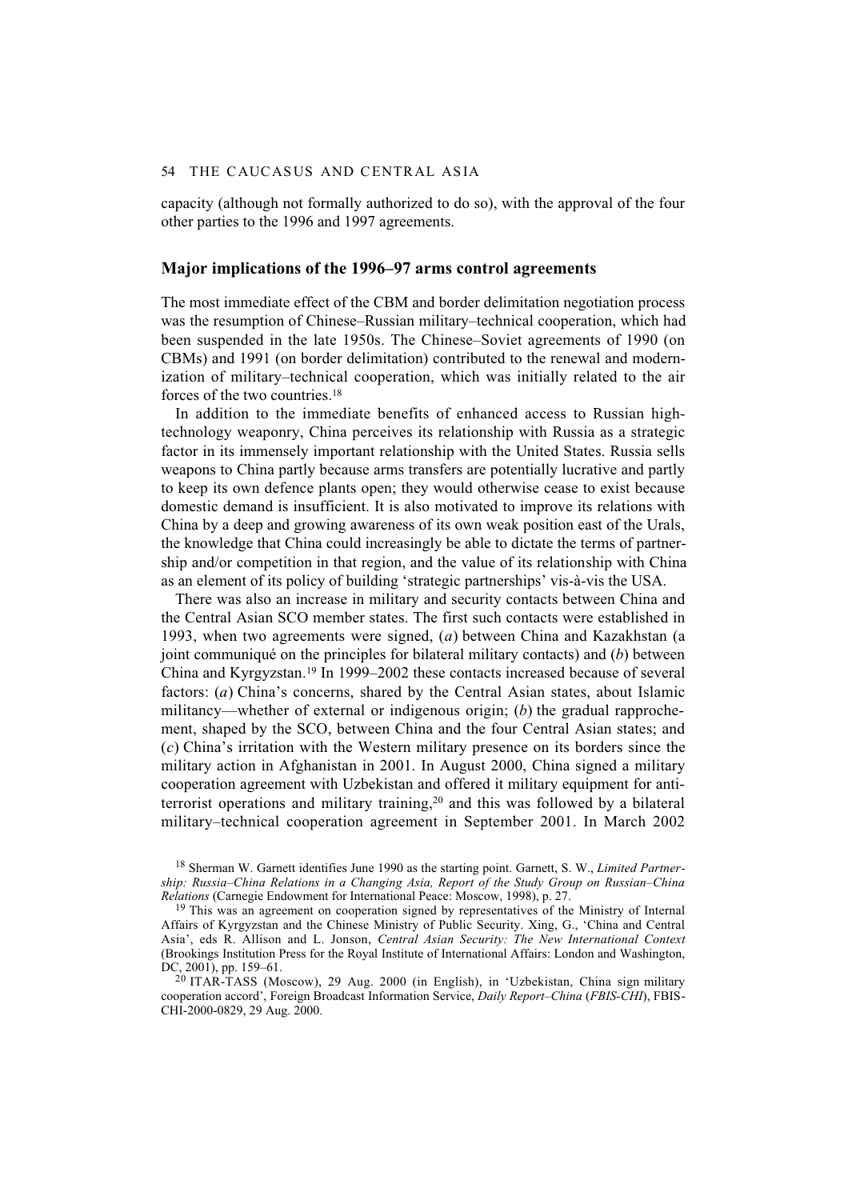capacity (although not formally authorized to do so), with the approval of the four other parties to the 1996 and 1997 agreements.

## Major implications of the 1996–97 arms control agreements

The most immediate effect of the CBM and border delimitation negotiation process was the resumption of Chinese–Russian military–technical cooperation, which had been suspended in the late 1950s. The Chinese–Soviet agreements of 1990 (on CBMs) and 1991 (on border delimitation) contributed to the renewal and modernization of military–technical cooperation, which was initially related to the air forces of the two countries.[18]

In addition to the immediate benefits of enhanced access to Russian high-technology weaponry, China perceives its relationship with Russia as a strategic factor in its immensely important relationship with the United States. Russia sells weapons to China partly because arms transfers are potentially lucrative and partly to keep its own defence plants open; they would otherwise cease to exist because domestic demand is insufficient. It is also motivated to improve its relations with China by a deep and growing awareness of its own weak position east of the Urals, the knowledge that China could increasingly be able to dictate the terms of partnership and/or competition in that region, and the value of its relationship with China as an element of its policy of building 'strategic partnerships' vis-à-vis the USA.

There was also an increase in military and security contacts between China and the Central Asian SCO member states. The first such contacts were established in 1993, when two agreements were signed, (*a*) between China and Kazakhstan (a joint communiqué on the principles for bilateral military contacts) and (*b*) between China and Kyrgyzstan.[19] In 1999–2002 these contacts increased because of several factors: (*a*) China's concerns, shared by the Central Asian states, about Islamic militancy—whether of external or indigenous origin; (*b*) the gradual rapprochement, shaped by the SCO, between China and the four Central Asian states; and (*c*) China's irritation with the Western military presence on its borders since the military action in Afghanistan in 2001. In August 2000, China signed a military cooperation agreement with Uzbekistan and offered it military equipment for anti-terrorist operations and military training,[20] and this was followed by a bilateral military–technical cooperation agreement in September 2001. In March 2002

---

[18] Sherman W. Garnett identifies June 1990 as the starting point. Garnett, S. W., *Limited Partnership: Russia–China Relations in a Changing Asia, Report of the Study Group on Russian–China Relations* (Carnegie Endowment for International Peace: Moscow, 1998), p. 27.

[19] This was an agreement on cooperation signed by representatives of the Ministry of Internal Affairs of Kyrgyzstan and the Chinese Ministry of Public Security. Xing, G., 'China and Central Asia', eds R. Allison and L. Jonson, *Central Asian Security: The New International Context* (Brookings Institution Press for the Royal Institute of International Affairs: London and Washington, DC, 2001), pp. 159–61.

[20] ITAR-TASS (Moscow), 29 Aug. 2000 (in English), in 'Uzbekistan, China sign military cooperation accord', Foreign Broadcast Information Service, *Daily Report–China* (*FBIS-CHI*), FBIS-CHI-2000-0829, 29 Aug. 2000.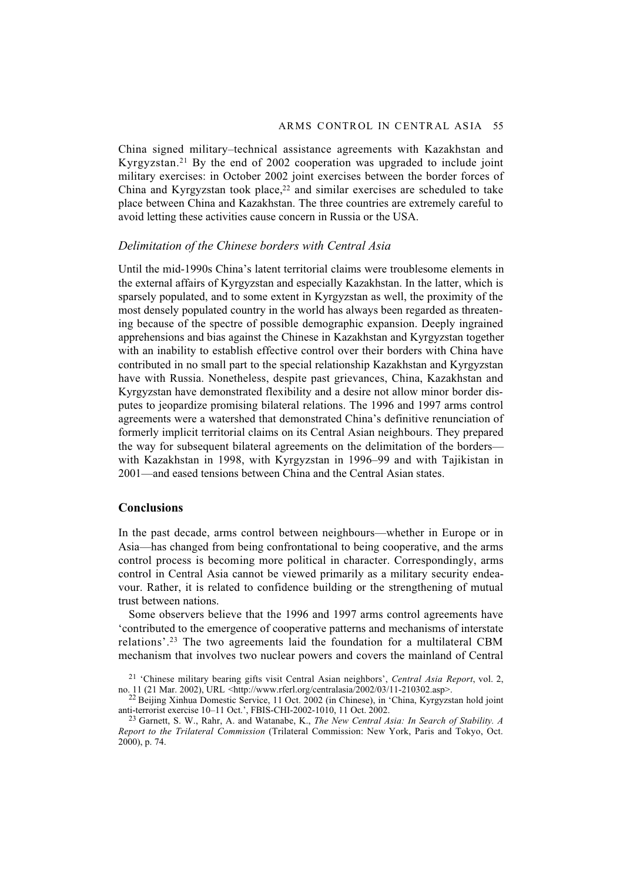China signed military–technical assistance agreements with Kazakhstan and Kyrgyzstan.[21] By the end of 2002 cooperation was upgraded to include joint military exercises: in October 2002 joint exercises between the border forces of China and Kyrgyzstan took place,[22] and similar exercises are scheduled to take place between China and Kazakhstan. The three countries are extremely careful to avoid letting these activities cause concern in Russia or the USA.

### *Delimitation of the Chinese borders with Central Asia*

Until the mid-1990s China's latent territorial claims were troublesome elements in the external affairs of Kyrgyzstan and especially Kazakhstan. In the latter, which is sparsely populated, and to some extent in Kyrgyzstan as well, the proximity of the most densely populated country in the world has always been regarded as threatening because of the spectre of possible demographic expansion. Deeply ingrained apprehensions and bias against the Chinese in Kazakhstan and Kyrgyzstan together with an inability to establish effective control over their borders with China have contributed in no small part to the special relationship Kazakhstan and Kyrgyzstan have with Russia. Nonetheless, despite past grievances, China, Kazakhstan and Kyrgyzstan have demonstrated flexibility and a desire not allow minor border disputes to jeopardize promising bilateral relations. The 1996 and 1997 arms control agreements were a watershed that demonstrated China's definitive renunciation of formerly implicit territorial claims on its Central Asian neighbours. They prepared the way for subsequent bilateral agreements on the delimitation of the borders—with Kazakhstan in 1998, with Kyrgyzstan in 1996–99 and with Tajikistan in 2001—and eased tensions between China and the Central Asian states.

## Conclusions

In the past decade, arms control between neighbours—whether in Europe or in Asia—has changed from being confrontational to being cooperative, and the arms control process is becoming more political in character. Correspondingly, arms control in Central Asia cannot be viewed primarily as a military security endeavour. Rather, it is related to confidence building or the strengthening of mutual trust between nations.

Some observers believe that the 1996 and 1997 arms control agreements have 'contributed to the emergence of cooperative patterns and mechanisms of interstate relations'.[23] The two agreements laid the foundation for a multilateral CBM mechanism that involves two nuclear powers and covers the mainland of Central

[21] 'Chinese military bearing gifts visit Central Asian neighbors', *Central Asia Report*, vol. 2, no. 11 (21 Mar. 2002), URL <http://www.rferl.org/centralasia/2002/03/11-210302.asp>.

[22] Beijing Xinhua Domestic Service, 11 Oct. 2002 (in Chinese), in 'China, Kyrgyzstan hold joint anti-terrorist exercise 10–11 Oct.', FBIS-CHI-2002-1010, 11 Oct. 2002.

[23] Garnett, S. W., Rahr, A. and Watanabe, K., *The New Central Asia: In Search of Stability. A Report to the Trilateral Commission* (Trilateral Commission: New York, Paris and Tokyo, Oct. 2000), p. 74.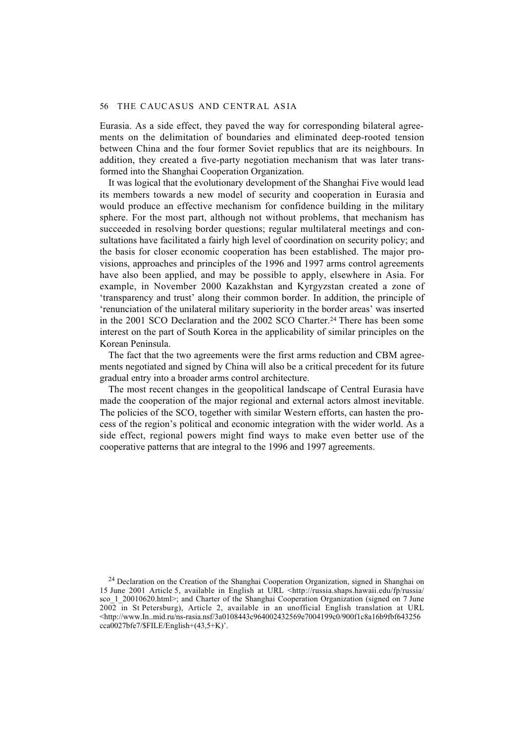Eurasia. As a side effect, they paved the way for corresponding bilateral agreements on the delimitation of boundaries and eliminated deep-rooted tension between China and the four former Soviet republics that are its neighbours. In addition, they created a five-party negotiation mechanism that was later transformed into the Shanghai Cooperation Organization.

It was logical that the evolutionary development of the Shanghai Five would lead its members towards a new model of security and cooperation in Eurasia and would produce an effective mechanism for confidence building in the military sphere. For the most part, although not without problems, that mechanism has succeeded in resolving border questions; regular multilateral meetings and consultations have facilitated a fairly high level of coordination on security policy; and the basis for closer economic cooperation has been established. The major provisions, approaches and principles of the 1996 and 1997 arms control agreements have also been applied, and may be possible to apply, elsewhere in Asia. For example, in November 2000 Kazakhstan and Kyrgyzstan created a zone of 'transparency and trust' along their common border. In addition, the principle of 'renunciation of the unilateral military superiority in the border areas' was inserted in the 2001 SCO Declaration and the 2002 SCO Charter.[24] There has been some interest on the part of South Korea in the applicability of similar principles on the Korean Peninsula.

The fact that the two agreements were the first arms reduction and CBM agreements negotiated and signed by China will also be a critical precedent for its future gradual entry into a broader arms control architecture.

The most recent changes in the geopolitical landscape of Central Eurasia have made the cooperation of the major regional and external actors almost inevitable. The policies of the SCO, together with similar Western efforts, can hasten the process of the region's political and economic integration with the wider world. As a side effect, regional powers might find ways to make even better use of the cooperative patterns that are integral to the 1996 and 1997 agreements.

[24] Declaration on the Creation of the Shanghai Cooperation Organization, signed in Shanghai on 15 June 2001 Article 5, available in English at URL <http://russia.shaps.hawaii.edu/fp/russia/sco_1_20010620.html>; and Charter of the Shanghai Cooperation Organization (signed on 7 June 2002 in St Petersburg), Article 2, available in an unofficial English translation at URL <http://www.In..mid.ru/ns-rasia.nsf/3a0108443c964002432569e7004199c0/900f1c8a16b9fbf643256cca0027bfe7/$FILE/English+(43,5+K)'.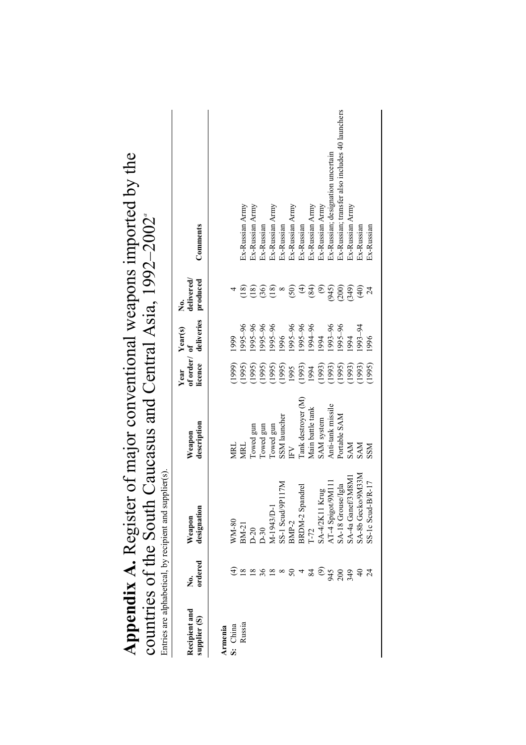# **Appendix A.** Register of major conventional weapons imported by the countries of the South Caucasus and Central Asia, 1992–2002[a]

Entries are alphabetical, by recipient and supplier(s).

| Recipient and supplier (S) | No. ordered | Weapon designation | Weapon description | Year of order/ licence | Year(s) of deliveries | No. delivered/ produced | Comments |
|---|---|---|---|---|---|---|---|
| **Armenia** | | | | | | | |
| **S:** China | (4) | WM-80 | MRL | (1999) | 1999 | 4 | |
| Russia | 18 | BM-21 | MRL | (1995) | 1995–96 | (18) | Ex-Russian Army |
| | 18 | D-20 | Towed gun | (1995) | 1995–96 | (18) | Ex-Russian Army |
| | 36 | D-30 | Towed gun | (1995) | 1995–96 | (36) | Ex-Russian |
| | 18 | M-1943/D-1 | Towed gun | (1995) | 1995–96 | (18) | Ex-Russian Army |
| | 8 | SS-1 Scud/9P117M | SSM launcher | (1995) | 1996 | 8 | Ex-Russian |
| | 50 | BMP-2 | IFV | 1995 | 1995–96 | (50) | Ex-Russian Army |
| | 4 | BRDM-2 Spandrel | Tank destroyer (M) | (1993) | 1995–96 | (4) | Ex-Russian |
| | 84 | T-72 | Main battle tank | 1994 | 1994–96 | (84) | Ex-Russian Army |
| | (9) | SA-4/2K11 Krug | SAM system | (1993) | 1994 | (9) | Ex-Russian Army |
| | 945 | AT-4 Spigot/9M111 | Anti-tank missile | (1993) | 1993–96 | (945) | Ex-Russian; designation uncertain |
| | 200 | SA-18 Grouse/Igla | Portable SAM | (1995) | 1995–96 | (200) | Ex-Russian; transfer also includes 40 launchers |
| | 349 | SA-4a Ganef/3M8M1 | SAM | (1993) | 1994 | (349) | Ex-Russian Army |
| | 40 | SA-8b Gecko/9M33M | SAM | (1993) | 1993–94 | (40) | Ex-Russian |
| | 24 | SS-1c Scud-B/R-17 | SSM | (1995) | 1996 | 24 | Ex-Russian |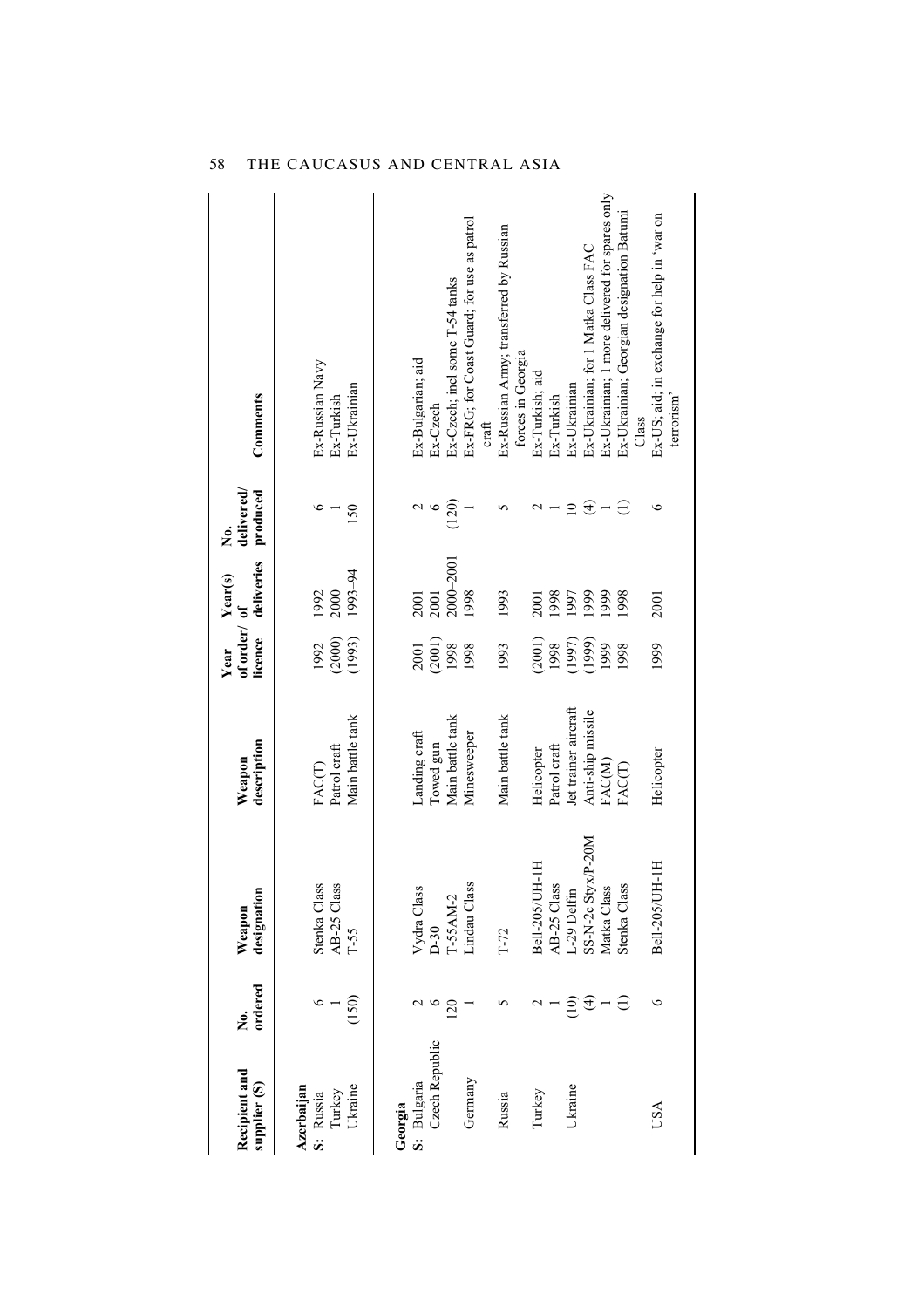| Recipient and supplier (S) | No. ordered | Weapon designation | Weapon description | Year of order/ licence | Year(s) of deliveries | No. delivered/ produced | Comments |
|---|---|---|---|---|---|---|---|
| **Azerbaijan** | | | | | | | |
| **S:** Russia | 6 | Stenka Class | FAC(T) | 1992 | 1992 | 6 | Ex-Russian Navy |
| Turkey | 1 | AB-25 Class | Patrol craft | (2000) | 2000 | 1 | Ex-Turkish |
| Ukraine | (150) | T-55 | Main battle tank | (1993) | 1993–94 | 150 | Ex-Ukrainian |
| **Georgia** | | | | | | | |
| **S:** Bulgaria | 2 | Vydra Class | Landing craft | 2001 | 2001 | 2 | Ex-Bulgarian; aid |
| Czech Republic | 6 | D-30 | Towed gun | (2001) | 2001 | 6 | Ex-Czech |
| | 120 | T-55AM-2 | Main battle tank | 1998 | 2000–2001 | (120) | Ex-Czech; incl some T-54 tanks |
| Germany | 1 | Lindau Class | Minesweeper | 1998 | 1998 | 1 | Ex-FRG; for Coast Guard; for use as patrol craft |
| Russia | 5 | T-72 | Main battle tank | 1993 | 1993 | 5 | Ex-Russian Army; transferred by Russian forces in Georgia |
| Turkey | 2 | Bell-205/UH-1H | Helicopter | (2001) | 2001 | 2 | Ex-Turkish; aid |
| | 1 | AB-25 Class | Patrol craft | 1998 | 1998 | 1 | Ex-Turkish |
| Ukraine | (10) | L-29 Delfin | Jet trainer aircraft | (1997) | 1997 | 10 | Ex-Ukrainian |
| | (4) | SS-N-2c Styx/P-20M | Anti-ship missile | (1999) | 1999 | (4) | Ex-Ukrainian; for 1 Matka Class FAC |
| | 1 | Matka Class | FAC(M) | 1999 | 1999 | 1 | Ex-Ukrainian; 1 more delivered for spares only |
| | (1) | Stenka Class | FAC(T) | 1998 | 1998 | (1) | Ex-Ukrainian; Georgian designation Batumi Class |
| USA | 6 | Bell-205/UH-1H | Helicopter | 1999 | 2001 | 6 | Ex-US; aid; in exchange for help in 'war on terrorism' |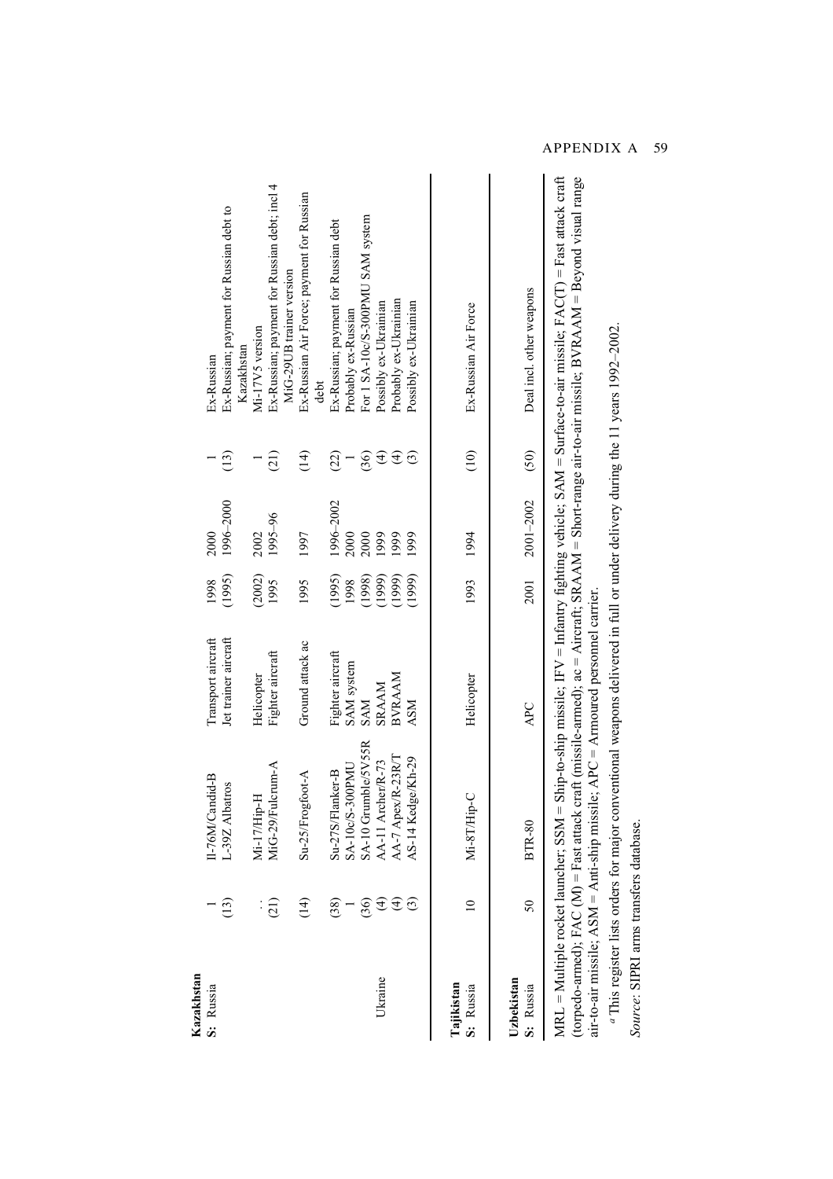| Recipient/ supplier (S) or licenser (L) | No. ordered | Weapon designation | Weapon description | Year of order/ licence | Year(s) of deliveries | No. delivered/ produced | Comments |
|---|---|---|---|---|---|---|---|
| **Kazakhstan** | | | | | | | |
| **S:** Russia | 1 | Il-76M/Candid-B | Transport aircraft | 1998 | 2000 | 1 | Ex-Russian |
| | (13) | L-39Z Albatros | Jet trainer aircraft | (1995) | 1996–2000 | (13) | Ex-Russian; payment for Russian debt to Kazakhstan |
| | . . | Mi-17/Hip-H | Helicopter | (2002) | 2002 | 1 | Mi-17V5 version |
| | (21) | MiG-29/Fulcrum-A | Fighter aircraft | 1995 | 1995–96 | (21) | Ex-Russian; payment for Russian debt; incl 4 MiG-29UB trainer version |
| | (14) | Su-25/Frogfoot-A | Ground attack ac | 1995 | 1997 | (14) | Ex-Russian Air Force; payment for Russian debt |
| | (38) | Su-27S/Flanker-B | Fighter aircraft | (1995) | 1996–2002 | (22) | Ex-Russian; payment for Russian debt |
| | 1 | SA-10c/S-300PMU | SAM system | 1998 | 2000 | 1 | Probably ex-Russian |
| | (36) | SA-10 Grumble/5V55R | SAM | (1998) | 2000 | (36) | For 1 SA-10c/S-300PMU SAM system |
| Ukraine | (4) | AA-11 Archer/R-73 | SRAAM | (1999) | 1999 | (4) | Possibly ex-Ukrainian |
| | (4) | AA-7 Apex/R-23R/T | BVRAAM | (1999) | 1999 | (4) | Probably ex-Ukrainian |
| | (3) | AS-14 Kedge/Kh-29 | ASM | (1999) | 1999 | (3) | Possibly ex-Ukrainian |
| **Tajikistan** | | | | | | | |
| **S:** Russia | 10 | Mi-8T/Hip-C | Helicopter | 1993 | 1994 | (10) | Ex-Russian Air Force |
| **Uzbekistan** | | | | | | | |
| **S:** Russia | 50 | BTR-80 | APC | 2001 | 2001–2002 | (50) | Deal incl. other weapons |

MRL = Multiple rocket launcher; SSM = Ship-to-ship missile; IFV = Infantry fighting vehicle; SAM = Surface-to-air missile; FAC(T) = Fast attack craft (torpedo-armed); FAC (M) = Fast attack craft (missile-armed); ac = Aircraft; SRAAM = Short-range air-to-air missile; BVRAAM = Beyond visual range air-to-air missile; ASM = Anti-ship missile; APC = Armoured personnel carrier.

[a] This register lists orders for major conventional weapons delivered in full or under delivery during the 11 years 1992–2002.

*Source:* SIPRI arms transfers database.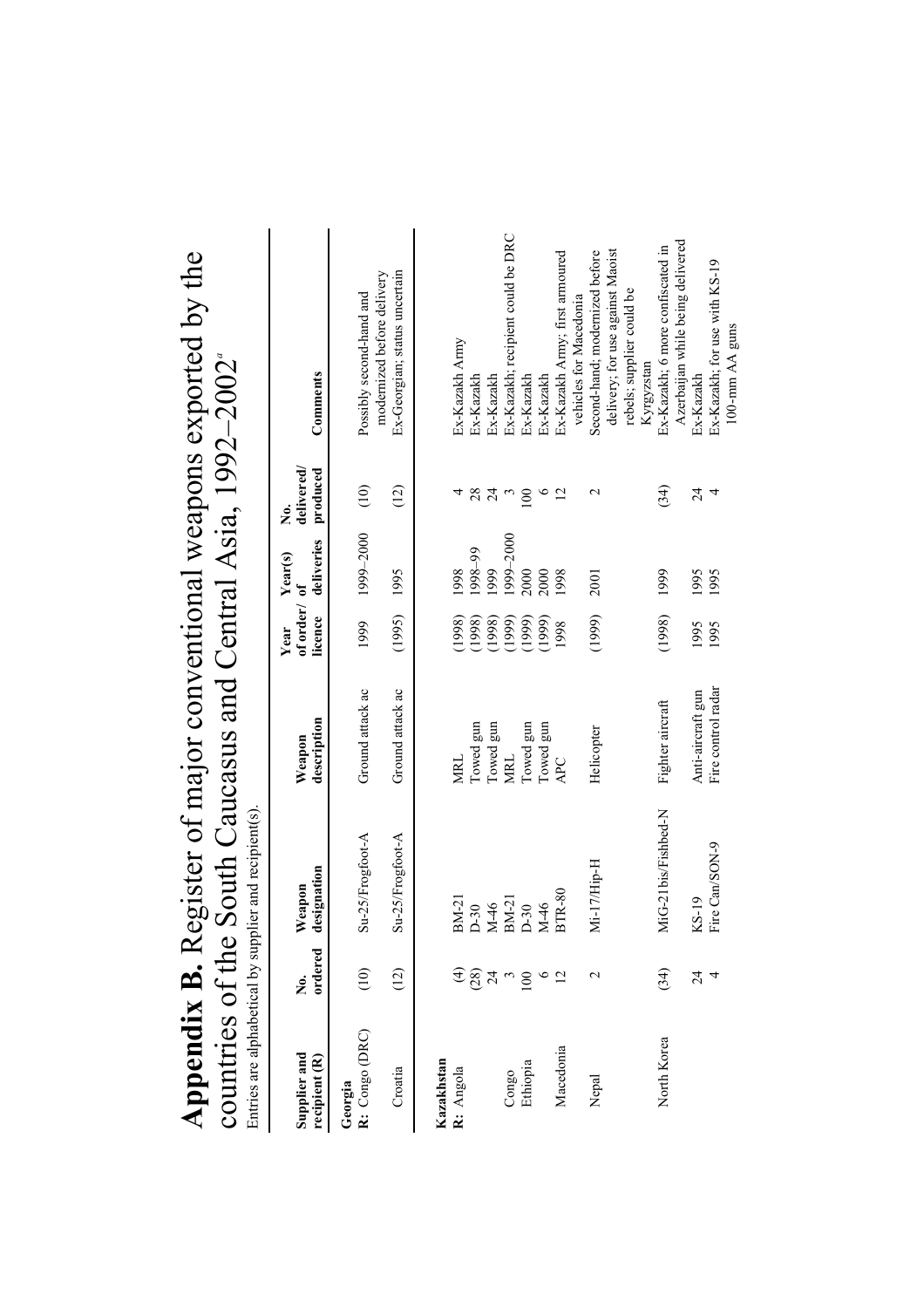# **Appendix B.** Register of major conventional weapons exported by the countries of the South Caucasus and Central Asia, 1992–2002[a]

Entries are alphabetical by supplier and recipient(s).

| Supplier and recipient (R) | No. ordered | Weapon designation | Weapon description | Year of order/ licence | Year(s) of deliveries | No. delivered/ produced | Comments |
|---|---|---|---|---|---|---|---|
| **Georgia** | | | | | | | |
| **R:** Congo (DRC) | (10) | Su-25/Frogfoot-A | Ground attack ac | 1999 | 1999–2000 | (10) | Possibly second-hand and modernized before delivery |
| Croatia | (12) | Su-25/Frogfoot-A | Ground attack ac | (1995) | 1995 | (12) | Ex-Georgian; status uncertain |
| **Kazakhstan** | | | | | | | |
| **R:** Angola | (4) | BM-21 | MRL | (1998) | 1998 | 4 | Ex-Kazakh Army |
| | (28) | D-30 | Towed gun | (1998) | 1998–99 | 28 | Ex-Kazakh |
| | 24 | M-46 | Towed gun | (1998) | 1999 | 24 | Ex-Kazakh |
| Congo | 3 | BM-21 | MRL | (1999) | 1999–2000 | 3 | Ex-Kazakh; recipient could be DRC |
| Ethiopia | 100 | D-30 | Towed gun | (1999) | 2000 | 100 | Ex-Kazakh |
| | 6 | M-46 | Towed gun | (1999) | 2000 | 6 | Ex-Kazakh |
| Macedonia | 12 | BTR-80 | APC | 1998 | 1998 | 12 | Ex-Kazakh Army; first armoured vehicles for Macedonia |
| Nepal | 2 | Mi-17/Hip-H | Helicopter | (1999) | 2001 | 2 | Second-hand; modernized before delivery; for use against Maoist rebels; supplier could be Kyrgyzstan |
| North Korea | (34) | MiG-21bis/Fishbed-N | Fighter aircraft | (1998) | 1999 | (34) | Ex-Kazakh; 6 more confiscated in Azerbaijan while being delivered |
| | 24 | KS-19 | Anti-aircraft gun | 1995 | 1995 | 24 | Ex-Kazakh |
| | 4 | Fire Can/SON-9 | Fire control radar | 1995 | 1995 | 4 | Ex-Kazakh; for use with KS-19 100-mm AA guns |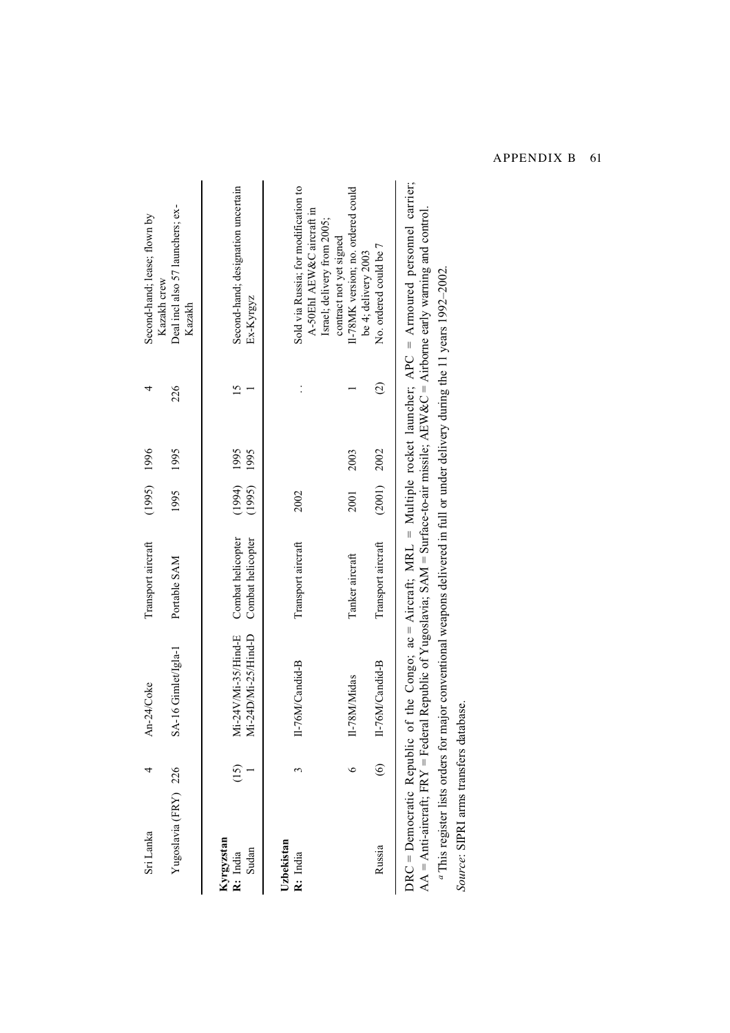| | | | | | | | | |
|---|---|---|---|---|---|---|---|---|
| Sri Lanka | 4 | An-24/Coke | Transport aircraft | (1995) | 1996 | 4 | Second-hand; lease; flown by Kazakh crew |
| Yugoslavia (FRY) | 226 | SA-16 Gimlet/Igla-1 | Portable SAM | 1995 | 1995 | 226 | Deal incl also 57 launchers; ex-Kazakh |
| **Kyrgyzstan** | | | | | | | |
| **R:** India | (15) | Mi-24V/Mi-35/Hind-E | Combat helicopter | (1994) | 1995 | 15 | Second-hand; designation uncertain |
| Sudan | 1 | Mi-24D/Mi-25/Hind-D | Combat helicopter | (1995) | 1995 | 1 | Ex-Kyrgyz |
| **Uzbekistan** | | | | | | | |
| **R:** India | 3 | Il-76M/Candid-B | Transport aircraft | 2002 | | . . | Sold via Russia; for modification to A-50EhI AEW&C aircraft in Israel; delivery from 2005; contract not yet signed |
| | 6 | Il-78M/Midas | Tanker aircraft | 2001 | 2003 | 1 | Il-78MK version; no. ordered could be 4; delivery 2003 |
| Russia | (6) | Il-76M/Candid-B | Transport aircraft | (2001) | 2002 | (2) | No. ordered could be 7 |

DRC = Democratic Republic of the Congo; ac = Aircraft; MRL = Multiple rocket launcher; APC = Armoured personnel carrier; AA = Anti-aircraft; FRY = Federal Republic of Yugoslavia; SAM = Surface-to-air missile; AEW&C = Airborne early warning and control.

[a] This register lists orders for major conventional weapons delivered in full or under delivery during the 11 years 1992–2002.

*Source*: SIPRI arms transfers database.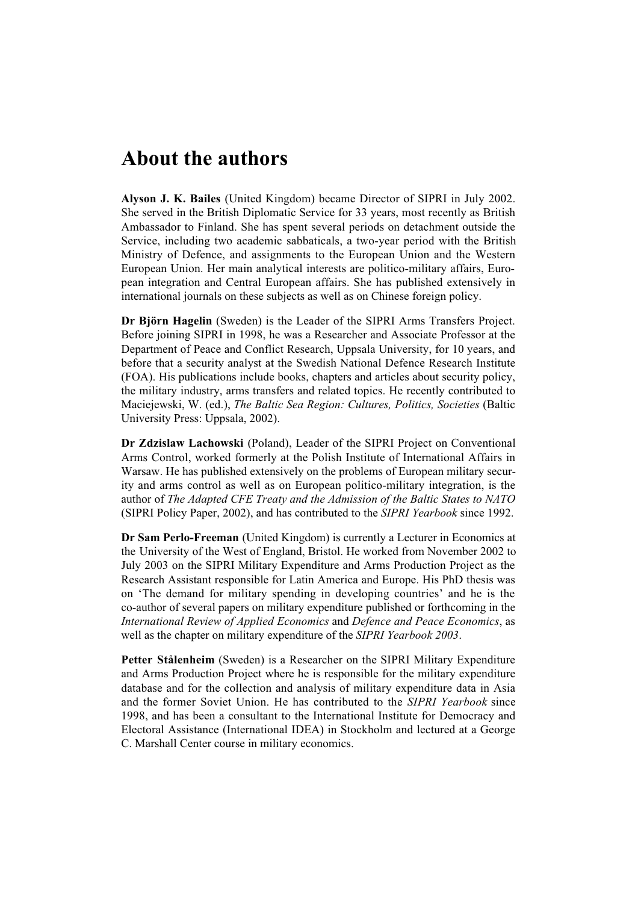# About the authors

**Alyson J. K. Bailes** (United Kingdom) became Director of SIPRI in July 2002. She served in the British Diplomatic Service for 33 years, most recently as British Ambassador to Finland. She has spent several periods on detachment outside the Service, including two academic sabbaticals, a two-year period with the British Ministry of Defence, and assignments to the European Union and the Western European Union. Her main analytical interests are politico-military affairs, European integration and Central European affairs. She has published extensively in international journals on these subjects as well as on Chinese foreign policy.

**Dr Björn Hagelin** (Sweden) is the Leader of the SIPRI Arms Transfers Project. Before joining SIPRI in 1998, he was a Researcher and Associate Professor at the Department of Peace and Conflict Research, Uppsala University, for 10 years, and before that a security analyst at the Swedish National Defence Research Institute (FOA). His publications include books, chapters and articles about security policy, the military industry, arms transfers and related topics. He recently contributed to Maciejewski, W. (ed.), *The Baltic Sea Region: Cultures, Politics, Societies* (Baltic University Press: Uppsala, 2002).

**Dr Zdzislaw Lachowski** (Poland), Leader of the SIPRI Project on Conventional Arms Control, worked formerly at the Polish Institute of International Affairs in Warsaw. He has published extensively on the problems of European military security and arms control as well as on European politico-military integration, is the author of *The Adapted CFE Treaty and the Admission of the Baltic States to NATO* (SIPRI Policy Paper, 2002), and has contributed to the *SIPRI Yearbook* since 1992.

**Dr Sam Perlo-Freeman** (United Kingdom) is currently a Lecturer in Economics at the University of the West of England, Bristol. He worked from November 2002 to July 2003 on the SIPRI Military Expenditure and Arms Production Project as the Research Assistant responsible for Latin America and Europe. His PhD thesis was on 'The demand for military spending in developing countries' and he is the co-author of several papers on military expenditure published or forthcoming in the *International Review of Applied Economics* and *Defence and Peace Economics*, as well as the chapter on military expenditure of the *SIPRI Yearbook 2003*.

**Petter Stålenheim** (Sweden) is a Researcher on the SIPRI Military Expenditure and Arms Production Project where he is responsible for the military expenditure database and for the collection and analysis of military expenditure data in Asia and the former Soviet Union. He has contributed to the *SIPRI Yearbook* since 1998, and has been a consultant to the International Institute for Democracy and Electoral Assistance (International IDEA) in Stockholm and lectured at a George C. Marshall Center course in military economics.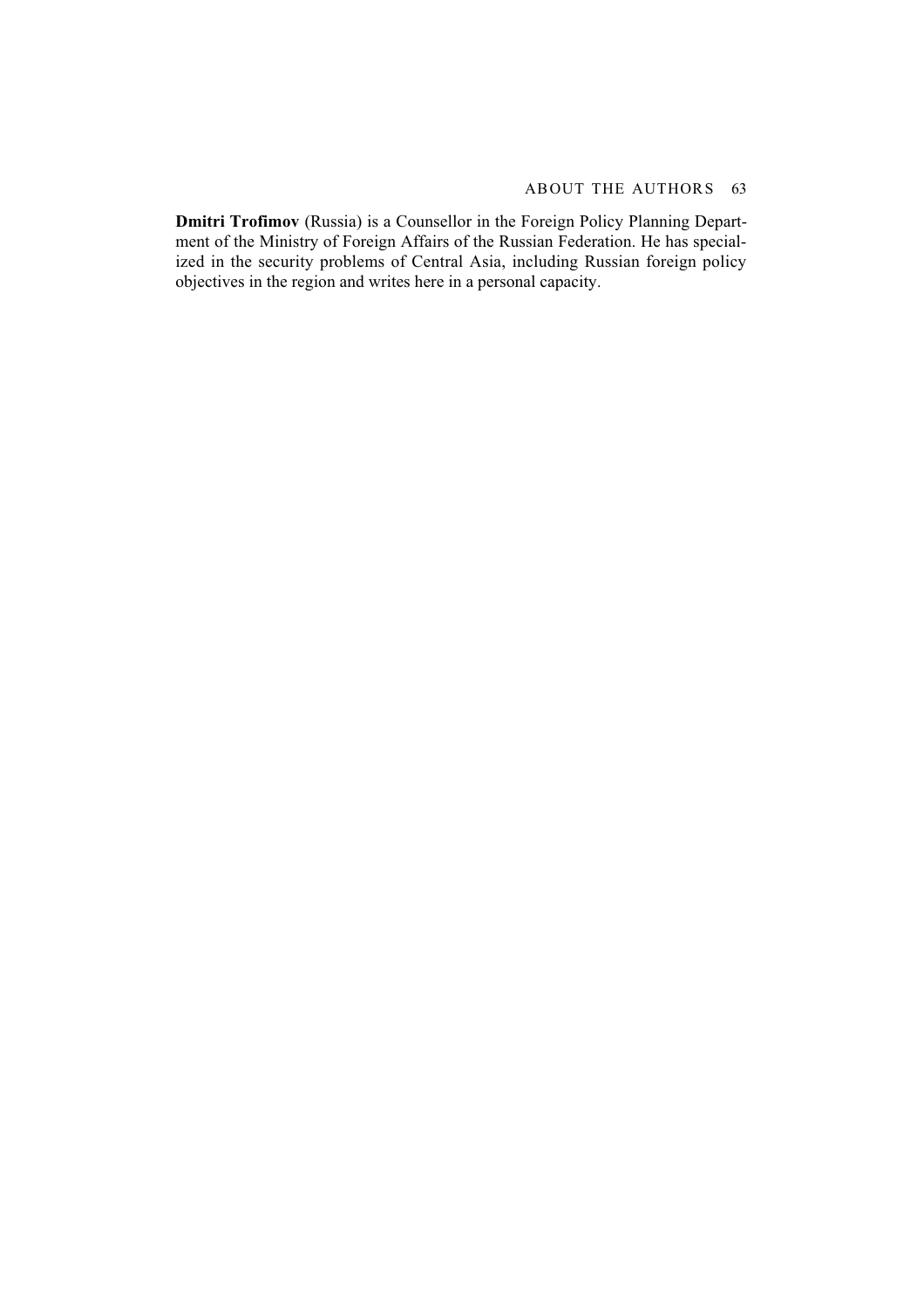**Dmitri Trofimov** (Russia) is a Counsellor in the Foreign Policy Planning Department of the Ministry of Foreign Affairs of the Russian Federation. He has specialized in the security problems of Central Asia, including Russian foreign policy objectives in the region and writes here in a personal capacity.